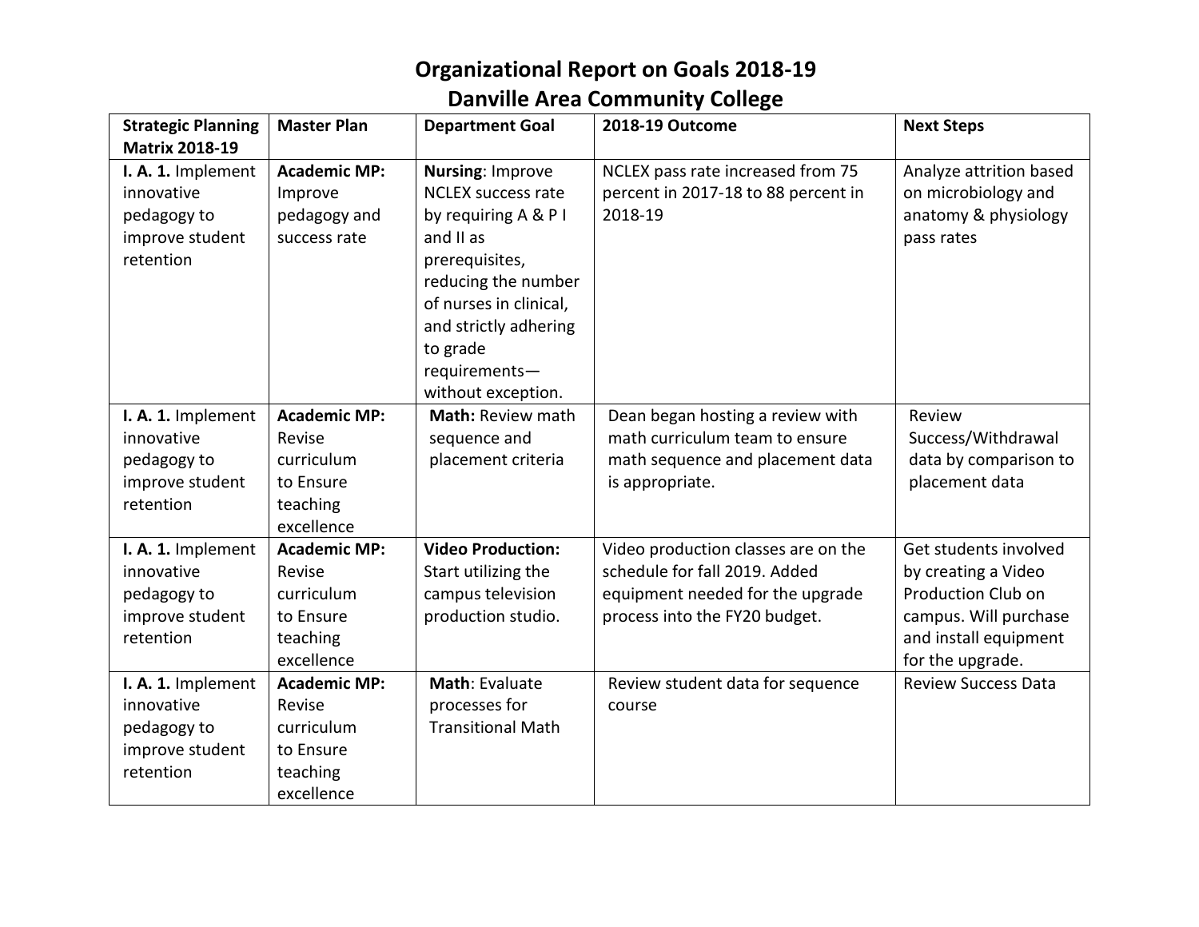# Organizational Report on Goals 2018-19
## Danville Area Community College

| Strategic Planning Matrix 2018-19 | Master Plan | Department Goal | 2018-19 Outcome | Next Steps |
|---|---|---|---|---|
| **I. A. 1.** Implement innovative pedagogy to improve student retention | **Academic MP:** Improve pedagogy and success rate | **Nursing**: Improve NCLEX success rate by requiring A & P I and II as prerequisites, reducing the number of nurses in clinical, and strictly adhering to grade requirements—without exception. | NCLEX pass rate increased from 75 percent in 2017-18 to 88 percent in 2018-19 | Analyze attrition based on microbiology and anatomy & physiology pass rates |
| **I. A. 1.** Implement innovative pedagogy to improve student retention | **Academic MP:** Revise curriculum to Ensure teaching excellence | **Math:** Review math sequence and placement criteria | Dean began hosting a review with math curriculum team to ensure math sequence and placement data is appropriate. | Review Success/Withdrawal data by comparison to placement data |
| **I. A. 1.** Implement innovative pedagogy to improve student retention | **Academic MP:** Revise curriculum to Ensure teaching excellence | **Video Production:** Start utilizing the campus television production studio. | Video production classes are on the schedule for fall 2019. Added equipment needed for the upgrade process into the FY20 budget. | Get students involved by creating a Video Production Club on campus. Will purchase and install equipment for the upgrade. |
| **I. A. 1.** Implement innovative pedagogy to improve student retention | **Academic MP:** Revise curriculum to Ensure teaching excellence | **Math**: Evaluate processes for Transitional Math | Review student data for sequence course | Review Success Data |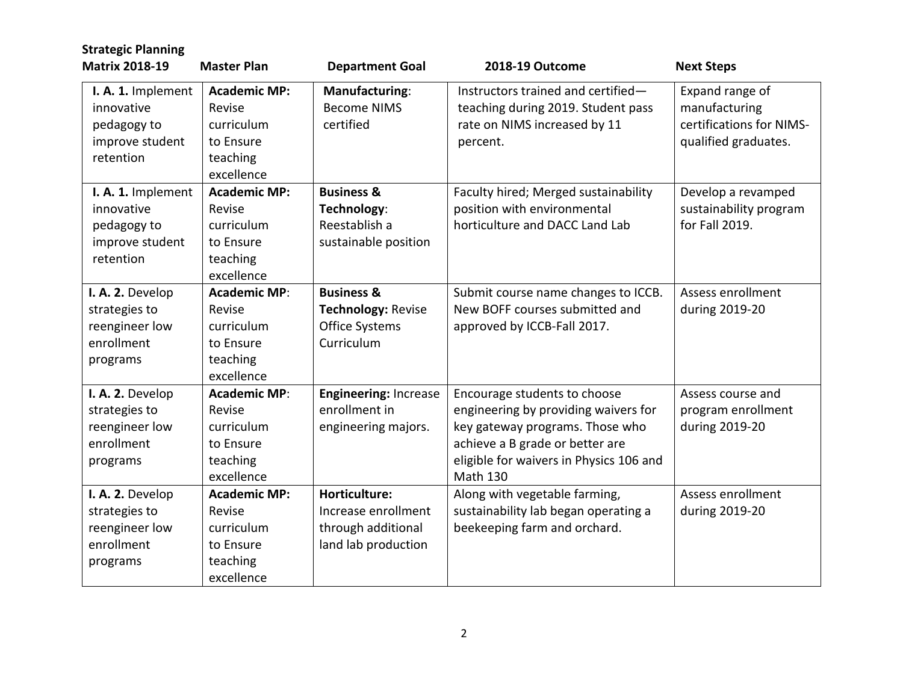| Strategic Planning Matrix 2018-19 | Master Plan | Department Goal | 2018-19 Outcome | Next Steps |
|---|---|---|---|---|
| **I. A. 1.** Implement innovative pedagogy to improve student retention | **Academic MP:** Revise curriculum to Ensure teaching excellence | **Manufacturing**: Become NIMS certified | Instructors trained and certified—teaching during 2019. Student pass rate on NIMS increased by 11 percent. | Expand range of manufacturing certifications for NIMS-qualified graduates. |
| **I. A. 1.** Implement innovative pedagogy to improve student retention | **Academic MP:** Revise curriculum to Ensure teaching excellence | **Business & Technology**: Reestablish a sustainable position | Faculty hired; Merged sustainability position with environmental horticulture and DACC Land Lab | Develop a revamped sustainability program for Fall 2019. |
| **I. A. 2.** Develop strategies to reengineer low enrollment programs | **Academic MP**: Revise curriculum to Ensure teaching excellence | **Business & Technology:** Revise Office Systems Curriculum | Submit course name changes to ICCB. New BOFF courses submitted and approved by ICCB-Fall 2017. | Assess enrollment during 2019-20 |
| **I. A. 2.** Develop strategies to reengineer low enrollment programs | **Academic MP**: Revise curriculum to Ensure teaching excellence | **Engineering:** Increase enrollment in engineering majors. | Encourage students to choose engineering by providing waivers for key gateway programs. Those who achieve a B grade or better are eligible for waivers in Physics 106 and Math 130 | Assess course and program enrollment during 2019-20 |
| **I. A. 2.** Develop strategies to reengineer low enrollment programs | **Academic MP:** Revise curriculum to Ensure teaching excellence | **Horticulture:** Increase enrollment through additional land lab production | Along with vegetable farming, sustainability lab began operating a beekeeping farm and orchard. | Assess enrollment during 2019-20 |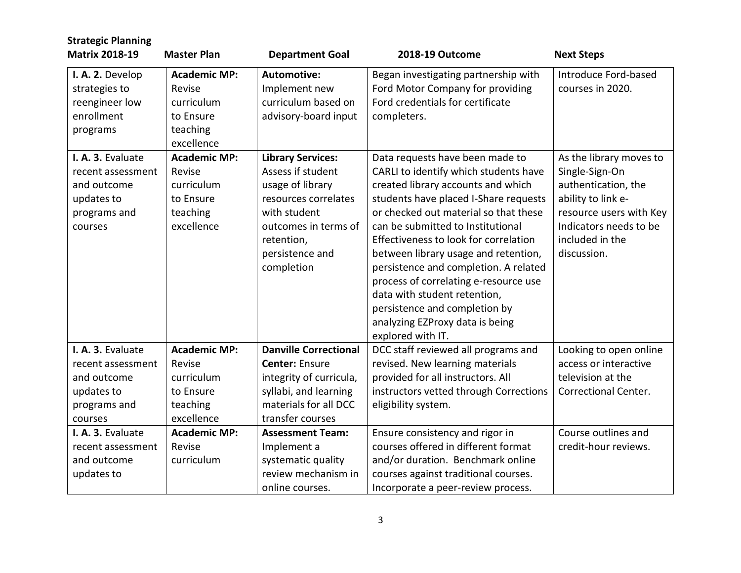| Strategic Planning Matrix 2018-19 | Master Plan | Department Goal | 2018-19 Outcome | Next Steps |
|---|---|---|---|---|
| **I. A. 2.** Develop strategies to reengineer low enrollment programs | **Academic MP:** Revise curriculum to Ensure teaching excellence | **Automotive:** Implement new curriculum based on advisory-board input | Began investigating partnership with Ford Motor Company for providing Ford credentials for certificate completers. | Introduce Ford-based courses in 2020. |
| **I. A. 3.** Evaluate recent assessment and outcome updates to programs and courses | **Academic MP:** Revise curriculum to Ensure teaching excellence | **Library Services:** Assess if student usage of library resources correlates with student outcomes in terms of retention, persistence and completion | Data requests have been made to CARLI to identify which students have created library accounts and which students have placed I-Share requests or checked out material so that these can be submitted to Institutional Effectiveness to look for correlation between library usage and retention, persistence and completion. A related process of correlating e-resource use data with student retention, persistence and completion by analyzing EZProxy data is being explored with IT. | As the library moves to Single-Sign-On authentication, the ability to link e-resource users with Key Indicators needs to be included in the discussion. |
| **I. A. 3.** Evaluate recent assessment and outcome updates to programs and courses | **Academic MP:** Revise curriculum to Ensure teaching excellence | **Danville Correctional Center:** Ensure integrity of curricula, syllabi, and learning materials for all DCC transfer courses | DCC staff reviewed all programs and revised. New learning materials provided for all instructors. All instructors vetted through Corrections eligibility system. | Looking to open online access or interactive television at the Correctional Center. |
| **I. A. 3.** Evaluate recent assessment and outcome updates to | **Academic MP:** Revise curriculum | **Assessment Team:** Implement a systematic quality review mechanism in online courses. | Ensure consistency and rigor in courses offered in different format and/or duration. Benchmark online courses against traditional courses. Incorporate a peer-review process. | Course outlines and credit-hour reviews. |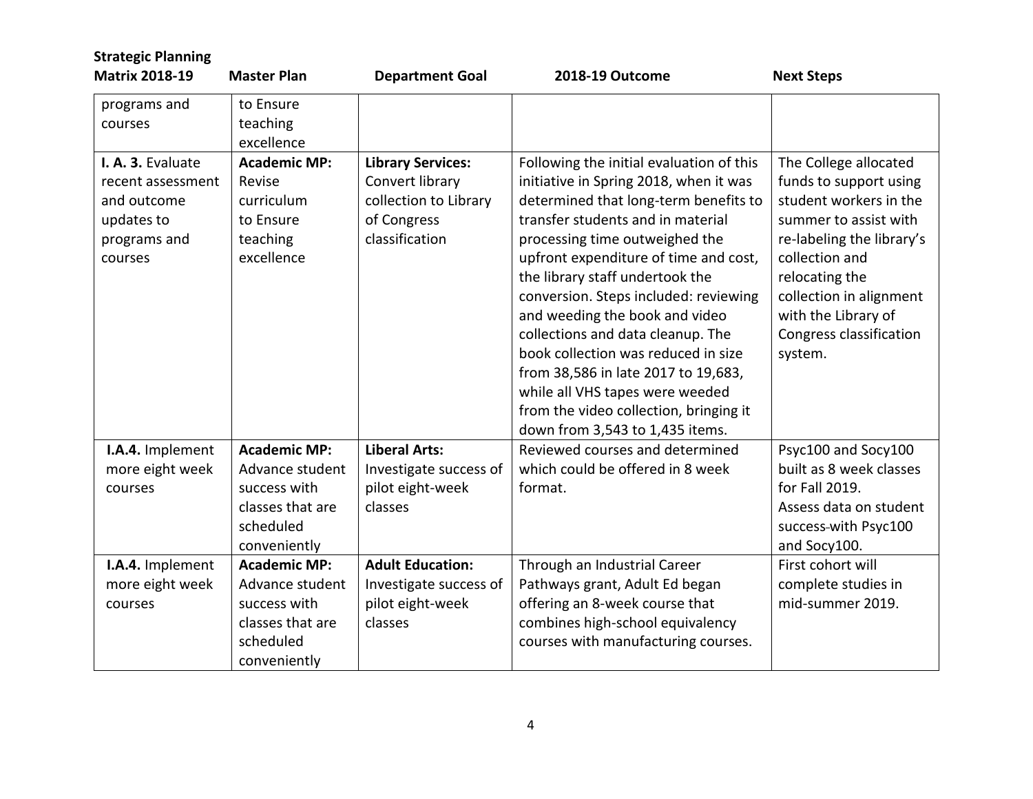| Strategic Planning Matrix 2018-19 | Master Plan | Department Goal | 2018-19 Outcome | Next Steps |
|---|---|---|---|---|
| programs and courses | to Ensure teaching excellence | | | |
| **I. A. 3.** Evaluate recent assessment and outcome updates to programs and courses | **Academic MP:** Revise curriculum to Ensure teaching excellence | **Library Services:** Convert library collection to Library of Congress classification | Following the initial evaluation of this initiative in Spring 2018, when it was determined that long-term benefits to transfer students and in material processing time outweighed the upfront expenditure of time and cost, the library staff undertook the conversion. Steps included: reviewing and weeding the book and video collections and data cleanup. The book collection was reduced in size from 38,586 in late 2017 to 19,683, while all VHS tapes were weeded from the video collection, bringing it down from 3,543 to 1,435 items. | The College allocated funds to support using student workers in the summer to assist with re-labeling the library's collection and relocating the collection in alignment with the Library of Congress classification system. |
| **I.A.4.** Implement more eight week courses | **Academic MP:** Advance student success with classes that are scheduled conveniently | **Liberal Arts:** Investigate success of pilot eight-week classes | Reviewed courses and determined which could be offered in 8 week format. | Psyc100 and Socy100 built as 8 week classes for Fall 2019.<br>Assess data on student success with Psyc100 and Socy100. |
| **I.A.4.** Implement more eight week courses | **Academic MP:** Advance student success with classes that are scheduled conveniently | **Adult Education:** Investigate success of pilot eight-week classes | Through an Industrial Career Pathways grant, Adult Ed began offering an 8-week course that combines high-school equivalency courses with manufacturing courses. | First cohort will complete studies in mid-summer 2019. |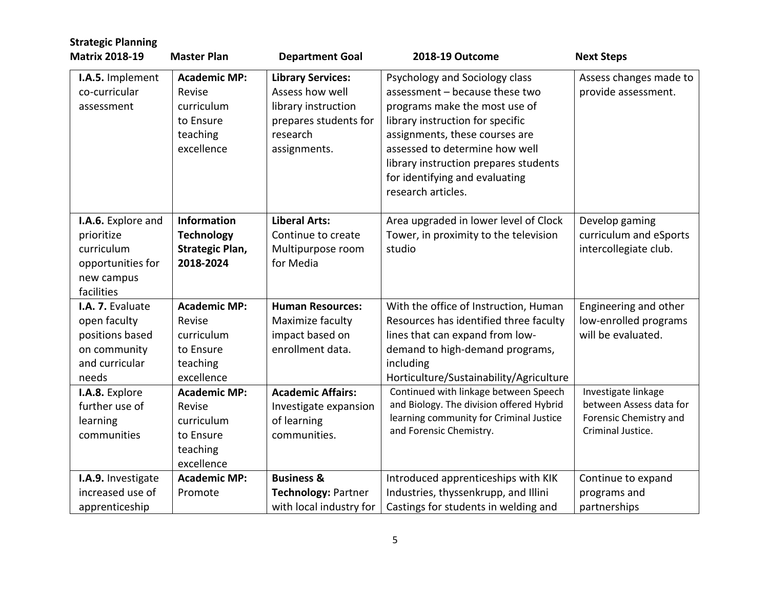| Strategic Planning Matrix 2018-19 | Master Plan | Department Goal | 2018-19 Outcome | Next Steps |
|---|---|---|---|---|
| **I.A.5.** Implement co-curricular assessment | **Academic MP:** Revise curriculum to Ensure teaching excellence | **Library Services:** Assess how well library instruction prepares students for research assignments. | Psychology and Sociology class assessment – because these two programs make the most use of library instruction for specific assignments, these courses are assessed to determine how well library instruction prepares students for identifying and evaluating research articles. | Assess changes made to provide assessment. |
| **I.A.6.** Explore and prioritize curriculum opportunities for new campus facilities | **Information Technology Strategic Plan, 2018-2024** | **Liberal Arts:** Continue to create Multipurpose room for Media | Area upgraded in lower level of Clock Tower, in proximity to the television studio | Develop gaming curriculum and eSports intercollegiate club. |
| **I.A. 7.** Evaluate open faculty positions based on community and curricular needs | **Academic MP:** Revise curriculum to Ensure teaching excellence | **Human Resources:** Maximize faculty impact based on enrollment data. | With the office of Instruction, Human Resources has identified three faculty lines that can expand from low-demand to high-demand programs, including Horticulture/Sustainability/Agriculture | Engineering and other low-enrolled programs will be evaluated. |
| **I.A.8.** Explore further use of learning communities | **Academic MP:** Revise curriculum to Ensure teaching excellence | **Academic Affairs:** Investigate expansion of learning communities. | Continued with linkage between Speech and Biology. The division offered Hybrid learning community for Criminal Justice and Forensic Chemistry. | Investigate linkage between Assess data for Forensic Chemistry and Criminal Justice. |
| **I.A.9.** Investigate increased use of apprenticeship | **Academic MP:** Promote | **Business & Technology:** Partner with local industry for | Introduced apprenticeships with KIK Industries, thyssenkrupp, and Illini Castings for students in welding and | Continue to expand programs and partnerships |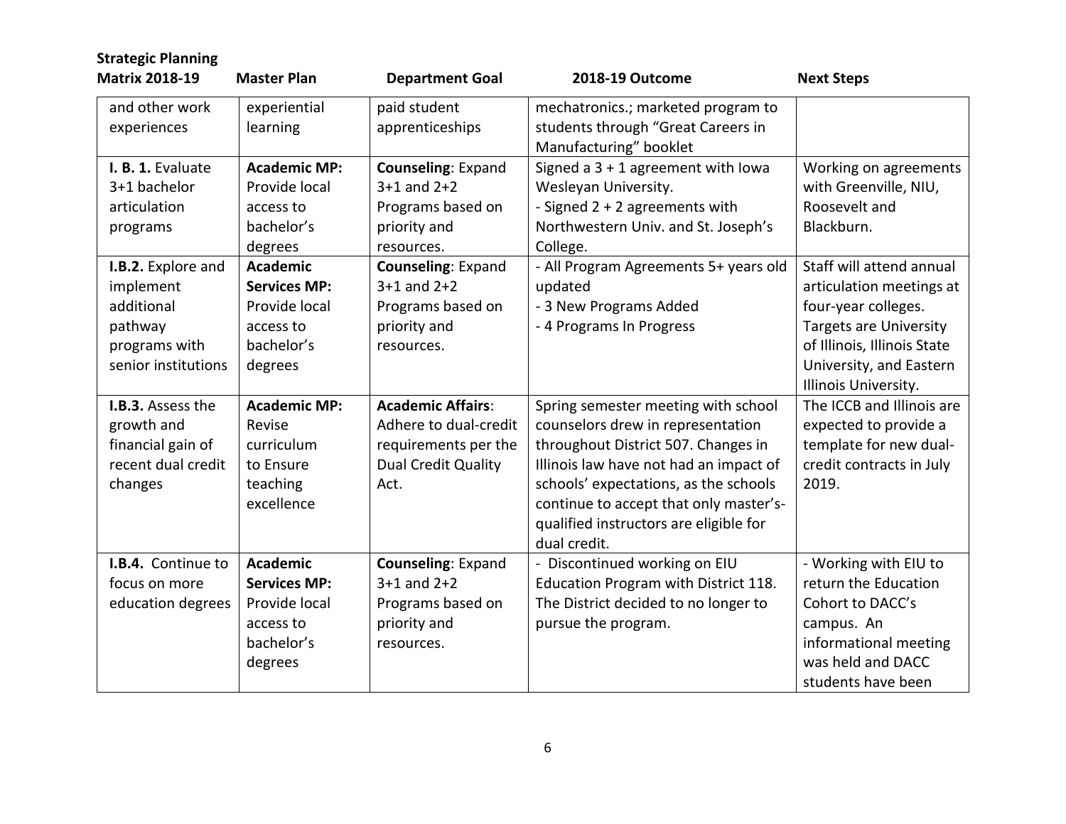| Strategic Planning Matrix 2018-19 | Master Plan | Department Goal | 2018-19 Outcome | Next Steps |
|---|---|---|---|---|
| and other work experiences | experiential learning | paid student apprenticeships | mechatronics.; marketed program to students through "Great Careers in Manufacturing" booklet | |
| **I. B. 1.** Evaluate 3+1 bachelor articulation programs | **Academic MP:** Provide local access to bachelor's degrees | **Counseling**: Expand 3+1 and 2+2 Programs based on priority and resources. | Signed a 3 + 1 agreement with Iowa Wesleyan University.<br>- Signed 2 + 2 agreements with Northwestern Univ. and St. Joseph's College. | Working on agreements with Greenville, NIU, Roosevelt and Blackburn. |
| **I.B.2.** Explore and implement additional pathway programs with senior institutions | **Academic Services MP:** Provide local access to bachelor's degrees | **Counseling**: Expand 3+1 and 2+2 Programs based on priority and resources. | - All Program Agreements 5+ years old updated<br>- 3 New Programs Added<br>- 4 Programs In Progress | Staff will attend annual articulation meetings at four-year colleges. Targets are University of Illinois, Illinois State University, and Eastern Illinois University. |
| **I.B.3.** Assess the growth and financial gain of recent dual credit changes | **Academic MP:** Revise curriculum to Ensure teaching excellence | **Academic Affairs**: Adhere to dual-credit requirements per the Dual Credit Quality Act. | Spring semester meeting with school counselors drew in representation throughout District 507. Changes in Illinois law have not had an impact of schools' expectations, as the schools continue to accept that only master's-qualified instructors are eligible for dual credit. | The ICCB and Illinois are expected to provide a template for new dual-credit contracts in July 2019. |
| **I.B.4.** Continue to focus on more education degrees | **Academic Services MP:** Provide local access to bachelor's degrees | **Counseling**: Expand 3+1 and 2+2 Programs based on priority and resources. | - Discontinued working on EIU Education Program with District 118. The District decided to no longer to pursue the program. | - Working with EIU to return the Education Cohort to DACC's campus. An informational meeting was held and DACC students have been |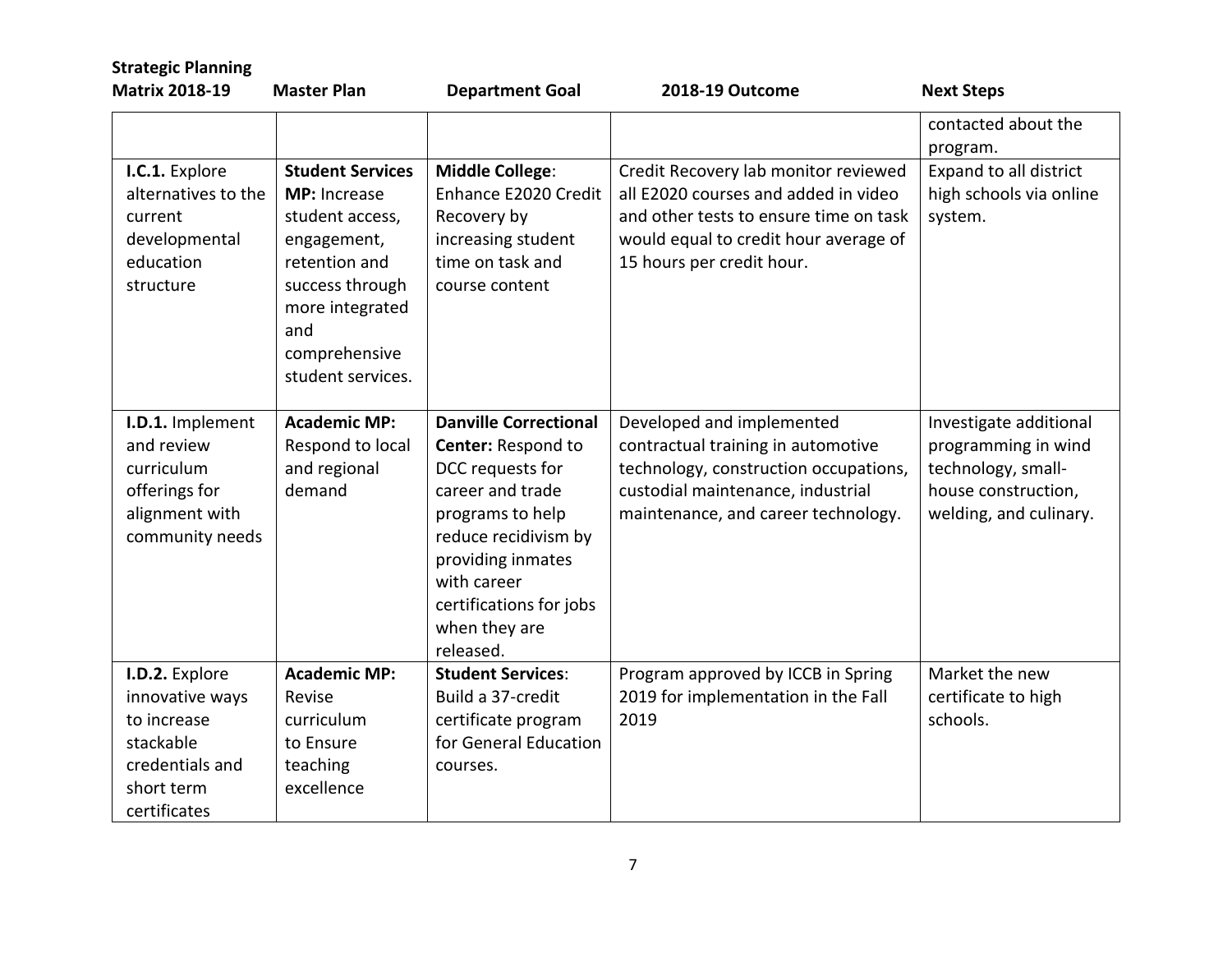| Strategic Planning Matrix 2018-19 | Master Plan | Department Goal | 2018-19 Outcome | Next Steps |
|---|---|---|---|---|
| | | | | contacted about the program. |
| **I.C.1.** Explore alternatives to the current developmental education structure | **Student Services MP:** Increase student access, engagement, retention and success through more integrated and comprehensive student services. | **Middle College**: Enhance E2020 Credit Recovery by increasing student time on task and course content | Credit Recovery lab monitor reviewed all E2020 courses and added in video and other tests to ensure time on task would equal to credit hour average of 15 hours per credit hour. | Expand to all district high schools via online system. |
| **I.D.1.** Implement and review curriculum offerings for alignment with community needs | **Academic MP:** Respond to local and regional demand | **Danville Correctional Center:** Respond to DCC requests for career and trade programs to help reduce recidivism by providing inmates with career certifications for jobs when they are released. | Developed and implemented contractual training in automotive technology, construction occupations, custodial maintenance, industrial maintenance, and career technology. | Investigate additional programming in wind technology, small-house construction, welding, and culinary. |
| **I.D.2.** Explore innovative ways to increase stackable credentials and short term certificates | **Academic MP:** Revise curriculum to Ensure teaching excellence | **Student Services**: Build a 37-credit certificate program for General Education courses. | Program approved by ICCB in Spring 2019 for implementation in the Fall 2019 | Market the new certificate to high schools. |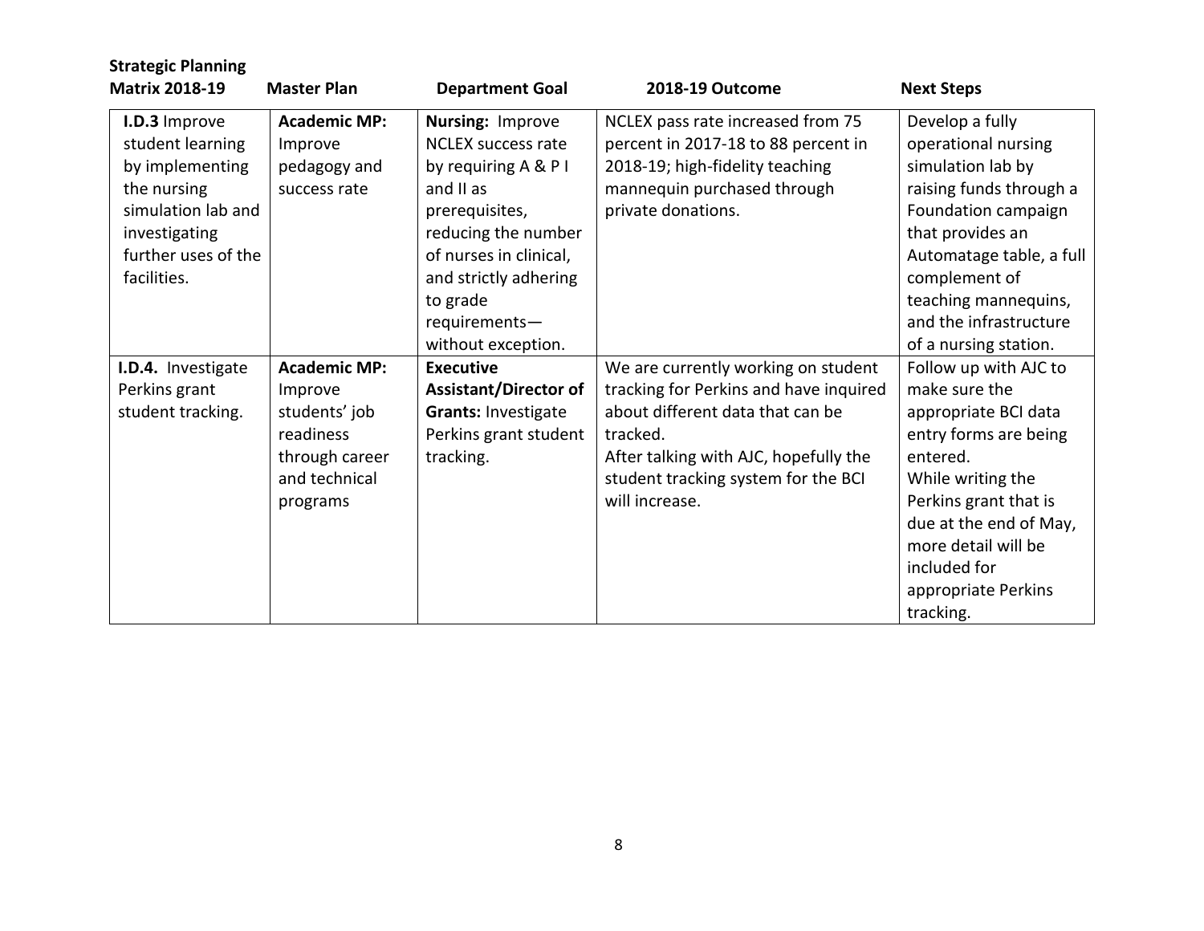| Strategic Planning Matrix 2018-19 | Master Plan | Department Goal | 2018-19 Outcome | Next Steps |
|---|---|---|---|---|
| **I.D.3** Improve student learning by implementing the nursing simulation lab and investigating further uses of the facilities. | **Academic MP:** Improve pedagogy and success rate | **Nursing:** Improve NCLEX success rate by requiring A & P I and II as prerequisites, reducing the number of nurses in clinical, and strictly adhering to grade requirements—without exception. | NCLEX pass rate increased from 75 percent in 2017-18 to 88 percent in 2018-19; high-fidelity teaching mannequin purchased through private donations. | Develop a fully operational nursing simulation lab by raising funds through a Foundation campaign that provides an Automatage table, a full complement of teaching mannequins, and the infrastructure of a nursing station. |
| **I.D.4.** Investigate Perkins grant student tracking. | **Academic MP:** Improve students' job readiness through career and technical programs | **Executive Assistant/Director of Grants:** Investigate Perkins grant student tracking. | We are currently working on student tracking for Perkins and have inquired about different data that can be tracked.<br>After talking with AJC, hopefully the student tracking system for the BCI will increase. | Follow up with AJC to make sure the appropriate BCI data entry forms are being entered.<br>While writing the Perkins grant that is due at the end of May, more detail will be included for appropriate Perkins tracking. |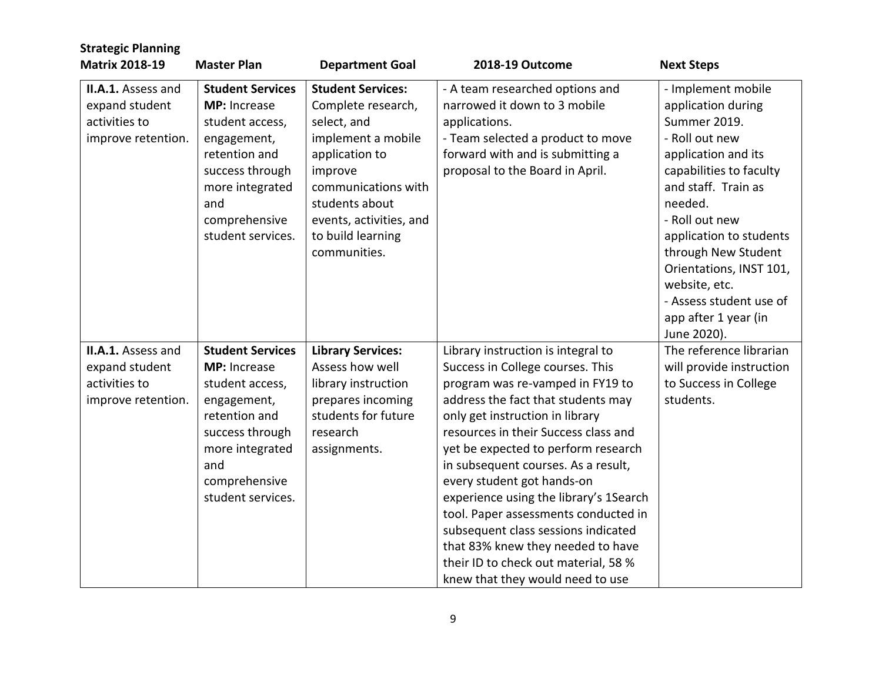| Strategic Planning Matrix 2018-19 | Master Plan | Department Goal | 2018-19 Outcome | Next Steps |
|---|---|---|---|---|
| **II.A.1.** Assess and expand student activities to improve retention. | **Student Services MP:** Increase student access, engagement, retention and success through more integrated and comprehensive student services. | **Student Services:** Complete research, select, and implement a mobile application to improve communications with students about events, activities, and to build learning communities. | - A team researched options and narrowed it down to 3 mobile applications.<br>- Team selected a product to move forward with and is submitting a proposal to the Board in April. | - Implement mobile application during Summer 2019.<br>- Roll out new application and its capabilities to faculty and staff. Train as needed.<br>- Roll out new application to students through New Student Orientations, INST 101, website, etc.<br>- Assess student use of app after 1 year (in June 2020). |
| **II.A.1.** Assess and expand student activities to improve retention. | **Student Services MP:** Increase student access, engagement, retention and success through more integrated and comprehensive student services. | **Library Services:** Assess how well library instruction prepares incoming students for future research assignments. | Library instruction is integral to Success in College courses. This program was re-vamped in FY19 to address the fact that students may only get instruction in library resources in their Success class and yet be expected to perform research in subsequent courses. As a result, every student got hands-on experience using the library's 1Search tool. Paper assessments conducted in subsequent class sessions indicated that 83% knew they needed to have their ID to check out material, 58 % knew that they would need to use | The reference librarian will provide instruction to Success in College students. |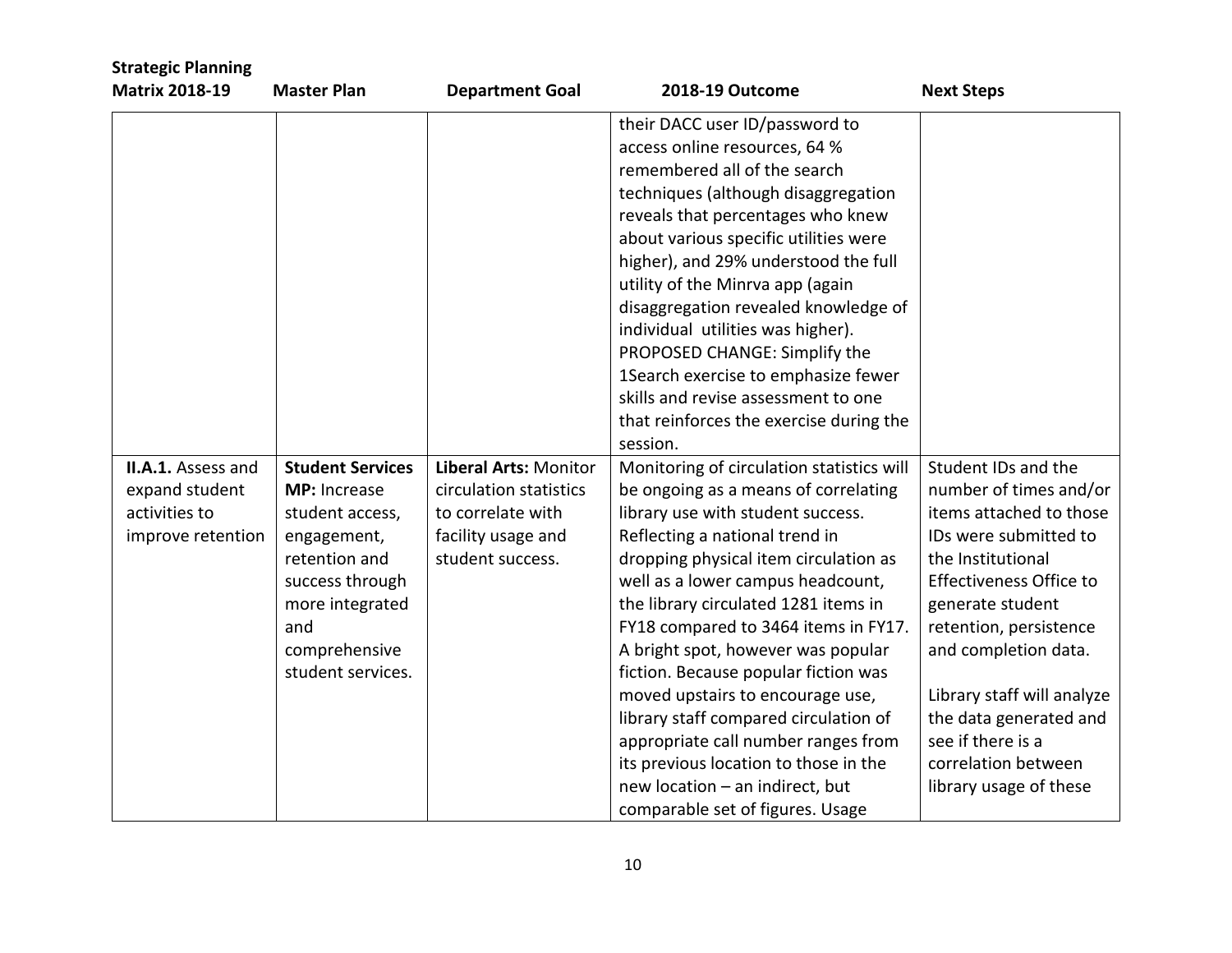| Strategic Planning Matrix 2018-19 | Master Plan | Department Goal | 2018-19 Outcome | Next Steps |
|---|---|---|---|---|
| | | | their DACC user ID/password to access online resources, 64 % remembered all of the search techniques (although disaggregation reveals that percentages who knew about various specific utilities were higher), and 29% understood the full utility of the Minrva app (again disaggregation revealed knowledge of individual utilities was higher). PROPOSED CHANGE: Simplify the 1Search exercise to emphasize fewer skills and revise assessment to one that reinforces the exercise during the session. | |
| **II.A.1.** Assess and expand student activities to improve retention | **Student Services MP:** Increase student access, engagement, retention and success through more integrated and comprehensive student services. | **Liberal Arts:** Monitor circulation statistics to correlate with facility usage and student success. | Monitoring of circulation statistics will be ongoing as a means of correlating library use with student success. Reflecting a national trend in dropping physical item circulation as well as a lower campus headcount, the library circulated 1281 items in FY18 compared to 3464 items in FY17. A bright spot, however was popular fiction. Because popular fiction was moved upstairs to encourage use, library staff compared circulation of appropriate call number ranges from its previous location to those in the new location – an indirect, but comparable set of figures. Usage | Student IDs and the number of times and/or items attached to those IDs were submitted to the Institutional Effectiveness Office to generate student retention, persistence and completion data.<br><br>Library staff will analyze the data generated and see if there is a correlation between library usage of these |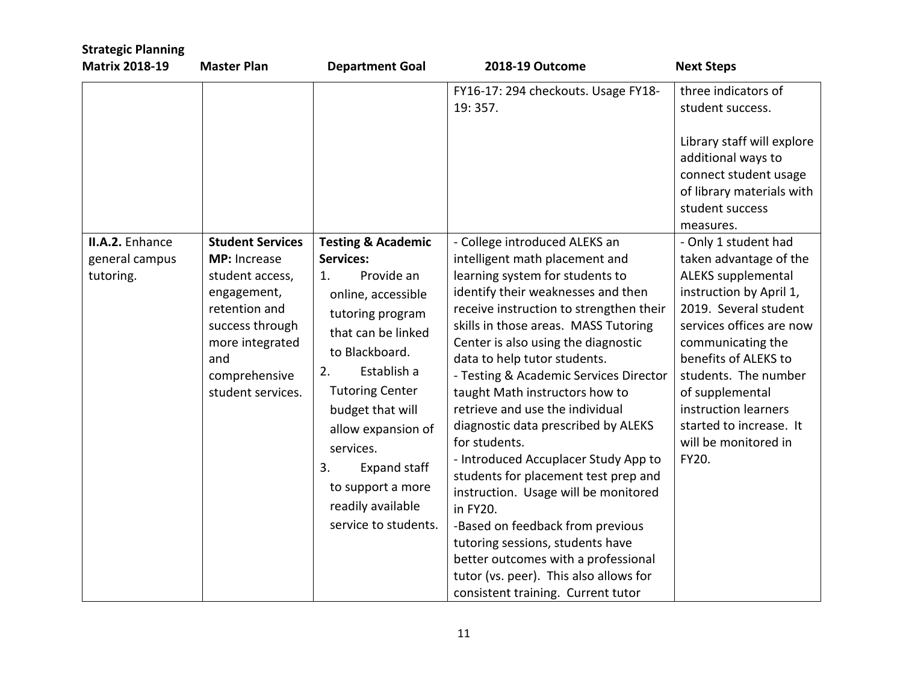| Strategic Planning Matrix 2018-19 | Master Plan | Department Goal | 2018-19 Outcome | Next Steps |
|---|---|---|---|---|
| | | | FY16-17: 294 checkouts. Usage FY18-19: 357. | three indicators of student success.<br><br>Library staff will explore additional ways to connect student usage of library materials with student success measures. |
| **II.A.2.** Enhance general campus tutoring. | **Student Services MP:** Increase student access, engagement, retention and success through more integrated and comprehensive student services. | **Testing & Academic Services:**<br>1. Provide an online, accessible tutoring program that can be linked to Blackboard.<br>2. Establish a Tutoring Center budget that will allow expansion of services.<br>3. Expand staff to support a more readily available service to students. | - College introduced ALEKS an intelligent math placement and learning system for students to identify their weaknesses and then receive instruction to strengthen their skills in those areas. MASS Tutoring Center is also using the diagnostic data to help tutor students.<br>- Testing & Academic Services Director taught Math instructors how to retrieve and use the individual diagnostic data prescribed by ALEKS for students.<br>- Introduced Accuplacer Study App to students for placement test prep and instruction. Usage will be monitored in FY20.<br>-Based on feedback from previous tutoring sessions, students have better outcomes with a professional tutor (vs. peer). This also allows for consistent training. Current tutor | - Only 1 student had taken advantage of the ALEKS supplemental instruction by April 1, 2019. Several student services offices are now communicating the benefits of ALEKS to students. The number of supplemental instruction learners started to increase. It will be monitored in FY20. |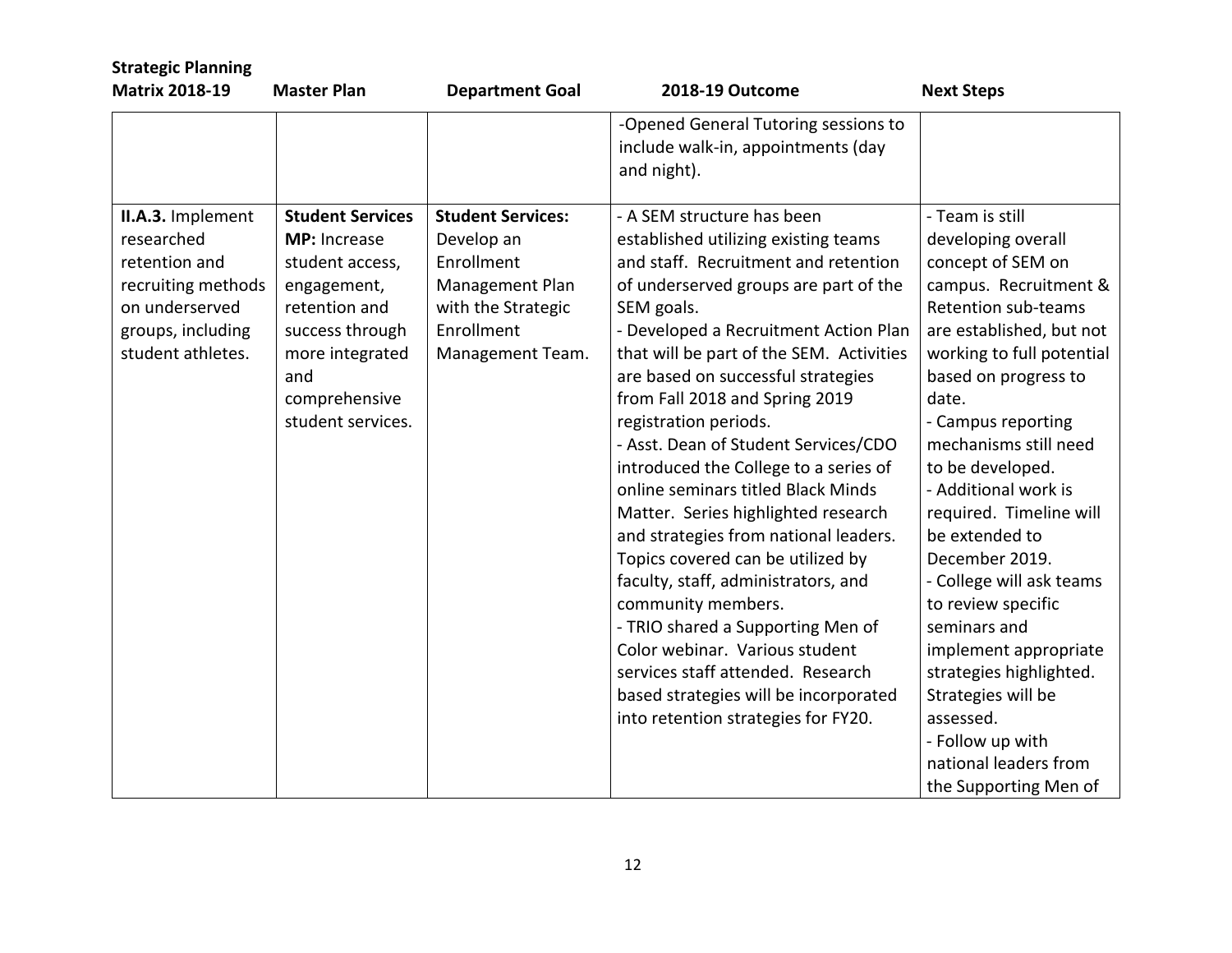| Strategic Planning Matrix 2018-19 | Master Plan | Department Goal | 2018-19 Outcome | Next Steps |
|---|---|---|---|---|
| | | | -Opened General Tutoring sessions to include walk-in, appointments (day and night). | |
| **II.A.3.** Implement researched retention and recruiting methods on underserved groups, including student athletes. | **Student Services MP:** Increase student access, engagement, retention and success through more integrated and comprehensive student services. | **Student Services:** Develop an Enrollment Management Plan with the Strategic Enrollment Management Team. | - A SEM structure has been established utilizing existing teams and staff. Recruitment and retention of underserved groups are part of the SEM goals.<br>- Developed a Recruitment Action Plan that will be part of the SEM. Activities are based on successful strategies from Fall 2018 and Spring 2019 registration periods.<br>- Asst. Dean of Student Services/CDO introduced the College to a series of online seminars titled Black Minds Matter. Series highlighted research and strategies from national leaders. Topics covered can be utilized by faculty, staff, administrators, and community members.<br>- TRIO shared a Supporting Men of Color webinar. Various student services staff attended. Research based strategies will be incorporated into retention strategies for FY20. | - Team is still developing overall concept of SEM on campus. Recruitment & Retention sub-teams are established, but not working to full potential based on progress to date.<br>- Campus reporting mechanisms still need to be developed.<br>- Additional work is required. Timeline will be extended to December 2019.<br>- College will ask teams to review specific seminars and implement appropriate strategies highlighted. Strategies will be assessed.<br>- Follow up with national leaders from the Supporting Men of |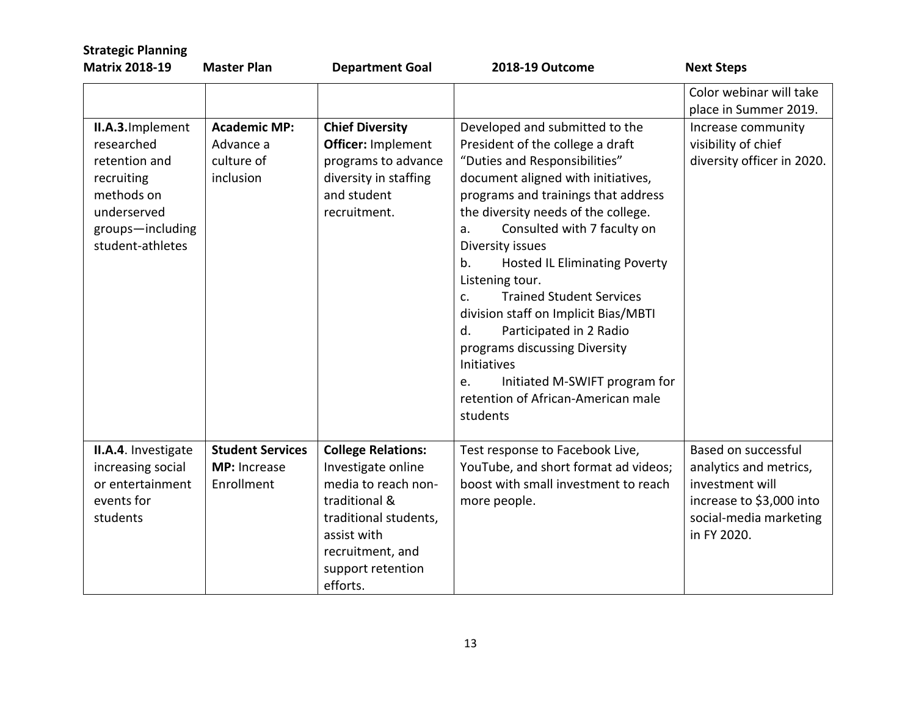| Strategic Planning Matrix 2018-19 | Master Plan | Department Goal | 2018-19 Outcome | Next Steps |
|---|---|---|---|---|
| | | | | Color webinar will take place in Summer 2019. |
| **II.A.3.** Implement researched retention and recruiting methods on underserved groups—including student-athletes | **Academic MP:** Advance a culture of inclusion | **Chief Diversity Officer:** Implement programs to advance diversity in staffing and student recruitment. | Developed and submitted to the President of the college a draft "Duties and Responsibilities" document aligned with initiatives, programs and trainings that address the diversity needs of the college.<br>a. Consulted with 7 faculty on Diversity issues<br>b. Hosted IL Eliminating Poverty Listening tour.<br>c. Trained Student Services division staff on Implicit Bias/MBTI<br>d. Participated in 2 Radio programs discussing Diversity Initiatives<br>e. Initiated M-SWIFT program for retention of African-American male students | Increase community visibility of chief diversity officer in 2020. |
| **II.A.4**. Investigate increasing social or entertainment events for students | **Student Services MP:** Increase Enrollment | **College Relations:** Investigate online media to reach non-traditional & traditional students, assist with recruitment, and support retention efforts. | Test response to Facebook Live, YouTube, and short format ad videos; boost with small investment to reach more people. | Based on successful analytics and metrics, investment will increase to $3,000 into social-media marketing in FY 2020. |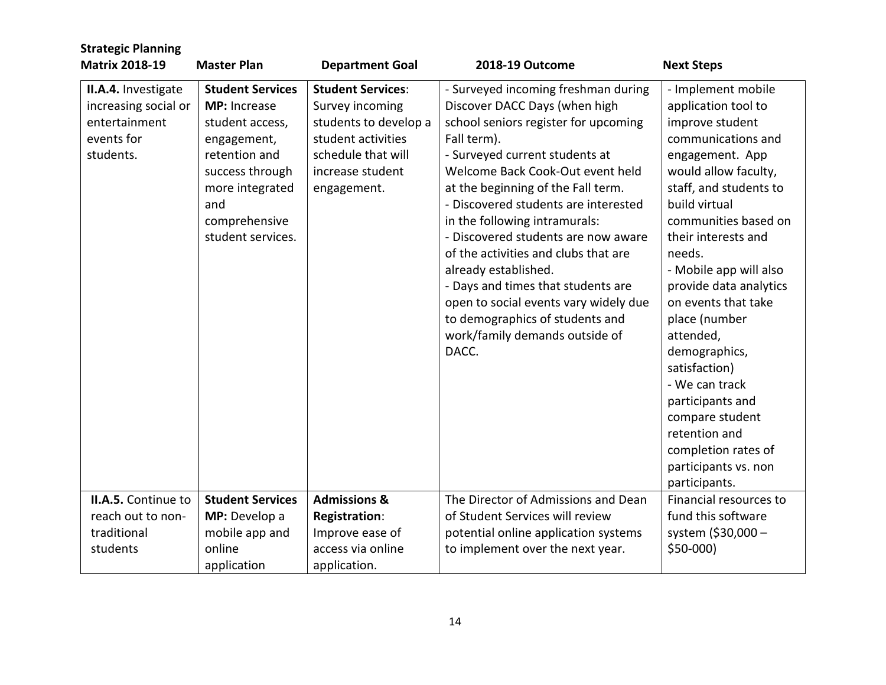| Strategic Planning Matrix 2018-19 | Master Plan | Department Goal | 2018-19 Outcome | Next Steps |
|---|---|---|---|---|
| **II.A.4.** Investigate increasing social or entertainment events for students. | **Student Services MP:** Increase student access, engagement, retention and success through more integrated and comprehensive student services. | **Student Services**: Survey incoming students to develop a student activities schedule that will increase student engagement. | - Surveyed incoming freshman during Discover DACC Days (when high school seniors register for upcoming Fall term).<br>- Surveyed current students at Welcome Back Cook-Out event held at the beginning of the Fall term.<br>- Discovered students are interested in the following intramurals:<br>- Discovered students are now aware of the activities and clubs that are already established.<br>- Days and times that students are open to social events vary widely due to demographics of students and work/family demands outside of DACC. | - Implement mobile application tool to improve student communications and engagement. App would allow faculty, staff, and students to build virtual communities based on their interests and needs.<br>- Mobile app will also provide data analytics on events that take place (number attended, demographics, satisfaction)<br>- We can track participants and compare student retention and completion rates of participants vs. non participants. |
| **II.A.5.** Continue to reach out to non-traditional students | **Student Services MP:** Develop a mobile app and online application | **Admissions & Registration**: Improve ease of access via online application. | The Director of Admissions and Dean of Student Services will review potential online application systems to implement over the next year. | Financial resources to fund this software system ($30,000 – $50-000) |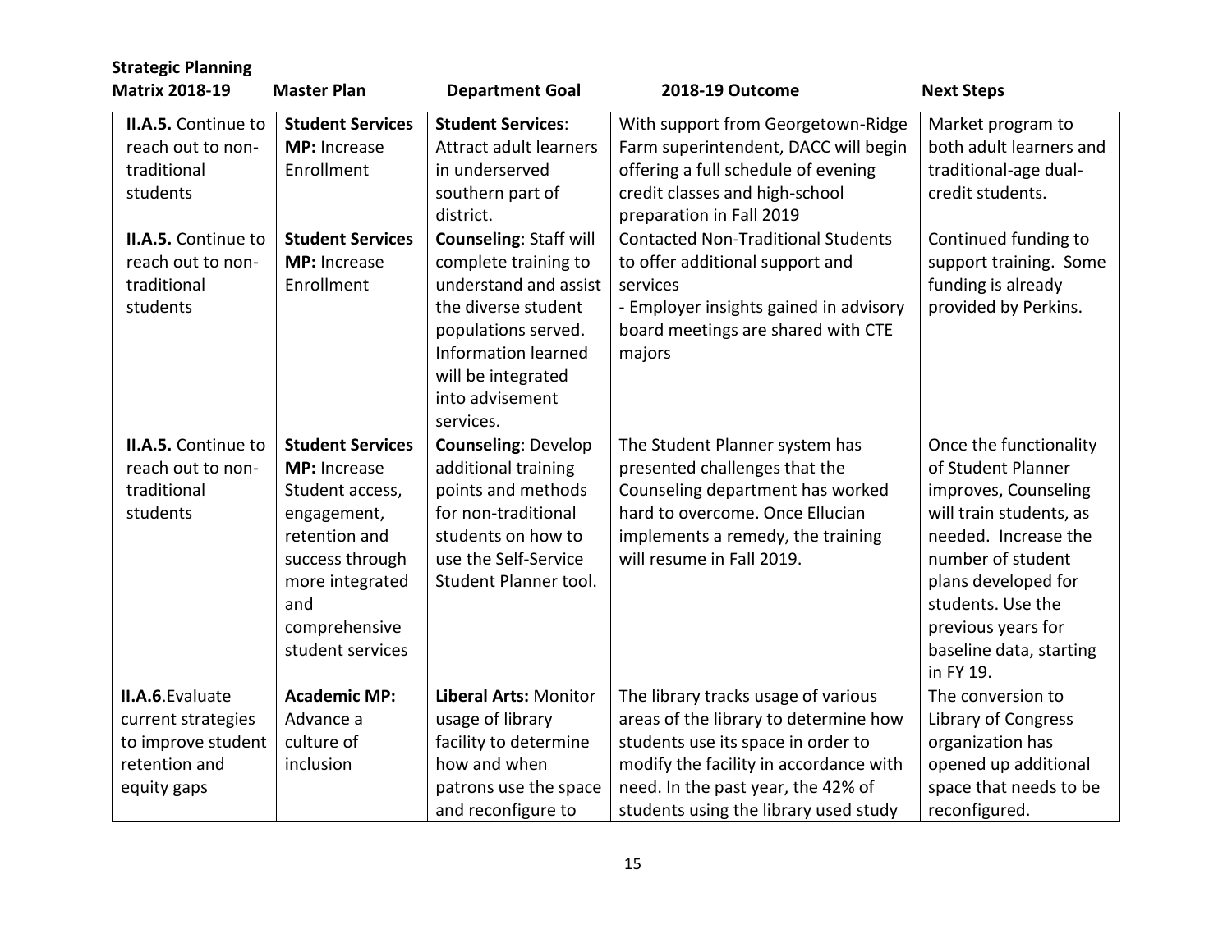| Strategic Planning Matrix 2018-19 | Master Plan | Department Goal | 2018-19 Outcome | Next Steps |
|---|---|---|---|---|
| **II.A.5.** Continue to reach out to non-traditional students | **Student Services MP:** Increase Enrollment | **Student Services**: Attract adult learners in underserved southern part of district. | With support from Georgetown-Ridge Farm superintendent, DACC will begin offering a full schedule of evening credit classes and high-school preparation in Fall 2019 | Market program to both adult learners and traditional-age dual-credit students. |
| **II.A.5.** Continue to reach out to non-traditional students | **Student Services MP:** Increase Enrollment | **Counseling**: Staff will complete training to understand and assist the diverse student populations served. Information learned will be integrated into advisement services. | Contacted Non-Traditional Students to offer additional support and services<br>- Employer insights gained in advisory board meetings are shared with CTE majors | Continued funding to support training. Some funding is already provided by Perkins. |
| **II.A.5.** Continue to reach out to non-traditional students | **Student Services MP:** Increase Student access, engagement, retention and success through more integrated and comprehensive student services | **Counseling**: Develop additional training points and methods for non-traditional students on how to use the Self-Service Student Planner tool. | The Student Planner system has presented challenges that the Counseling department has worked hard to overcome. Once Ellucian implements a remedy, the training will resume in Fall 2019. | Once the functionality of Student Planner improves, Counseling will train students, as needed. Increase the number of student plans developed for students. Use the previous years for baseline data, starting in FY 19. |
| **II.A.6**.Evaluate current strategies to improve student retention and equity gaps | **Academic MP:** Advance a culture of inclusion | **Liberal Arts:** Monitor usage of library facility to determine how and when patrons use the space and reconfigure to | The library tracks usage of various areas of the library to determine how students use its space in order to modify the facility in accordance with need. In the past year, the 42% of students using the library used study | The conversion to Library of Congress organization has opened up additional space that needs to be reconfigured. |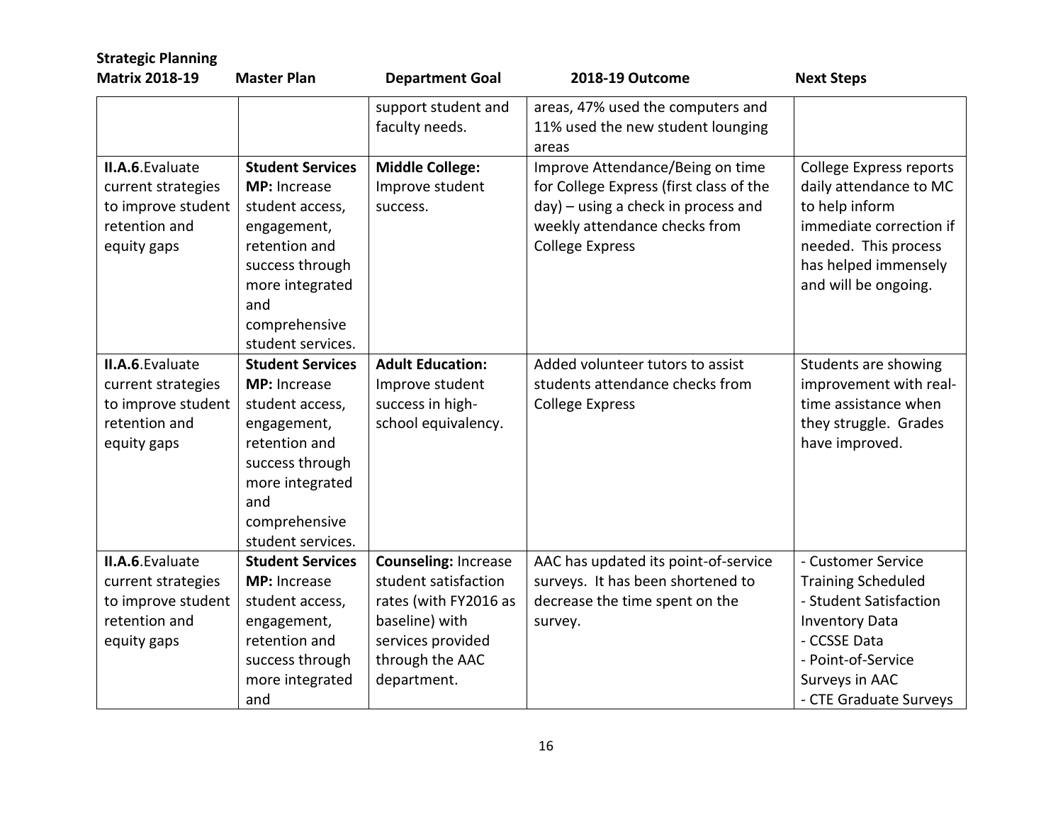| Strategic Planning Matrix 2018-19 | Master Plan | Department Goal | 2018-19 Outcome | Next Steps |
|---|---|---|---|---|
| | | support student and faculty needs. | areas, 47% used the computers and 11% used the new student lounging areas | |
| **II.A.6**.Evaluate current strategies to improve student retention and equity gaps | **Student Services MP:** Increase student access, engagement, retention and success through more integrated and comprehensive student services. | **Middle College:** Improve student success. | Improve Attendance/Being on time for College Express (first class of the day) – using a check in process and weekly attendance checks from College Express | College Express reports daily attendance to MC to help inform immediate correction if needed. This process has helped immensely and will be ongoing. |
| **II.A.6**.Evaluate current strategies to improve student retention and equity gaps | **Student Services MP:** Increase student access, engagement, retention and success through more integrated and comprehensive student services. | **Adult Education:** Improve student success in high-school equivalency. | Added volunteer tutors to assist students attendance checks from College Express | Students are showing improvement with real-time assistance when they struggle. Grades have improved. |
| **II.A.6**.Evaluate current strategies to improve student retention and equity gaps | **Student Services MP:** Increase student access, engagement, retention and success through more integrated and | **Counseling:** Increase student satisfaction rates (with FY2016 as baseline) with services provided through the AAC department. | AAC has updated its point-of-service surveys. It has been shortened to decrease the time spent on the survey. | - Customer Service Training Scheduled<br>- Student Satisfaction Inventory Data<br>- CCSSE Data<br>- Point-of-Service Surveys in AAC<br>- CTE Graduate Surveys |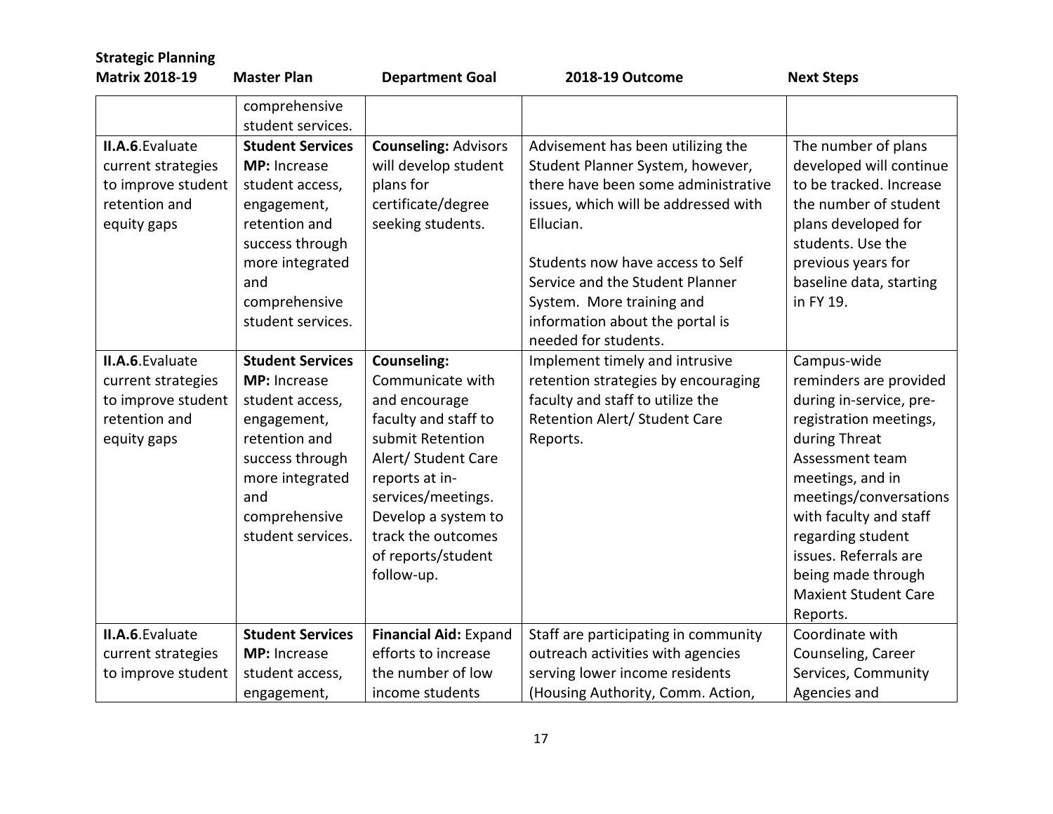| Strategic Planning Matrix 2018-19 | Master Plan | Department Goal | 2018-19 Outcome | Next Steps |
|---|---|---|---|---|
| | comprehensive student services. | | | |
| **II.A.6**.Evaluate current strategies to improve student retention and equity gaps | **Student Services MP:** Increase student access, engagement, retention and success through more integrated and comprehensive student services. | **Counseling:** Advisors will develop student plans for certificate/degree seeking students. | Advisement has been utilizing the Student Planner System, however, there have been some administrative issues, which will be addressed with Ellucian.<br><br>Students now have access to Self Service and the Student Planner System. More training and information about the portal is needed for students. | The number of plans developed will continue to be tracked. Increase the number of student plans developed for students. Use the previous years for baseline data, starting in FY 19. |
| **II.A.6**.Evaluate current strategies to improve student retention and equity gaps | **Student Services MP:** Increase student access, engagement, retention and success through more integrated and comprehensive student services. | **Counseling:** Communicate with and encourage faculty and staff to submit Retention Alert/ Student Care reports at in-services/meetings. Develop a system to track the outcomes of reports/student follow-up. | Implement timely and intrusive retention strategies by encouraging faculty and staff to utilize the Retention Alert/ Student Care Reports. | Campus-wide reminders are provided during in-service, pre-registration meetings, during Threat Assessment team meetings, and in meetings/conversations with faculty and staff regarding student issues. Referrals are being made through Maxient Student Care Reports. |
| **II.A.6**.Evaluate current strategies to improve student | **Student Services MP:** Increase student access, engagement, | **Financial Aid:** Expand efforts to increase the number of low income students | Staff are participating in community outreach activities with agencies serving lower income residents (Housing Authority, Comm. Action, | Coordinate with Counseling, Career Services, Community Agencies and |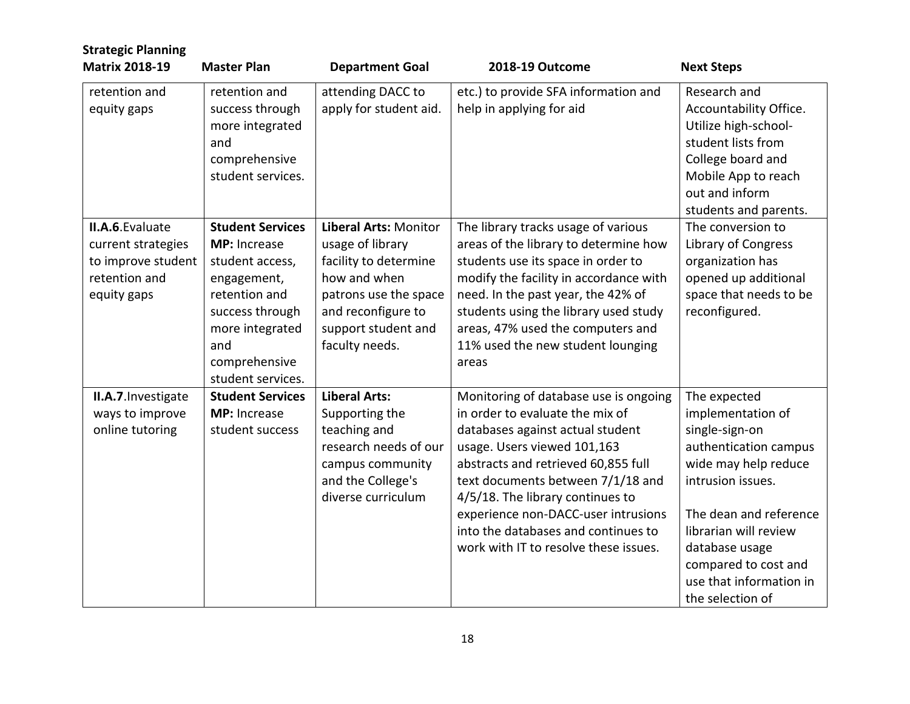| Strategic Planning Matrix 2018-19 | Master Plan | Department Goal | 2018-19 Outcome | Next Steps |
|---|---|---|---|---|
| retention and equity gaps | retention and success through more integrated and comprehensive student services. | attending DACC to apply for student aid. | etc.) to provide SFA information and help in applying for aid | Research and Accountability Office. Utilize high-school-student lists from College board and Mobile App to reach out and inform students and parents. |
| **II.A.6**.Evaluate current strategies to improve student retention and equity gaps | **Student Services MP:** Increase student access, engagement, retention and success through more integrated and comprehensive student services. | **Liberal Arts:** Monitor usage of library facility to determine how and when patrons use the space and reconfigure to support student and faculty needs. | The library tracks usage of various areas of the library to determine how students use its space in order to modify the facility in accordance with need. In the past year, the 42% of students using the library used study areas, 47% used the computers and 11% used the new student lounging areas | The conversion to Library of Congress organization has opened up additional space that needs to be reconfigured. |
| **II.A.7**.Investigate ways to improve online tutoring | **Student Services MP:** Increase student success | **Liberal Arts:** Supporting the teaching and research needs of our campus community and the College's diverse curriculum | Monitoring of database use is ongoing in order to evaluate the mix of databases against actual student usage. Users viewed 101,163 abstracts and retrieved 60,855 full text documents between 7/1/18 and 4/5/18. The library continues to experience non-DACC-user intrusions into the databases and continues to work with IT to resolve these issues. | The expected implementation of single-sign-on authentication campus wide may help reduce intrusion issues.<br><br>The dean and reference librarian will review database usage compared to cost and use that information in the selection of |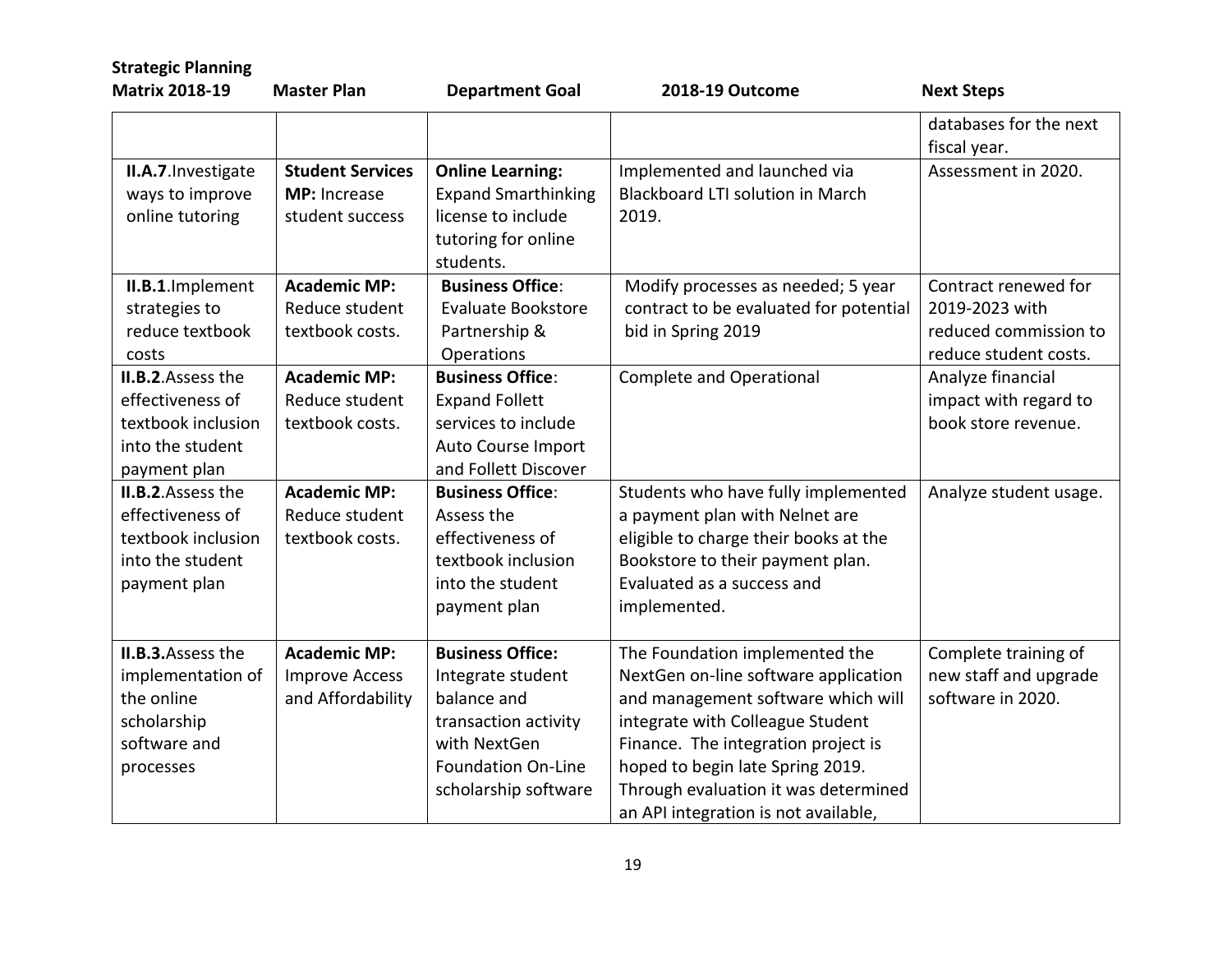| Strategic Planning Matrix 2018-19 | Master Plan | Department Goal | 2018-19 Outcome | Next Steps |
|---|---|---|---|---|
| | | | | databases for the next fiscal year. |
| **II.A.7**.Investigate ways to improve online tutoring | **Student Services MP:** Increase student success | **Online Learning:** Expand Smarthinking license to include tutoring for online students. | Implemented and launched via Blackboard LTI solution in March 2019. | Assessment in 2020. |
| **II.B.1**.Implement strategies to reduce textbook costs | **Academic MP:** Reduce student textbook costs. | **Business Office**: Evaluate Bookstore Partnership & Operations | Modify processes as needed; 5 year contract to be evaluated for potential bid in Spring 2019 | Contract renewed for 2019-2023 with reduced commission to reduce student costs. |
| **II.B.2**.Assess the effectiveness of textbook inclusion into the student payment plan | **Academic MP:** Reduce student textbook costs. | **Business Office**: Expand Follett services to include Auto Course Import and Follett Discover | Complete and Operational | Analyze financial impact with regard to book store revenue. |
| **II.B.2**.Assess the effectiveness of textbook inclusion into the student payment plan | **Academic MP:** Reduce student textbook costs. | **Business Office**: Assess the effectiveness of textbook inclusion into the student payment plan | Students who have fully implemented a payment plan with Nelnet are eligible to charge their books at the Bookstore to their payment plan. Evaluated as a success and implemented. | Analyze student usage. |
| **II.B.3.**Assess the implementation of the online scholarship software and processes | **Academic MP:** Improve Access and Affordability | **Business Office:** Integrate student balance and transaction activity with NextGen Foundation On-Line scholarship software | The Foundation implemented the NextGen on-line software application and management software which will integrate with Colleague Student Finance. The integration project is hoped to begin late Spring 2019. Through evaluation it was determined an API integration is not available, | Complete training of new staff and upgrade software in 2020. |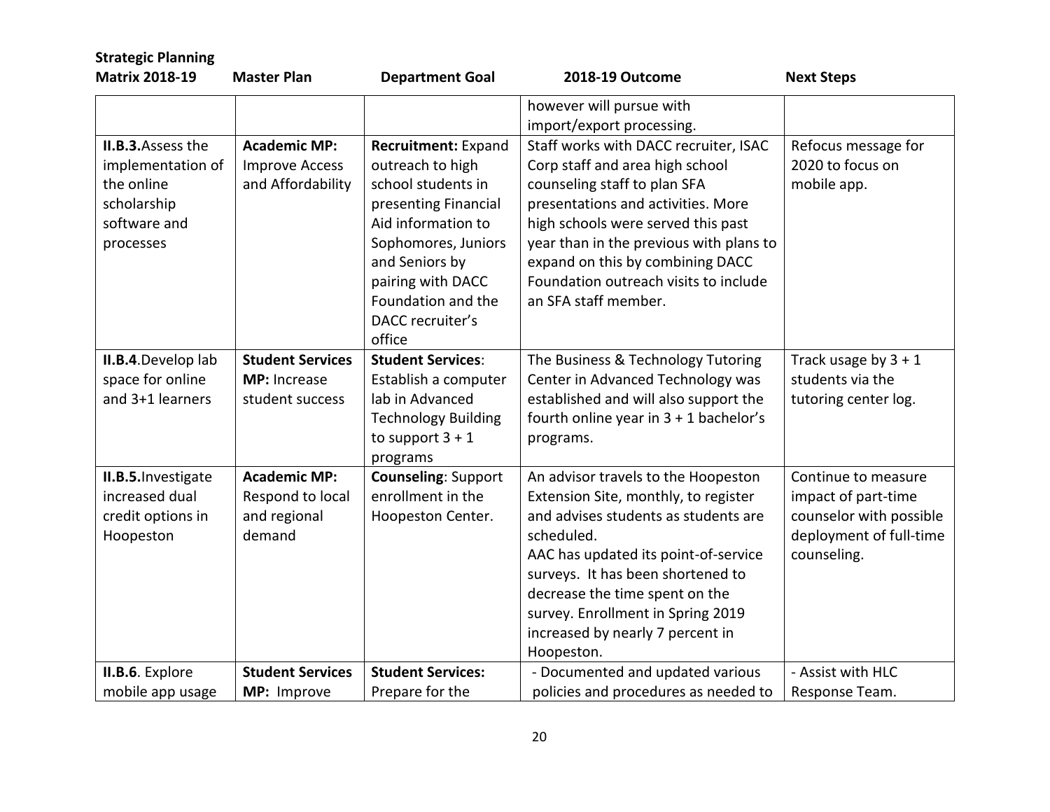| Strategic Planning Matrix 2018-19 | Master Plan | Department Goal | 2018-19 Outcome | Next Steps |
|---|---|---|---|---|
| | | | however will pursue with import/export processing. | |
| **II.B.3.**Assess the implementation of the online scholarship software and processes | **Academic MP:** Improve Access and Affordability | **Recruitment:** Expand outreach to high school students in presenting Financial Aid information to Sophomores, Juniors and Seniors by pairing with DACC Foundation and the DACC recruiter's office | Staff works with DACC recruiter, ISAC Corp staff and area high school counseling staff to plan SFA presentations and activities. More high schools were served this past year than in the previous with plans to expand on this by combining DACC Foundation outreach visits to include an SFA staff member. | Refocus message for 2020 to focus on mobile app. |
| **II.B.4**.Develop lab space for online and 3+1 learners | **Student Services MP:** Increase student success | **Student Services**: Establish a computer lab in Advanced Technology Building to support 3 + 1 programs | The Business & Technology Tutoring Center in Advanced Technology was established and will also support the fourth online year in 3 + 1 bachelor's programs. | Track usage by 3 + 1 students via the tutoring center log. |
| **II.B.5.**Investigate increased dual credit options in Hoopeston | **Academic MP:** Respond to local and regional demand | **Counseling**: Support enrollment in the Hoopeston Center. | An advisor travels to the Hoopeston Extension Site, monthly, to register and advises students as students are scheduled.<br>AAC has updated its point-of-service surveys. It has been shortened to decrease the time spent on the survey. Enrollment in Spring 2019 increased by nearly 7 percent in Hoopeston. | Continue to measure impact of part-time counselor with possible deployment of full-time counseling. |
| **II.B.6**. Explore mobile app usage | **Student Services MP:** Improve | **Student Services:** Prepare for the | - Documented and updated various policies and procedures as needed to | - Assist with HLC Response Team. |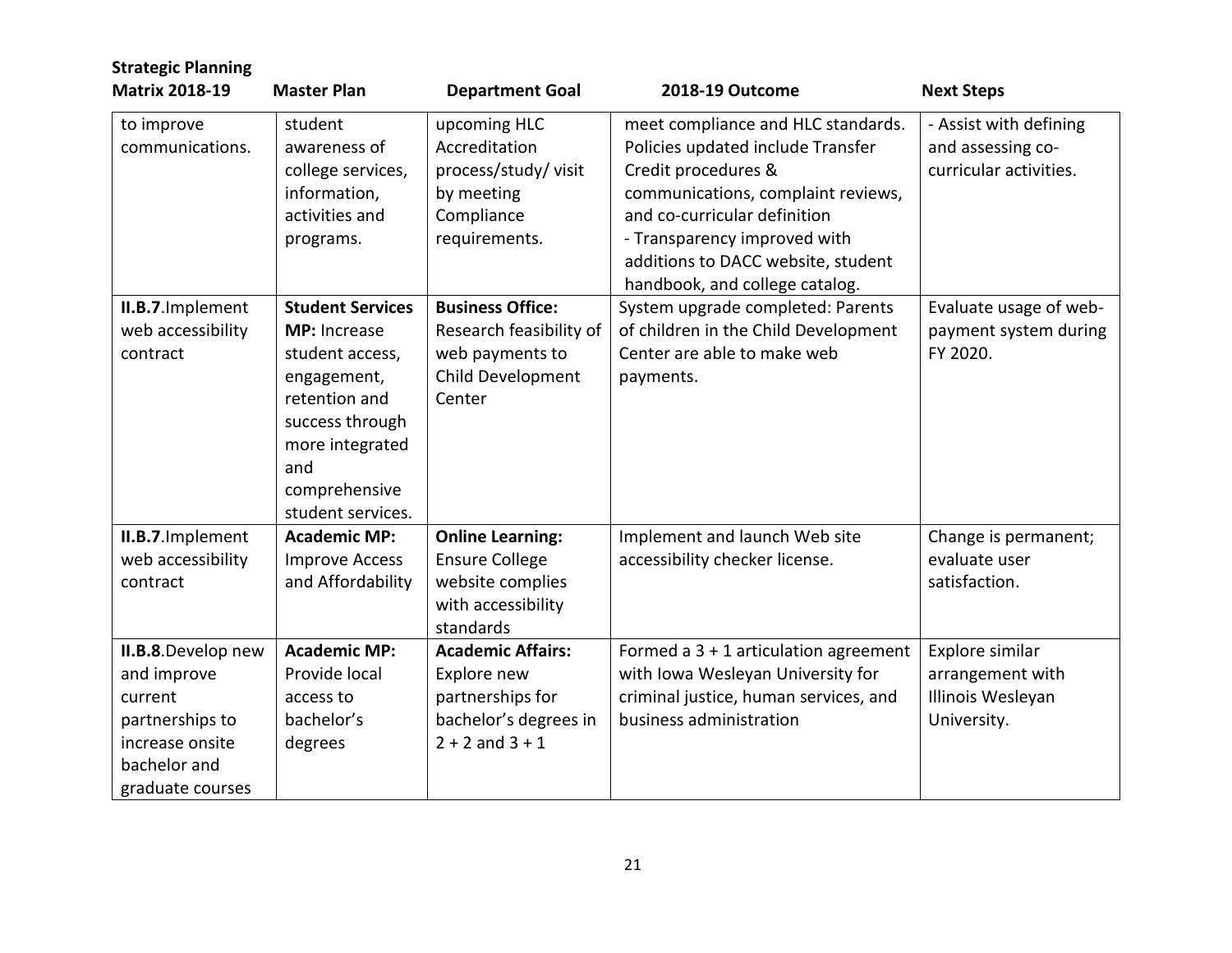| Strategic Planning Matrix 2018-19 | Master Plan | Department Goal | 2018-19 Outcome | Next Steps |
|---|---|---|---|---|
| to improve communications. | student awareness of college services, information, activities and programs. | upcoming HLC Accreditation process/study/ visit by meeting Compliance requirements. | meet compliance and HLC standards. Policies updated include Transfer Credit procedures & communications, complaint reviews, and co-curricular definition<br>- Transparency improved with additions to DACC website, student handbook, and college catalog. | - Assist with defining and assessing co-curricular activities. |
| **II.B.7**.Implement web accessibility contract | **Student Services MP:** Increase student access, engagement, retention and success through more integrated and comprehensive student services. | **Business Office:** Research feasibility of web payments to Child Development Center | System upgrade completed: Parents of children in the Child Development Center are able to make web payments. | Evaluate usage of web-payment system during FY 2020. |
| **II.B.7**.Implement web accessibility contract | **Academic MP:** Improve Access and Affordability | **Online Learning:** Ensure College website complies with accessibility standards | Implement and launch Web site accessibility checker license. | Change is permanent; evaluate user satisfaction. |
| **II.B.8**.Develop new and improve current partnerships to increase onsite bachelor and graduate courses | **Academic MP:** Provide local access to bachelor's degrees | **Academic Affairs:** Explore new partnerships for bachelor's degrees in 2 + 2 and 3 + 1 | Formed a 3 + 1 articulation agreement with Iowa Wesleyan University for criminal justice, human services, and business administration | Explore similar arrangement with Illinois Wesleyan University. |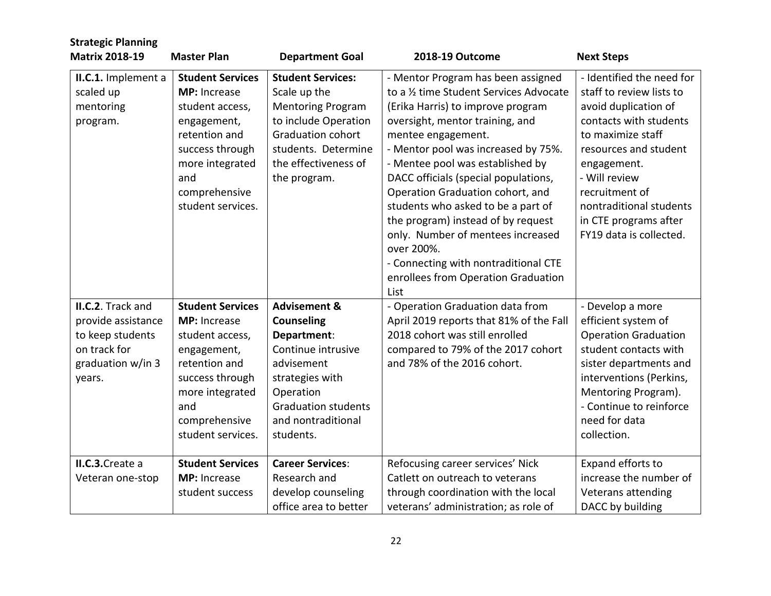| Strategic Planning Matrix 2018-19 | Master Plan | Department Goal | 2018-19 Outcome | Next Steps |
|---|---|---|---|---|
| **II.C.1.** Implement a scaled up mentoring program. | **Student Services MP:** Increase student access, engagement, retention and success through more integrated and comprehensive student services. | **Student Services:** Scale up the Mentoring Program to include Operation Graduation cohort students. Determine the effectiveness of the program. | - Mentor Program has been assigned to a ½ time Student Services Advocate (Erika Harris) to improve program oversight, mentor training, and mentee engagement.<br>- Mentor pool was increased by 75%.<br>- Mentee pool was established by DACC officials (special populations, Operation Graduation cohort, and students who asked to be a part of the program) instead of by request only. Number of mentees increased over 200%.<br>- Connecting with nontraditional CTE enrollees from Operation Graduation List | - Identified the need for staff to review lists to avoid duplication of contacts with students to maximize staff resources and student engagement.<br>- Will review recruitment of nontraditional students in CTE programs after FY19 data is collected. |
| **II.C.2**. Track and provide assistance to keep students on track for graduation w/in 3 years. | **Student Services MP:** Increase student access, engagement, retention and success through more integrated and comprehensive student services. | **Advisement & Counseling Department**: Continue intrusive advisement strategies with Operation Graduation students and nontraditional students. | - Operation Graduation data from April 2019 reports that 81% of the Fall 2018 cohort was still enrolled compared to 79% of the 2017 cohort and 78% of the 2016 cohort. | - Develop a more efficient system of Operation Graduation student contacts with sister departments and interventions (Perkins, Mentoring Program).<br>- Continue to reinforce need for data collection. |
| **II.C.3.** Create a Veteran one-stop | **Student Services MP:** Increase student success | **Career Services**: Research and develop counseling office area to better | Refocusing career services' Nick Catlett on outreach to veterans through coordination with the local veterans' administration; as role of | Expand efforts to increase the number of Veterans attending DACC by building |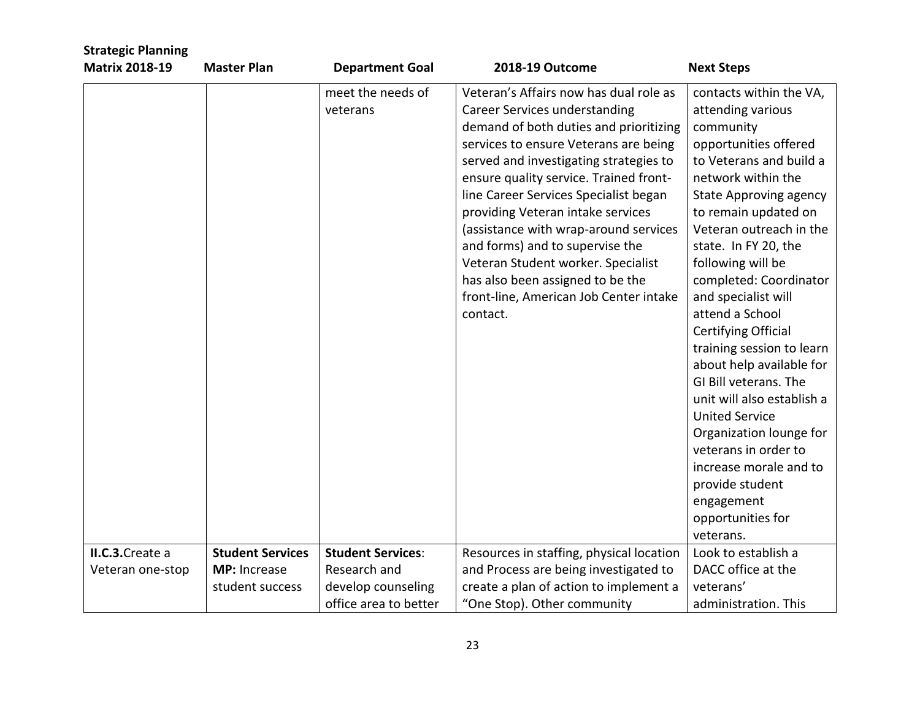| Strategic Planning Matrix 2018-19 | Master Plan | Department Goal | 2018-19 Outcome | Next Steps |
|---|---|---|---|---|
| | | meet the needs of veterans | Veteran's Affairs now has dual role as Career Services understanding demand of both duties and prioritizing services to ensure Veterans are being served and investigating strategies to ensure quality service. Trained front-line Career Services Specialist began providing Veteran intake services (assistance with wrap-around services and forms) and to supervise the Veteran Student worker. Specialist has also been assigned to be the front-line, American Job Center intake contact. | contacts within the VA, attending various community opportunities offered to Veterans and build a network within the State Approving agency to remain updated on Veteran outreach in the state. In FY 20, the following will be completed: Coordinator and specialist will attend a School Certifying Official training session to learn about help available for GI Bill veterans. The unit will also establish a United Service Organization lounge for veterans in order to increase morale and to provide student engagement opportunities for veterans. |
| **II.C.3.** Create a Veteran one-stop | **Student Services MP:** Increase student success | **Student Services**: Research and develop counseling office area to better | Resources in staffing, physical location and Process are being investigated to create a plan of action to implement a "One Stop). Other community | Look to establish a DACC office at the veterans' administration. This |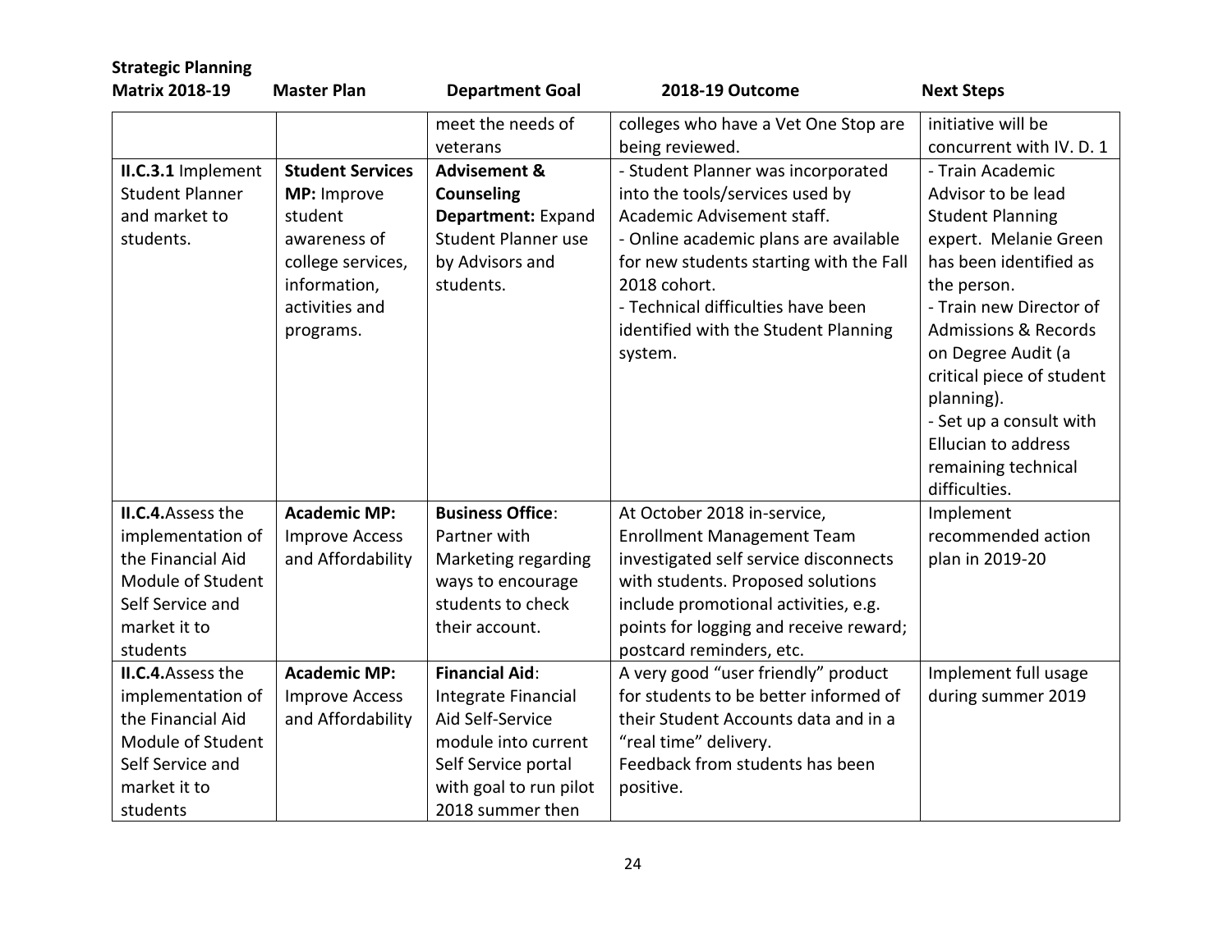| Strategic Planning Matrix 2018-19 | Master Plan | Department Goal | 2018-19 Outcome | Next Steps |
|---|---|---|---|---|
| | | meet the needs of veterans | colleges who have a Vet One Stop are being reviewed. | initiative will be concurrent with IV. D. 1 |
| **II.C.3.1** Implement Student Planner and market to students. | **Student Services MP:** Improve student awareness of college services, information, activities and programs. | **Advisement & Counseling Department:** Expand Student Planner use by Advisors and students. | - Student Planner was incorporated into the tools/services used by Academic Advisement staff.<br>- Online academic plans are available for new students starting with the Fall 2018 cohort.<br>- Technical difficulties have been identified with the Student Planning system. | - Train Academic Advisor to be lead Student Planning expert. Melanie Green has been identified as the person.<br>- Train new Director of Admissions & Records on Degree Audit (a critical piece of student planning).<br>- Set up a consult with Ellucian to address remaining technical difficulties. |
| **II.C.4.**Assess the implementation of the Financial Aid Module of Student Self Service and market it to students | **Academic MP:** Improve Access and Affordability | **Business Office**: Partner with Marketing regarding ways to encourage students to check their account. | At October 2018 in-service, Enrollment Management Team investigated self service disconnects with students. Proposed solutions include promotional activities, e.g. points for logging and receive reward; postcard reminders, etc. | Implement recommended action plan in 2019-20 |
| **II.C.4.**Assess the implementation of the Financial Aid Module of Student Self Service and market it to students | **Academic MP:** Improve Access and Affordability | **Financial Aid**: Integrate Financial Aid Self-Service module into current Self Service portal with goal to run pilot 2018 summer then | A very good "user friendly" product for students to be better informed of their Student Accounts data and in a "real time" delivery.<br>Feedback from students has been positive. | Implement full usage during summer 2019 |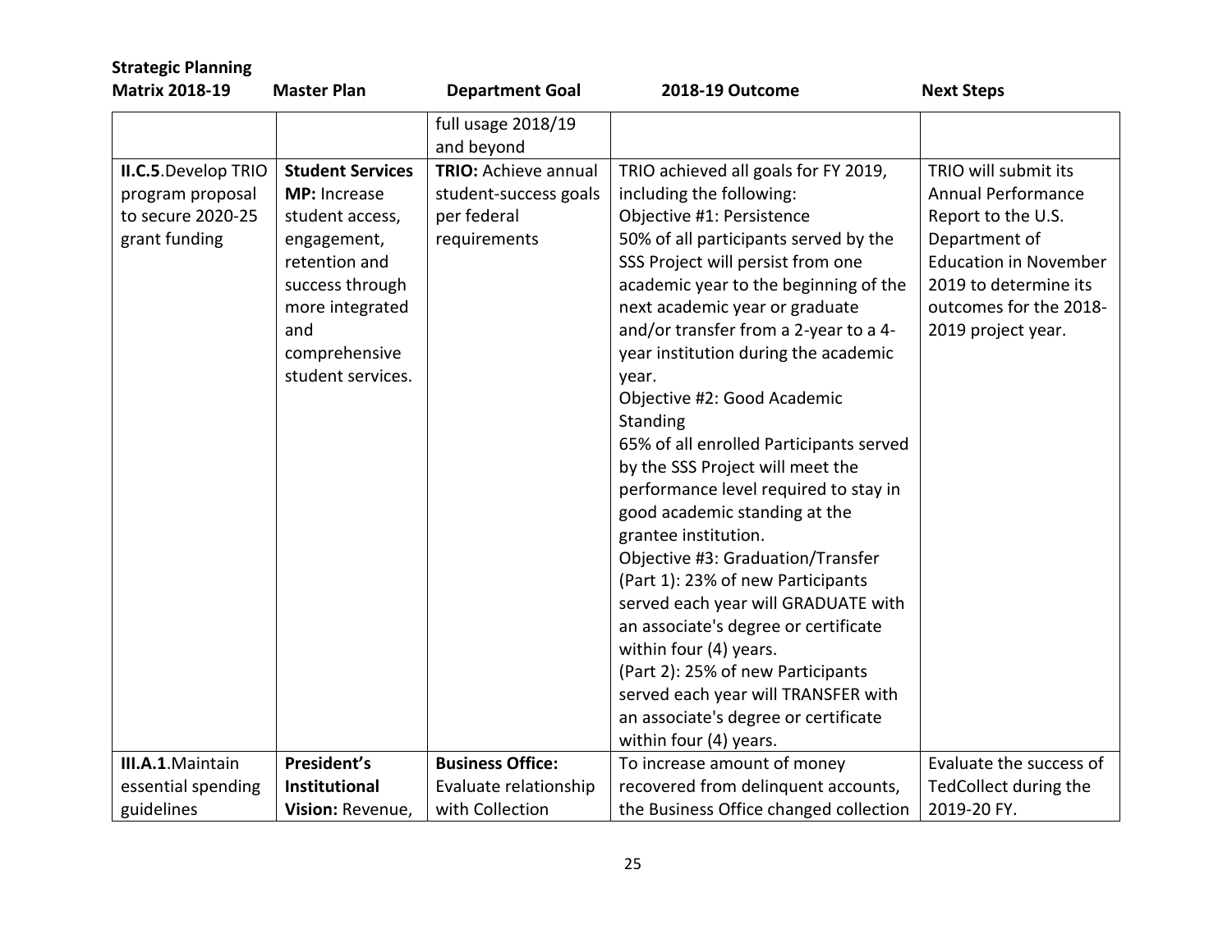| Strategic Planning Matrix 2018-19 | Master Plan | Department Goal | 2018-19 Outcome | Next Steps |
|---|---|---|---|---|
| | | full usage 2018/19 and beyond | | |
| **II.C.5**.Develop TRIO program proposal to secure 2020-25 grant funding | **Student Services MP:** Increase student access, engagement, retention and success through more integrated and comprehensive student services. | **TRIO:** Achieve annual student-success goals per federal requirements | TRIO achieved all goals for FY 2019, including the following:<br>Objective #1: Persistence<br>50% of all participants served by the SSS Project will persist from one academic year to the beginning of the next academic year or graduate and/or transfer from a 2-year to a 4-year institution during the academic year.<br>Objective #2: Good Academic Standing<br>65% of all enrolled Participants served by the SSS Project will meet the performance level required to stay in good academic standing at the grantee institution.<br>Objective #3: Graduation/Transfer<br>(Part 1): 23% of new Participants served each year will GRADUATE with an associate's degree or certificate within four (4) years.<br>(Part 2): 25% of new Participants served each year will TRANSFER with an associate's degree or certificate within four (4) years. | TRIO will submit its Annual Performance Report to the U.S. Department of Education in November 2019 to determine its outcomes for the 2018-2019 project year. |
| **III.A.1**.Maintain essential spending guidelines | **President's Institutional Vision:** Revenue, | **Business Office:** Evaluate relationship with Collection | To increase amount of money recovered from delinquent accounts, the Business Office changed collection | Evaluate the success of TedCollect during the 2019-20 FY. |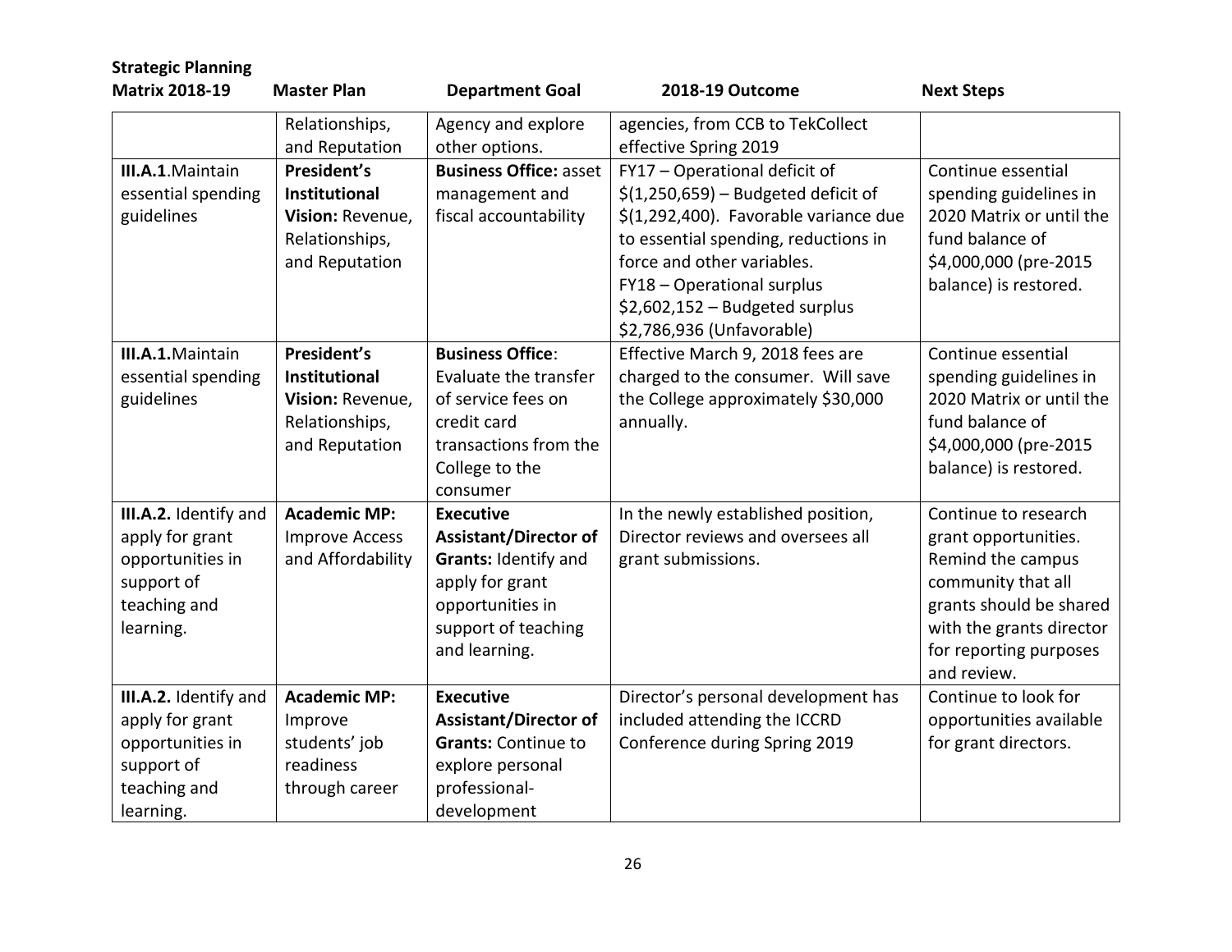| Strategic Planning Matrix 2018-19 | Master Plan | Department Goal | 2018-19 Outcome | Next Steps |
|---|---|---|---|---|
| | Relationships, and Reputation | Agency and explore other options. | agencies, from CCB to TekCollect effective Spring 2019 | |
| **III.A.1**.Maintain essential spending guidelines | **President's Institutional Vision:** Revenue, Relationships, and Reputation | **Business Office:** asset management and fiscal accountability | FY17 – Operational deficit of $(1,250,659) – Budgeted deficit of $(1,292,400). Favorable variance due to essential spending, reductions in force and other variables.<br>FY18 – Operational surplus $2,602,152 – Budgeted surplus $2,786,936 (Unfavorable) | Continue essential spending guidelines in 2020 Matrix or until the fund balance of $4,000,000 (pre-2015 balance) is restored. |
| **III.A.1.**Maintain essential spending guidelines | **President's Institutional Vision:** Revenue, Relationships, and Reputation | **Business Office**: Evaluate the transfer of service fees on credit card transactions from the College to the consumer | Effective March 9, 2018 fees are charged to the consumer. Will save the College approximately $30,000 annually. | Continue essential spending guidelines in 2020 Matrix or until the fund balance of $4,000,000 (pre-2015 balance) is restored. |
| **III.A.2.** Identify and apply for grant opportunities in support of teaching and learning. | **Academic MP:** Improve Access and Affordability | **Executive Assistant/Director of Grants:** Identify and apply for grant opportunities in support of teaching and learning. | In the newly established position, Director reviews and oversees all grant submissions. | Continue to research grant opportunities. Remind the campus community that all grants should be shared with the grants director for reporting purposes and review. |
| **III.A.2.** Identify and apply for grant opportunities in support of teaching and learning. | **Academic MP:** Improve students' job readiness through career | **Executive Assistant/Director of Grants:** Continue to explore personal professional-development | Director's personal development has included attending the ICCRD Conference during Spring 2019 | Continue to look for opportunities available for grant directors. |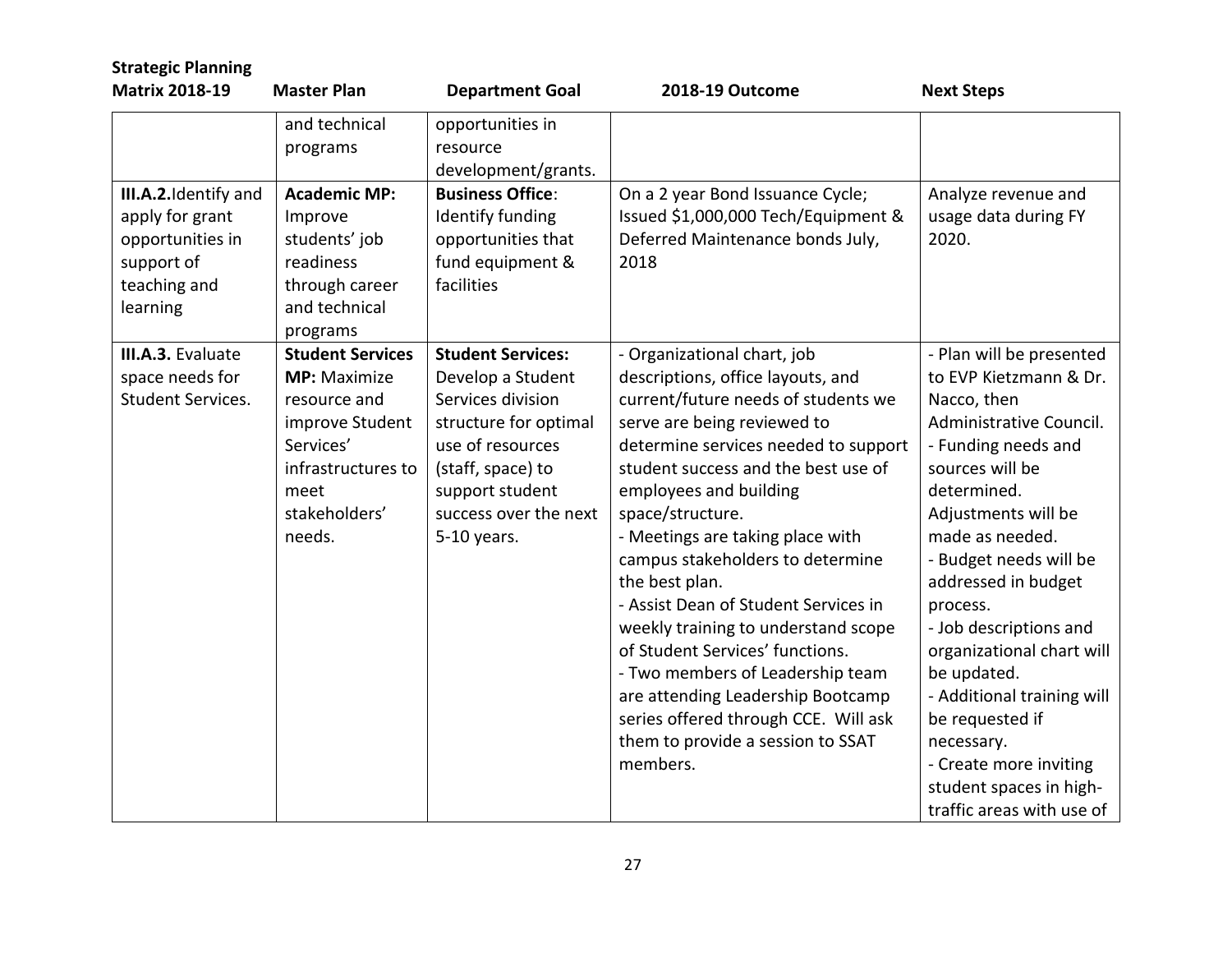| Strategic Planning Matrix 2018-19 | Master Plan | Department Goal | 2018-19 Outcome | Next Steps |
|---|---|---|---|---|
| | and technical programs | opportunities in resource development/grants. | | |
| **III.A.2.** Identify and apply for grant opportunities in support of teaching and learning | **Academic MP:** Improve students' job readiness through career and technical programs | **Business Office**: Identify funding opportunities that fund equipment & facilities | On a 2 year Bond Issuance Cycle; Issued $1,000,000 Tech/Equipment & Deferred Maintenance bonds July, 2018 | Analyze revenue and usage data during FY 2020. |
| **III.A.3.** Evaluate space needs for Student Services. | **Student Services MP:** Maximize resource and improve Student Services' infrastructures to meet stakeholders' needs. | **Student Services:** Develop a Student Services division structure for optimal use of resources (staff, space) to support student success over the next 5-10 years. | - Organizational chart, job descriptions, office layouts, and current/future needs of students we serve are being reviewed to determine services needed to support student success and the best use of employees and building space/structure.<br>- Meetings are taking place with campus stakeholders to determine the best plan.<br>- Assist Dean of Student Services in weekly training to understand scope of Student Services' functions.<br>- Two members of Leadership team are attending Leadership Bootcamp series offered through CCE. Will ask them to provide a session to SSAT members. | - Plan will be presented to EVP Kietzmann & Dr. Nacco, then Administrative Council.<br>- Funding needs and sources will be determined. Adjustments will be made as needed.<br>- Budget needs will be addressed in budget process.<br>- Job descriptions and organizational chart will be updated.<br>- Additional training will be requested if necessary.<br>- Create more inviting student spaces in high-traffic areas with use of |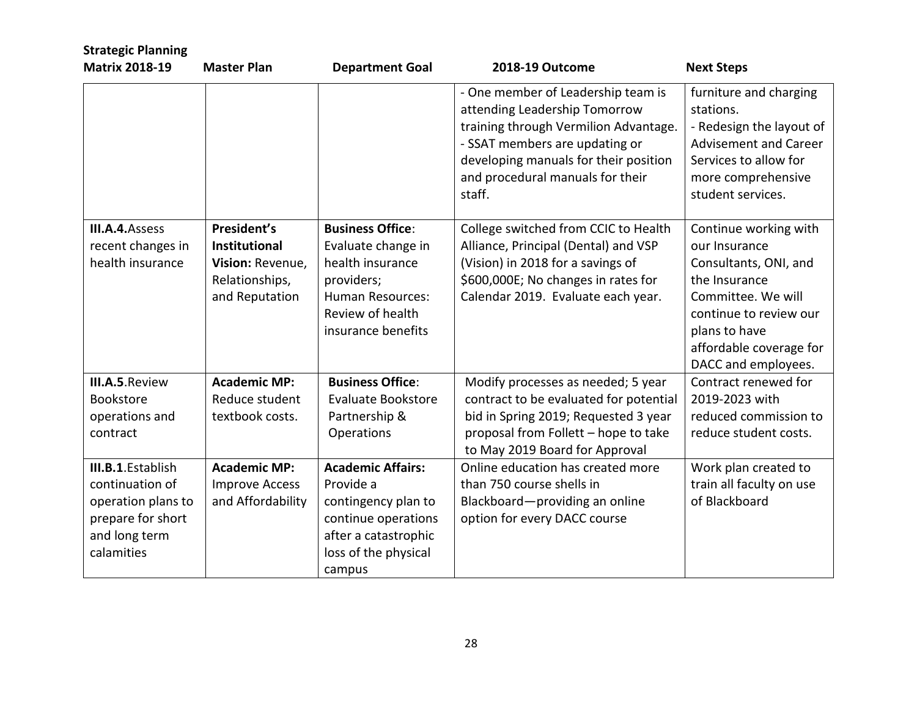| Strategic Planning Matrix 2018-19 | Master Plan | Department Goal | 2018-19 Outcome | Next Steps |
|---|---|---|---|---|
| | | | - One member of Leadership team is attending Leadership Tomorrow training through Vermilion Advantage.<br>- SSAT members are updating or developing manuals for their position and procedural manuals for their staff. | furniture and charging stations.<br>- Redesign the layout of Advisement and Career Services to allow for more comprehensive student services. |
| **III.A.4.** Assess recent changes in health insurance | **President's Institutional Vision:** Revenue, Relationships, and Reputation | **Business Office**: Evaluate change in health insurance providers; Human Resources: Review of health insurance benefits | College switched from CCIC to Health Alliance, Principal (Dental) and VSP (Vision) in 2018 for a savings of \$600,000E; No changes in rates for Calendar 2019. Evaluate each year. | Continue working with our Insurance Consultants, ONI, and the Insurance Committee. We will continue to review our plans to have affordable coverage for DACC and employees. |
| **III.A.5**. Review Bookstore operations and contract | **Academic MP:** Reduce student textbook costs. | **Business Office**: Evaluate Bookstore Partnership & Operations | Modify processes as needed; 5 year contract to be evaluated for potential bid in Spring 2019; Requested 3 year proposal from Follett – hope to take to May 2019 Board for Approval | Contract renewed for 2019-2023 with reduced commission to reduce student costs. |
| **III.B.1**. Establish continuation of operation plans to prepare for short and long term calamities | **Academic MP:** Improve Access and Affordability | **Academic Affairs:** Provide a contingency plan to continue operations after a catastrophic loss of the physical campus | Online education has created more than 750 course shells in Blackboard—providing an online option for every DACC course | Work plan created to train all faculty on use of Blackboard |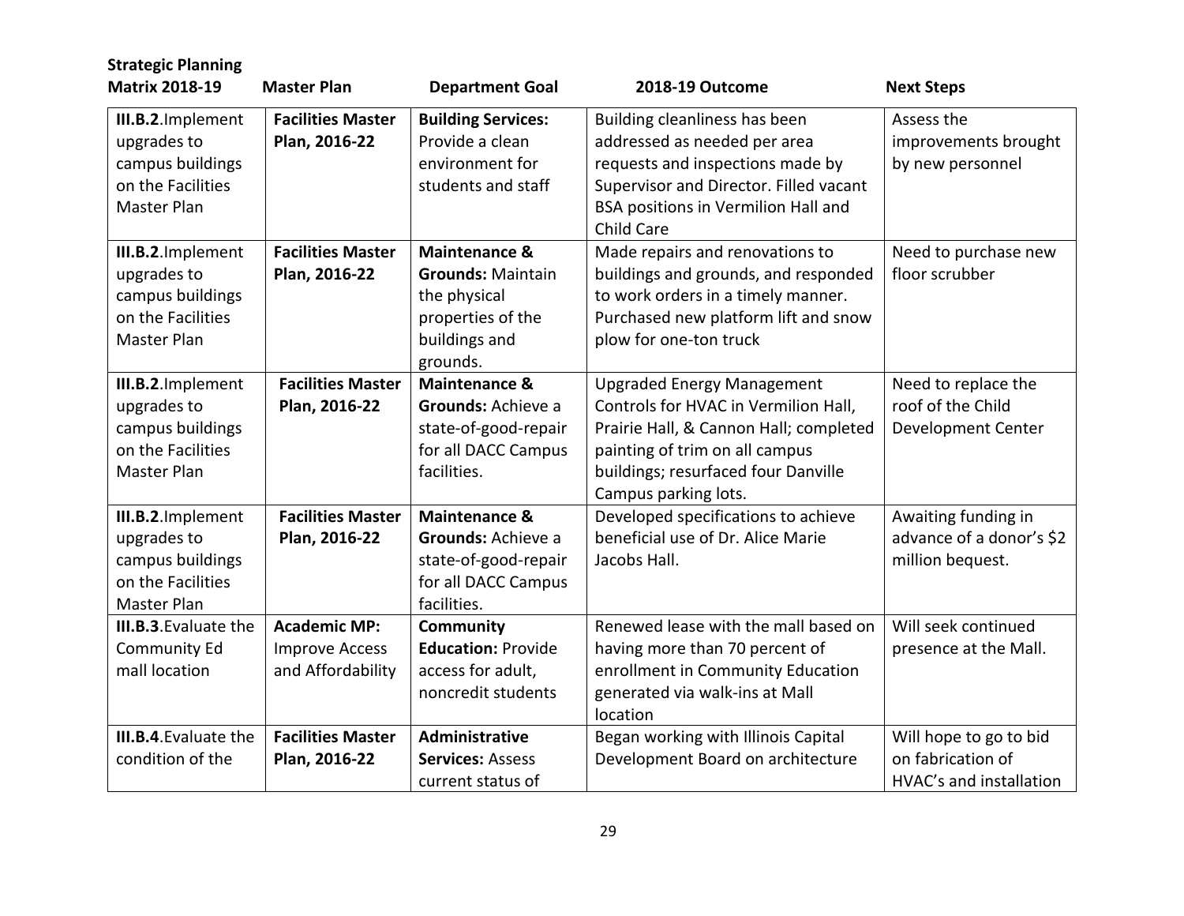| Strategic Planning Matrix 2018-19 | Master Plan | Department Goal | 2018-19 Outcome | Next Steps |
|---|---|---|---|---|
| **III.B.2**.Implement upgrades to campus buildings on the Facilities Master Plan | **Facilities Master Plan, 2016-22** | **Building Services:** Provide a clean environment for students and staff | Building cleanliness has been addressed as needed per area requests and inspections made by Supervisor and Director. Filled vacant BSA positions in Vermilion Hall and Child Care | Assess the improvements brought by new personnel |
| **III.B.2**.Implement upgrades to campus buildings on the Facilities Master Plan | **Facilities Master Plan, 2016-22** | **Maintenance & Grounds:** Maintain the physical properties of the buildings and grounds. | Made repairs and renovations to buildings and grounds, and responded to work orders in a timely manner. Purchased new platform lift and snow plow for one-ton truck | Need to purchase new floor scrubber |
| **III.B.2**.Implement upgrades to campus buildings on the Facilities Master Plan | **Facilities Master Plan, 2016-22** | **Maintenance & Grounds:** Achieve a state-of-good-repair for all DACC Campus facilities. | Upgraded Energy Management Controls for HVAC in Vermilion Hall, Prairie Hall, & Cannon Hall; completed painting of trim on all campus buildings; resurfaced four Danville Campus parking lots. | Need to replace the roof of the Child Development Center |
| **III.B.2**.Implement upgrades to campus buildings on the Facilities Master Plan | **Facilities Master Plan, 2016-22** | **Maintenance & Grounds:** Achieve a state-of-good-repair for all DACC Campus facilities. | Developed specifications to achieve beneficial use of Dr. Alice Marie Jacobs Hall. | Awaiting funding in advance of a donor's $2 million bequest. |
| **III.B.3**.Evaluate the Community Ed mall location | **Academic MP:** Improve Access and Affordability | **Community Education:** Provide access for adult, noncredit students | Renewed lease with the mall based on having more than 70 percent of enrollment in Community Education generated via walk-ins at Mall location | Will seek continued presence at the Mall. |
| **III.B.4**.Evaluate the condition of the | **Facilities Master Plan, 2016-22** | **Administrative Services:** Assess current status of | Began working with Illinois Capital Development Board on architecture | Will hope to go to bid on fabrication of HVAC's and installation |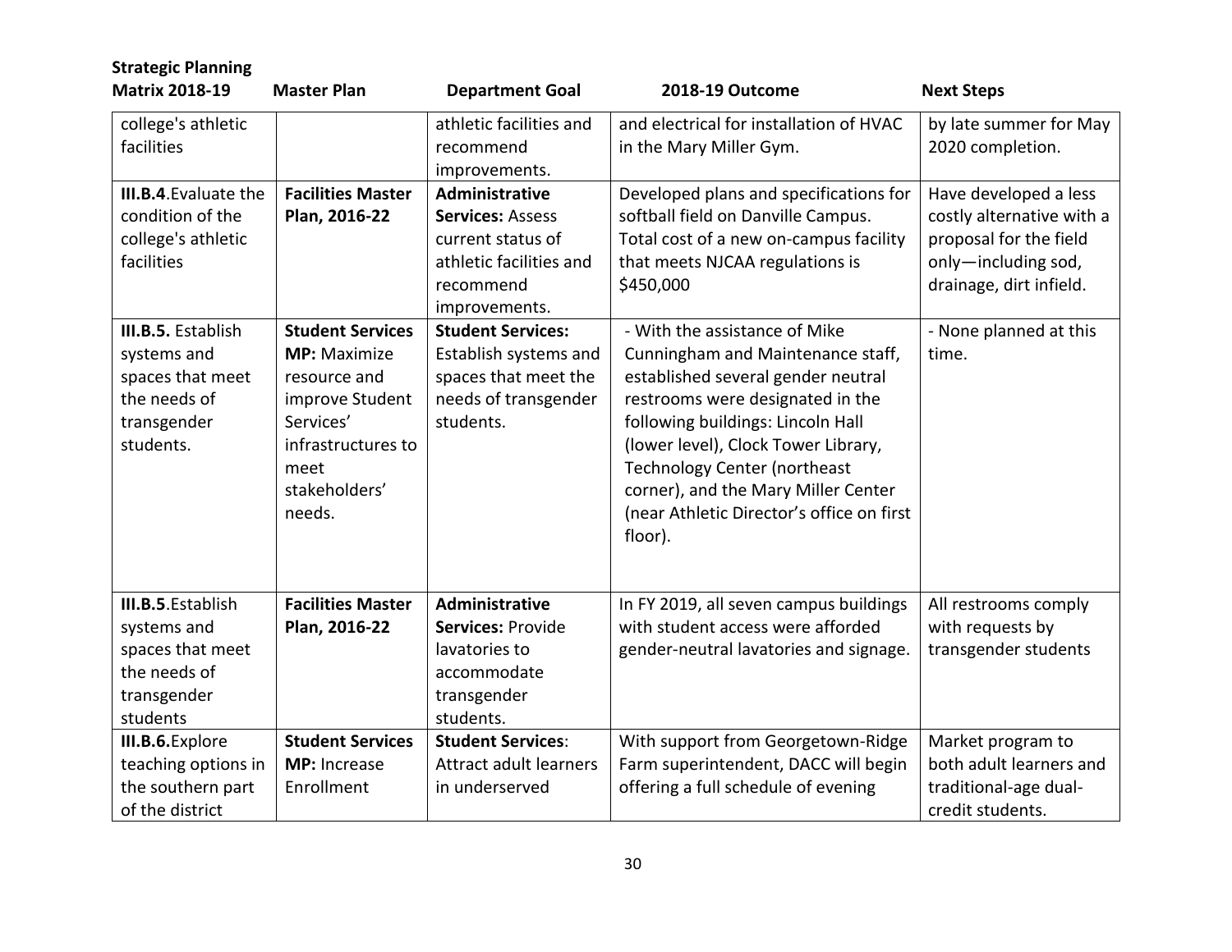| Strategic Planning Matrix 2018-19 | Master Plan | Department Goal | 2018-19 Outcome | Next Steps |
|---|---|---|---|---|
| college's athletic facilities | | athletic facilities and recommend improvements. | and electrical for installation of HVAC in the Mary Miller Gym. | by late summer for May 2020 completion. |
| **III.B.4**.Evaluate the condition of the college's athletic facilities | **Facilities Master Plan, 2016-22** | **Administrative Services:** Assess current status of athletic facilities and recommend improvements. | Developed plans and specifications for softball field on Danville Campus. Total cost of a new on-campus facility that meets NJCAA regulations is $450,000 | Have developed a less costly alternative with a proposal for the field only—including sod, drainage, dirt infield. |
| **III.B.5.** Establish systems and spaces that meet the needs of transgender students. | **Student Services MP:** Maximize resource and improve Student Services' infrastructures to meet stakeholders' needs. | **Student Services:** Establish systems and spaces that meet the needs of transgender students. | - With the assistance of Mike Cunningham and Maintenance staff, established several gender neutral restrooms were designated in the following buildings: Lincoln Hall (lower level), Clock Tower Library, Technology Center (northeast corner), and the Mary Miller Center (near Athletic Director's office on first floor). | - None planned at this time. |
| **III.B.5**.Establish systems and spaces that meet the needs of transgender students | **Facilities Master Plan, 2016-22** | **Administrative Services:** Provide lavatories to accommodate transgender students. | In FY 2019, all seven campus buildings with student access were afforded gender-neutral lavatories and signage. | All restrooms comply with requests by transgender students |
| **III.B.6.**Explore teaching options in the southern part of the district | **Student Services MP:** Increase Enrollment | **Student Services**: Attract adult learners in underserved | With support from Georgetown-Ridge Farm superintendent, DACC will begin offering a full schedule of evening | Market program to both adult learners and traditional-age dual-credit students. |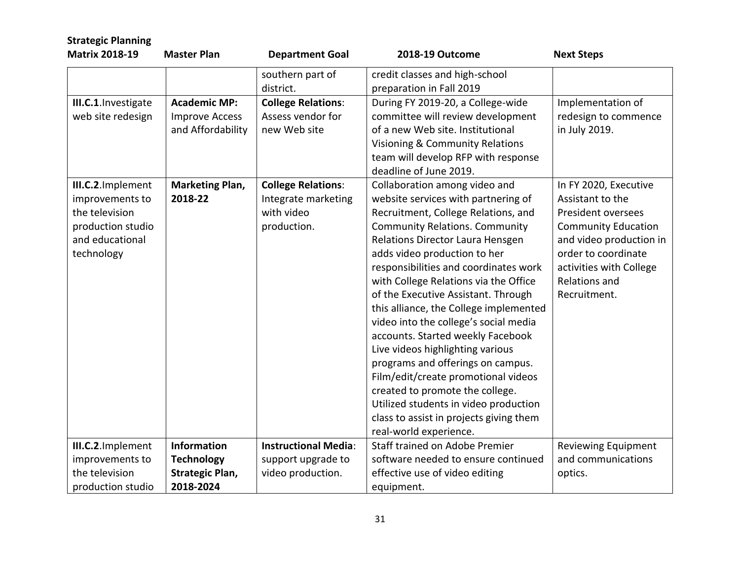| Strategic Planning Matrix 2018-19 | Master Plan | Department Goal | 2018-19 Outcome | Next Steps |
|---|---|---|---|---|
| | | southern part of district. | credit classes and high-school preparation in Fall 2019 | |
| **III.C.1**.Investigate web site redesign | **Academic MP:** Improve Access and Affordability | **College Relations**: Assess vendor for new Web site | During FY 2019-20, a College-wide committee will review development of a new Web site. Institutional Visioning & Community Relations team will develop RFP with response deadline of June 2019. | Implementation of redesign to commence in July 2019. |
| **III.C.2**.Implement improvements to the television production studio and educational technology | **Marketing Plan, 2018-22** | **College Relations**: Integrate marketing with video production. | Collaboration among video and website services with partnering of Recruitment, College Relations, and Community Relations. Community Relations Director Laura Hensgen adds video production to her responsibilities and coordinates work with College Relations via the Office of the Executive Assistant. Through this alliance, the College implemented video into the college's social media accounts. Started weekly Facebook Live videos highlighting various programs and offerings on campus. Film/edit/create promotional videos created to promote the college. Utilized students in video production class to assist in projects giving them real-world experience. | In FY 2020, Executive Assistant to the President oversees Community Education and video production in order to coordinate activities with College Relations and Recruitment. |
| **III.C.2**.Implement improvements to the television production studio | **Information Technology Strategic Plan, 2018-2024** | **Instructional Media**: support upgrade to video production. | Staff trained on Adobe Premier software needed to ensure continued effective use of video editing equipment. | Reviewing Equipment and communications optics. |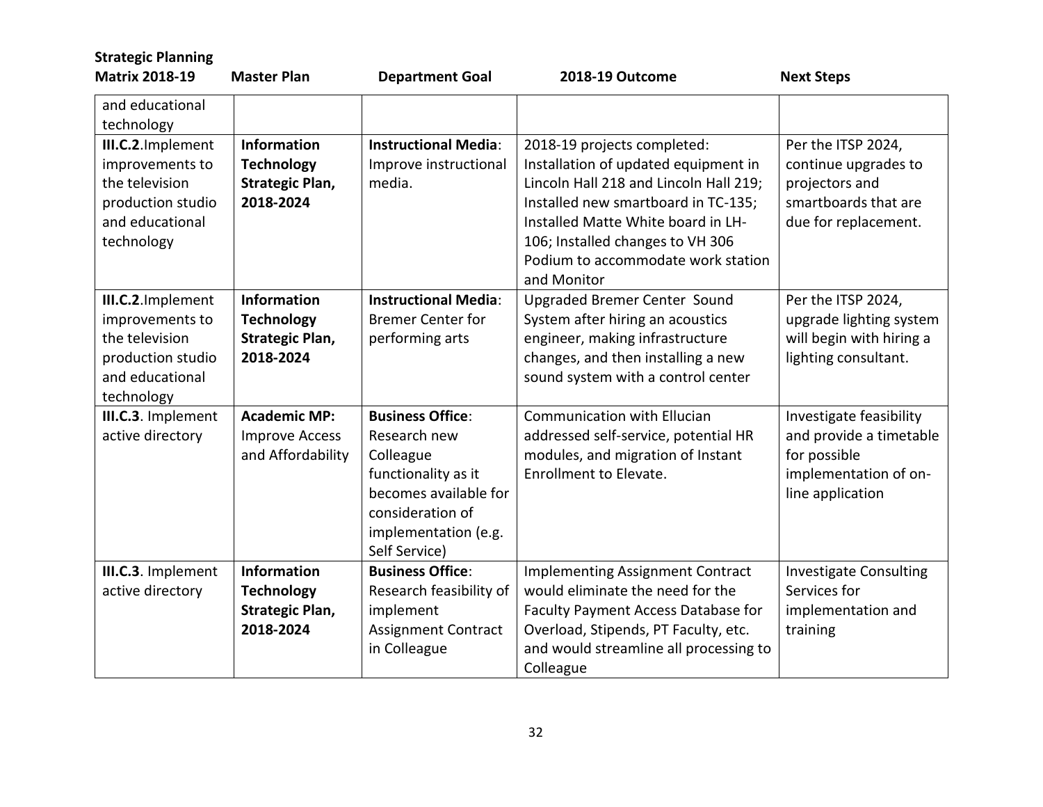| Strategic Planning Matrix 2018-19 | Master Plan | Department Goal | 2018-19 Outcome | Next Steps |
|---|---|---|---|---|
| and educational technology | | | | |
| **III.C.2**.Implement improvements to the television production studio and educational technology | **Information Technology Strategic Plan, 2018-2024** | **Instructional Media**: Improve instructional media. | 2018-19 projects completed: Installation of updated equipment in Lincoln Hall 218 and Lincoln Hall 219; Installed new smartboard in TC-135; Installed Matte White board in LH-106; Installed changes to VH 306 Podium to accommodate work station and Monitor | Per the ITSP 2024, continue upgrades to projectors and smartboards that are due for replacement. |
| **III.C.2**.Implement improvements to the television production studio and educational technology | **Information Technology Strategic Plan, 2018-2024** | **Instructional Media**: Bremer Center for performing arts | Upgraded Bremer Center Sound System after hiring an acoustics engineer, making infrastructure changes, and then installing a new sound system with a control center | Per the ITSP 2024, upgrade lighting system will begin with hiring a lighting consultant. |
| **III.C.3**. Implement active directory | **Academic MP:** Improve Access and Affordability | **Business Office**: Research new Colleague functionality as it becomes available for consideration of implementation (e.g. Self Service) | Communication with Ellucian addressed self-service, potential HR modules, and migration of Instant Enrollment to Elevate. | Investigate feasibility and provide a timetable for possible implementation of on-line application |
| **III.C.3**. Implement active directory | **Information Technology Strategic Plan, 2018-2024** | **Business Office**: Research feasibility of implement Assignment Contract in Colleague | Implementing Assignment Contract would eliminate the need for the Faculty Payment Access Database for Overload, Stipends, PT Faculty, etc. and would streamline all processing to Colleague | Investigate Consulting Services for implementation and training |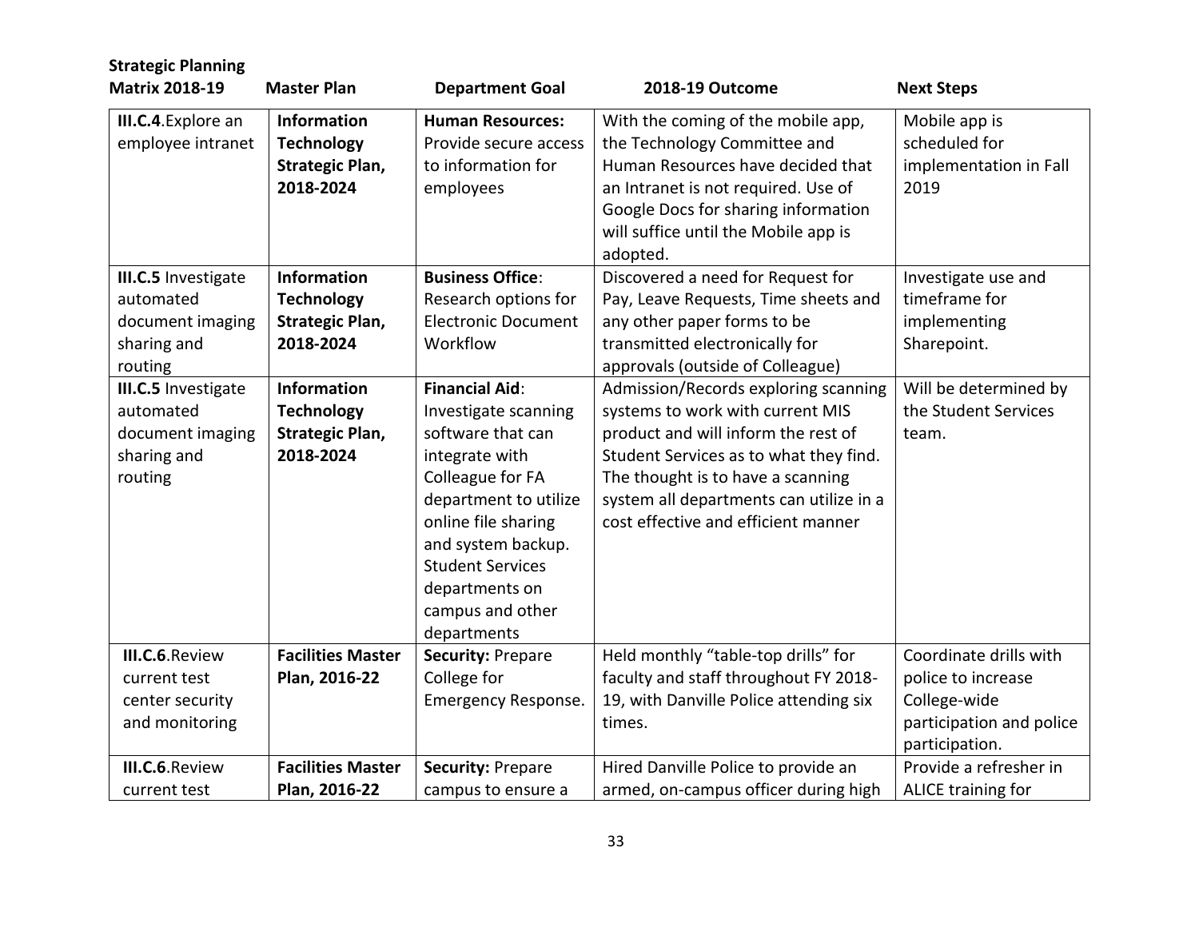| Strategic Planning Matrix 2018-19 | Master Plan | Department Goal | 2018-19 Outcome | Next Steps |
|---|---|---|---|---|
| **III.C.4**.Explore an employee intranet | **Information Technology Strategic Plan, 2018-2024** | **Human Resources:** Provide secure access to information for employees | With the coming of the mobile app, the Technology Committee and Human Resources have decided that an Intranet is not required. Use of Google Docs for sharing information will suffice until the Mobile app is adopted. | Mobile app is scheduled for implementation in Fall 2019 |
| **III.C.5** Investigate automated document imaging sharing and routing | **Information Technology Strategic Plan, 2018-2024** | **Business Office**: Research options for Electronic Document Workflow | Discovered a need for Request for Pay, Leave Requests, Time sheets and any other paper forms to be transmitted electronically for approvals (outside of Colleague) | Investigate use and timeframe for implementing Sharepoint. |
| **III.C.5** Investigate automated document imaging sharing and routing | **Information Technology Strategic Plan, 2018-2024** | **Financial Aid**: Investigate scanning software that can integrate with Colleague for FA department to utilize online file sharing and system backup. Student Services departments on campus and other departments | Admission/Records exploring scanning systems to work with current MIS product and will inform the rest of Student Services as to what they find. The thought is to have a scanning system all departments can utilize in a cost effective and efficient manner | Will be determined by the Student Services team. |
| **III.C.6**.Review current test center security and monitoring | **Facilities Master Plan, 2016-22** | **Security:** Prepare College for Emergency Response. | Held monthly "table-top drills" for faculty and staff throughout FY 2018-19, with Danville Police attending six times. | Coordinate drills with police to increase College-wide participation and police participation. |
| **III.C.6**.Review current test | **Facilities Master Plan, 2016-22** | **Security:** Prepare campus to ensure a | Hired Danville Police to provide an armed, on-campus officer during high | Provide a refresher in ALICE training for |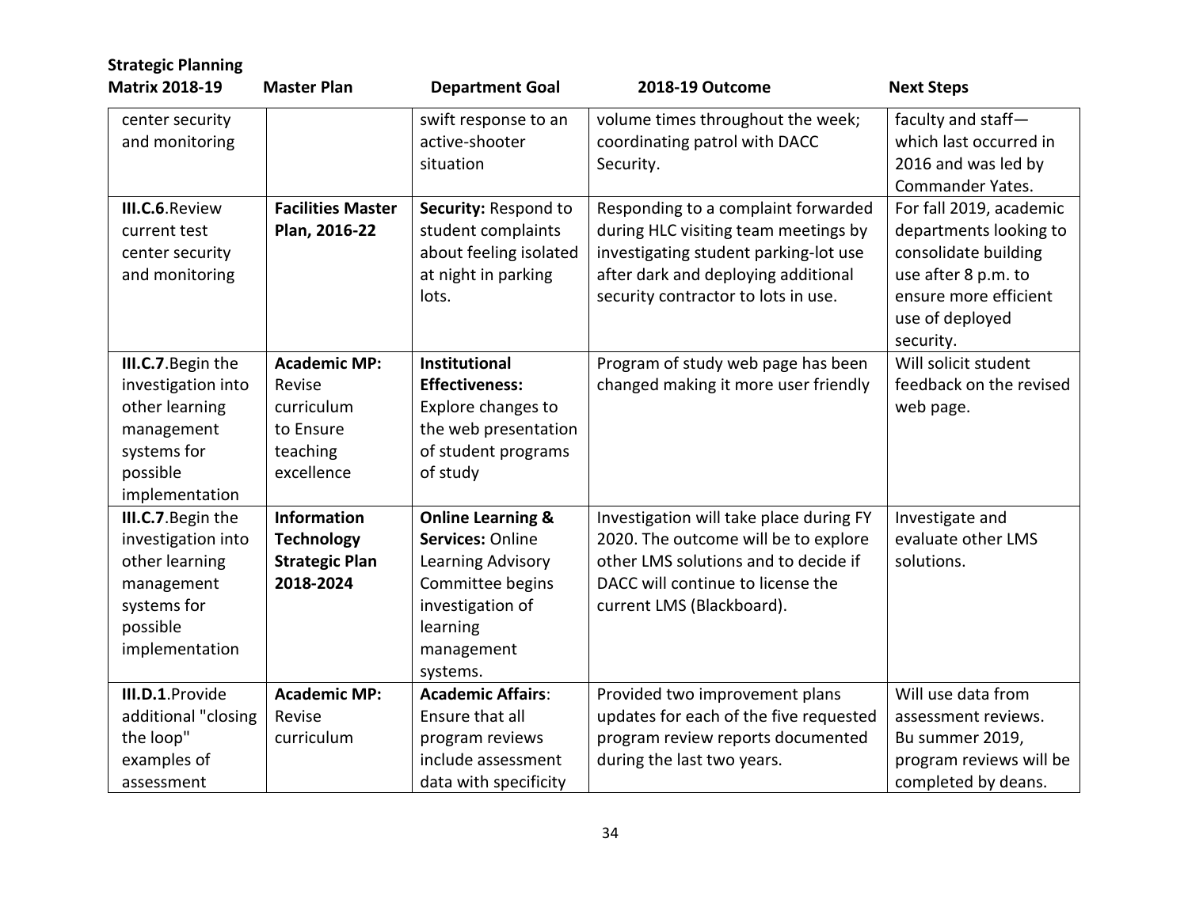| Strategic Planning Matrix 2018-19 | Master Plan | Department Goal | 2018-19 Outcome | Next Steps |
|---|---|---|---|---|
| center security and monitoring | | swift response to an active-shooter situation | volume times throughout the week; coordinating patrol with DACC Security. | faculty and staff—which last occurred in 2016 and was led by Commander Yates. |
| **III.C.6**.Review current test center security and monitoring | **Facilities Master Plan, 2016-22** | **Security:** Respond to student complaints about feeling isolated at night in parking lots. | Responding to a complaint forwarded during HLC visiting team meetings by investigating student parking-lot use after dark and deploying additional security contractor to lots in use. | For fall 2019, academic departments looking to consolidate building use after 8 p.m. to ensure more efficient use of deployed security. |
| **III.C.7**.Begin the investigation into other learning management systems for possible implementation | **Academic MP:** Revise curriculum to Ensure teaching excellence | **Institutional Effectiveness:** Explore changes to the web presentation of student programs of study | Program of study web page has been changed making it more user friendly | Will solicit student feedback on the revised web page. |
| **III.C.7**.Begin the investigation into other learning management systems for possible implementation | **Information Technology Strategic Plan 2018-2024** | **Online Learning & Services:** Online Learning Advisory Committee begins investigation of learning management systems. | Investigation will take place during FY 2020. The outcome will be to explore other LMS solutions and to decide if DACC will continue to license the current LMS (Blackboard). | Investigate and evaluate other LMS solutions. |
| **III.D.1**.Provide additional "closing the loop" examples of assessment | **Academic MP:** Revise curriculum | **Academic Affairs**: Ensure that all program reviews include assessment data with specificity | Provided two improvement plans updates for each of the five requested program review reports documented during the last two years. | Will use data from assessment reviews. Bu summer 2019, program reviews will be completed by deans. |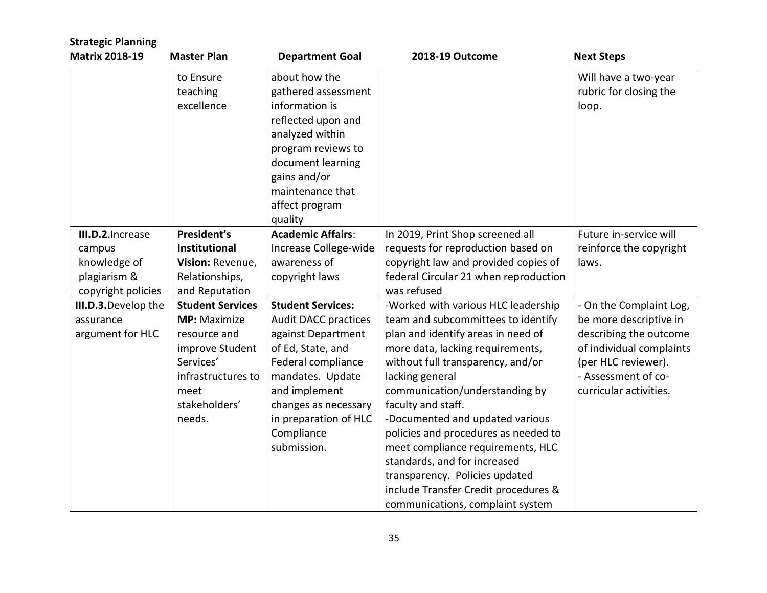| Strategic Planning Matrix 2018-19 | Master Plan | Department Goal | 2018-19 Outcome | Next Steps |
|---|---|---|---|---|
| | to Ensure teaching excellence | about how the gathered assessment information is reflected upon and analyzed within program reviews to document learning gains and/or maintenance that affect program quality | | Will have a two-year rubric for closing the loop. |
| **III.D.2**.Increase campus knowledge of plagiarism & copyright policies | **President's Institutional Vision:** Revenue, Relationships, and Reputation | **Academic Affairs**: Increase College-wide awareness of copyright laws | In 2019, Print Shop screened all requests for reproduction based on copyright law and provided copies of federal Circular 21 when reproduction was refused | Future in-service will reinforce the copyright laws. |
| **III.D.3.**Develop the assurance argument for HLC | **Student Services MP:** Maximize resource and improve Student Services' infrastructures to meet stakeholders' needs. | **Student Services:** Audit DACC practices against Department of Ed, State, and Federal compliance mandates. Update and implement changes as necessary in preparation of HLC Compliance submission. | -Worked with various HLC leadership team and subcommittees to identify plan and identify areas in need of more data, lacking requirements, without full transparency, and/or lacking general communication/understanding by faculty and staff.<br>-Documented and updated various policies and procedures as needed to meet compliance requirements, HLC standards, and for increased transparency. Policies updated include Transfer Credit procedures & communications, complaint system | - On the Complaint Log, be more descriptive in describing the outcome of individual complaints (per HLC reviewer).<br>- Assessment of co-curricular activities. |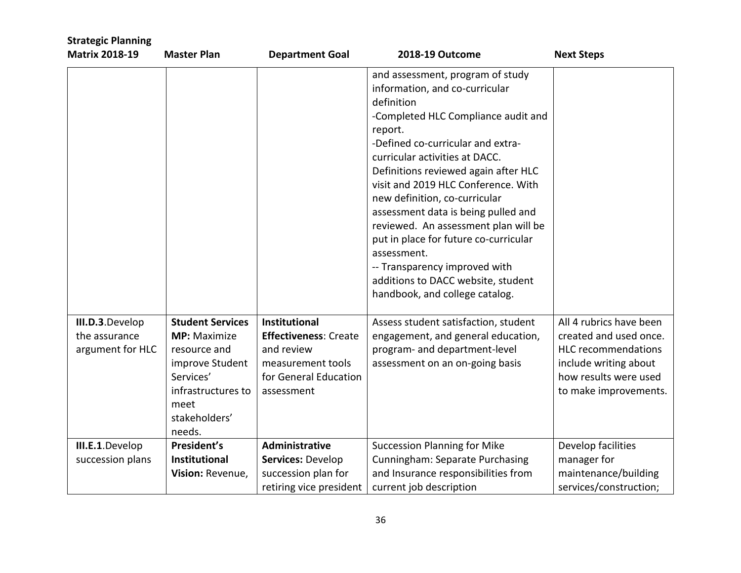| Strategic Planning Matrix 2018-19 | Master Plan | Department Goal | 2018-19 Outcome | Next Steps |
|---|---|---|---|---|
| | | | and assessment, program of study information, and co-curricular definition<br>-Completed HLC Compliance audit and report.<br>-Defined co-curricular and extra-curricular activities at DACC. Definitions reviewed again after HLC visit and 2019 HLC Conference. With new definition, co-curricular assessment data is being pulled and reviewed. An assessment plan will be put in place for future co-curricular assessment.<br>-- Transparency improved with additions to DACC website, student handbook, and college catalog. | |
| **III.D.3**.Develop the assurance argument for HLC | **Student Services MP:** Maximize resource and improve Student Services' infrastructures to meet stakeholders' needs. | **Institutional Effectiveness**: Create and review measurement tools for General Education assessment | Assess student satisfaction, student engagement, and general education, program- and department-level assessment on an on-going basis | All 4 rubrics have been created and used once. HLC recommendations include writing about how results were used to make improvements. |
| **III.E.1**.Develop succession plans | **President's Institutional Vision:** Revenue, | **Administrative Services:** Develop succession plan for retiring vice president | Succession Planning for Mike Cunningham: Separate Purchasing and Insurance responsibilities from current job description | Develop facilities manager for maintenance/building services/construction; |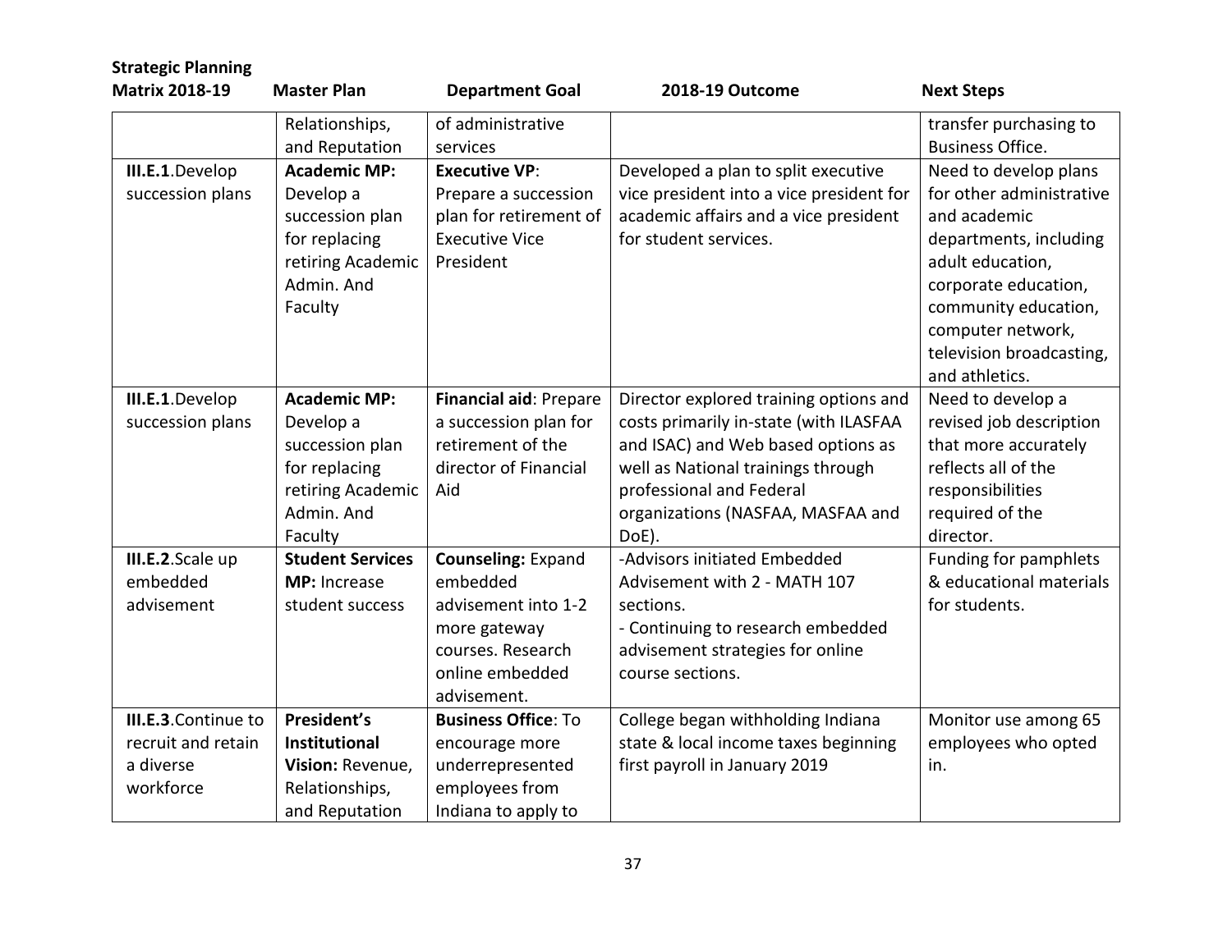| Strategic Planning Matrix 2018-19 | Master Plan | Department Goal | 2018-19 Outcome | Next Steps |
|---|---|---|---|---|
| | Relationships, and Reputation | of administrative services | | transfer purchasing to Business Office. |
| **III.E.1**.Develop succession plans | **Academic MP:** Develop a succession plan for replacing retiring Academic Admin. And Faculty | **Executive VP**: Prepare a succession plan for retirement of Executive Vice President | Developed a plan to split executive vice president into a vice president for academic affairs and a vice president for student services. | Need to develop plans for other administrative and academic departments, including adult education, corporate education, community education, computer network, television broadcasting, and athletics. |
| **III.E.1**.Develop succession plans | **Academic MP:** Develop a succession plan for replacing retiring Academic Admin. And Faculty | **Financial aid**: Prepare a succession plan for retirement of the director of Financial Aid | Director explored training options and costs primarily in-state (with ILASFAA and ISAC) and Web based options as well as National trainings through professional and Federal organizations (NASFAA, MASFAA and DoE). | Need to develop a revised job description that more accurately reflects all of the responsibilities required of the director. |
| **III.E.2**.Scale up embedded advisement | **Student Services MP:** Increase student success | **Counseling:** Expand embedded advisement into 1-2 more gateway courses. Research online embedded advisement. | -Advisors initiated Embedded Advisement with 2 - MATH 107 sections.<br>- Continuing to research embedded advisement strategies for online course sections. | Funding for pamphlets & educational materials for students. |
| **III.E.3**.Continue to recruit and retain a diverse workforce | **President's Institutional Vision:** Revenue, Relationships, and Reputation | **Business Office**: To encourage more underrepresented employees from Indiana to apply to | College began withholding Indiana state & local income taxes beginning first payroll in January 2019 | Monitor use among 65 employees who opted in. |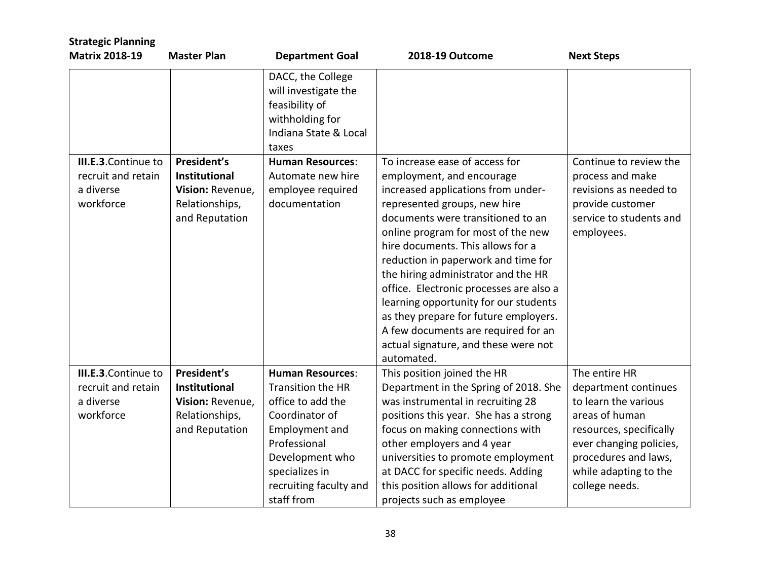| Strategic Planning Matrix 2018-19 | Master Plan | Department Goal | 2018-19 Outcome | Next Steps |
|---|---|---|---|---|
| | | DACC, the College will investigate the feasibility of withholding for Indiana State & Local taxes | | |
| **III.E.3**.Continue to recruit and retain a diverse workforce | **President's Institutional Vision:** Revenue, Relationships, and Reputation | **Human Resources**: Automate new hire employee required documentation | To increase ease of access for employment, and encourage increased applications from under-represented groups, new hire documents were transitioned to an online program for most of the new hire documents. This allows for a reduction in paperwork and time for the hiring administrator and the HR office. Electronic processes are also a learning opportunity for our students as they prepare for future employers. A few documents are required for an actual signature, and these were not automated. | Continue to review the process and make revisions as needed to provide customer service to students and employees. |
| **III.E.3**.Continue to recruit and retain a diverse workforce | **President's Institutional Vision:** Revenue, Relationships, and Reputation | **Human Resources**: Transition the HR office to add the Coordinator of Employment and Professional Development who specializes in recruiting faculty and staff from | This position joined the HR Department in the Spring of 2018. She was instrumental in recruiting 28 positions this year. She has a strong focus on making connections with other employers and 4 year universities to promote employment at DACC for specific needs. Adding this position allows for additional projects such as employee | The entire HR department continues to learn the various areas of human resources, specifically ever changing policies, procedures and laws, while adapting to the college needs. |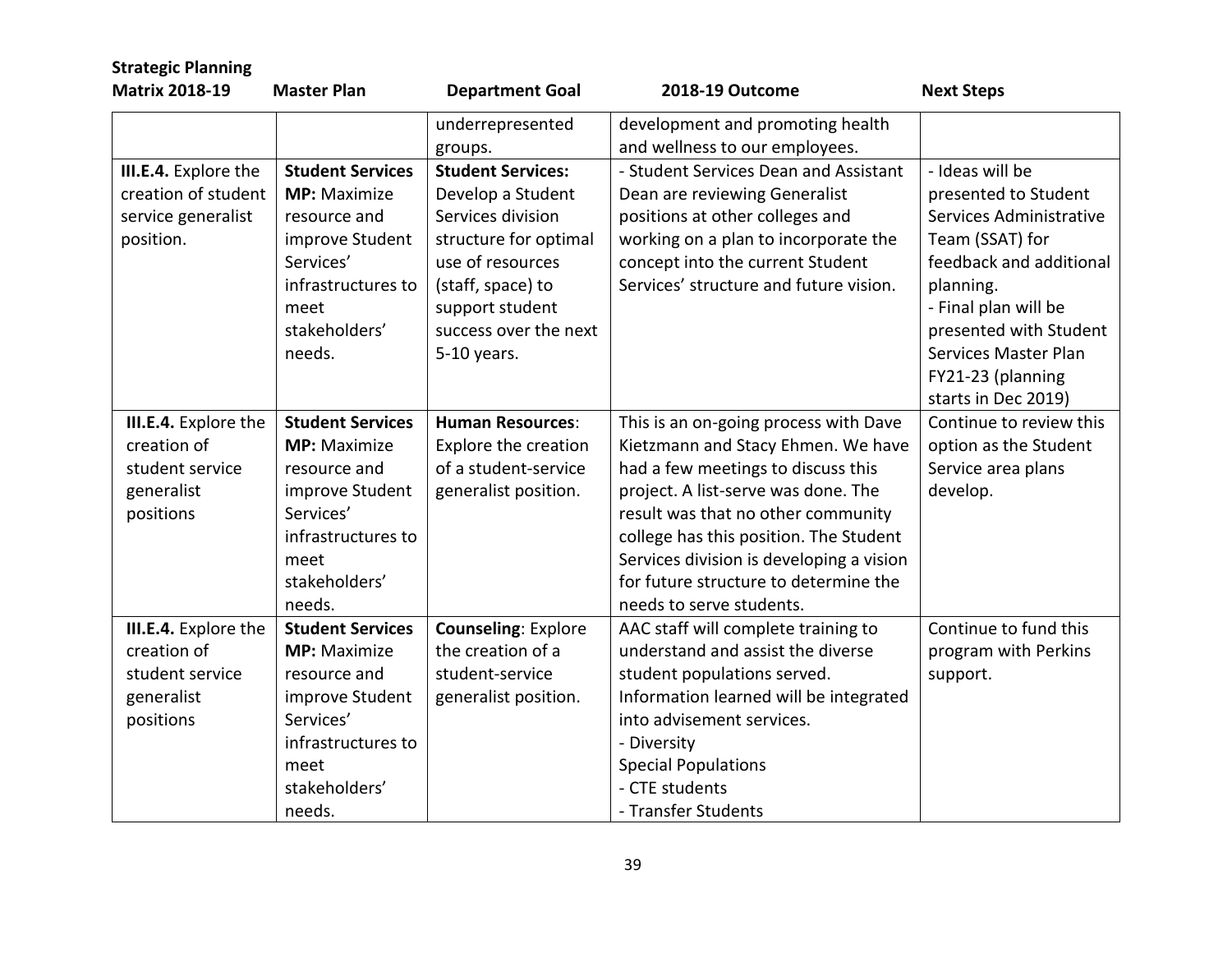| Strategic Planning Matrix 2018-19 | Master Plan | Department Goal | 2018-19 Outcome | Next Steps |
|---|---|---|---|---|
| | | underrepresented groups. | development and promoting health and wellness to our employees. | |
| **III.E.4.** Explore the creation of student service generalist position. | **Student Services MP:** Maximize resource and improve Student Services' infrastructures to meet stakeholders' needs. | **Student Services:** Develop a Student Services division structure for optimal use of resources (staff, space) to support student success over the next 5-10 years. | - Student Services Dean and Assistant Dean are reviewing Generalist positions at other colleges and working on a plan to incorporate the concept into the current Student Services' structure and future vision. | - Ideas will be presented to Student Services Administrative Team (SSAT) for feedback and additional planning.<br>- Final plan will be presented with Student Services Master Plan FY21-23 (planning starts in Dec 2019) |
| **III.E.4.** Explore the creation of student service generalist positions | **Student Services MP:** Maximize resource and improve Student Services' infrastructures to meet stakeholders' needs. | **Human Resources**: Explore the creation of a student-service generalist position. | This is an on-going process with Dave Kietzmann and Stacy Ehmen. We have had a few meetings to discuss this project. A list-serve was done. The result was that no other community college has this position. The Student Services division is developing a vision for future structure to determine the needs to serve students. | Continue to review this option as the Student Service area plans develop. |
| **III.E.4.** Explore the creation of student service generalist positions | **Student Services MP:** Maximize resource and improve Student Services' infrastructures to meet stakeholders' needs. | **Counseling**: Explore the creation of a student-service generalist position. | AAC staff will complete training to understand and assist the diverse student populations served. Information learned will be integrated into advisement services.<br>- Diversity<br>Special Populations<br>- CTE students<br>- Transfer Students | Continue to fund this program with Perkins support. |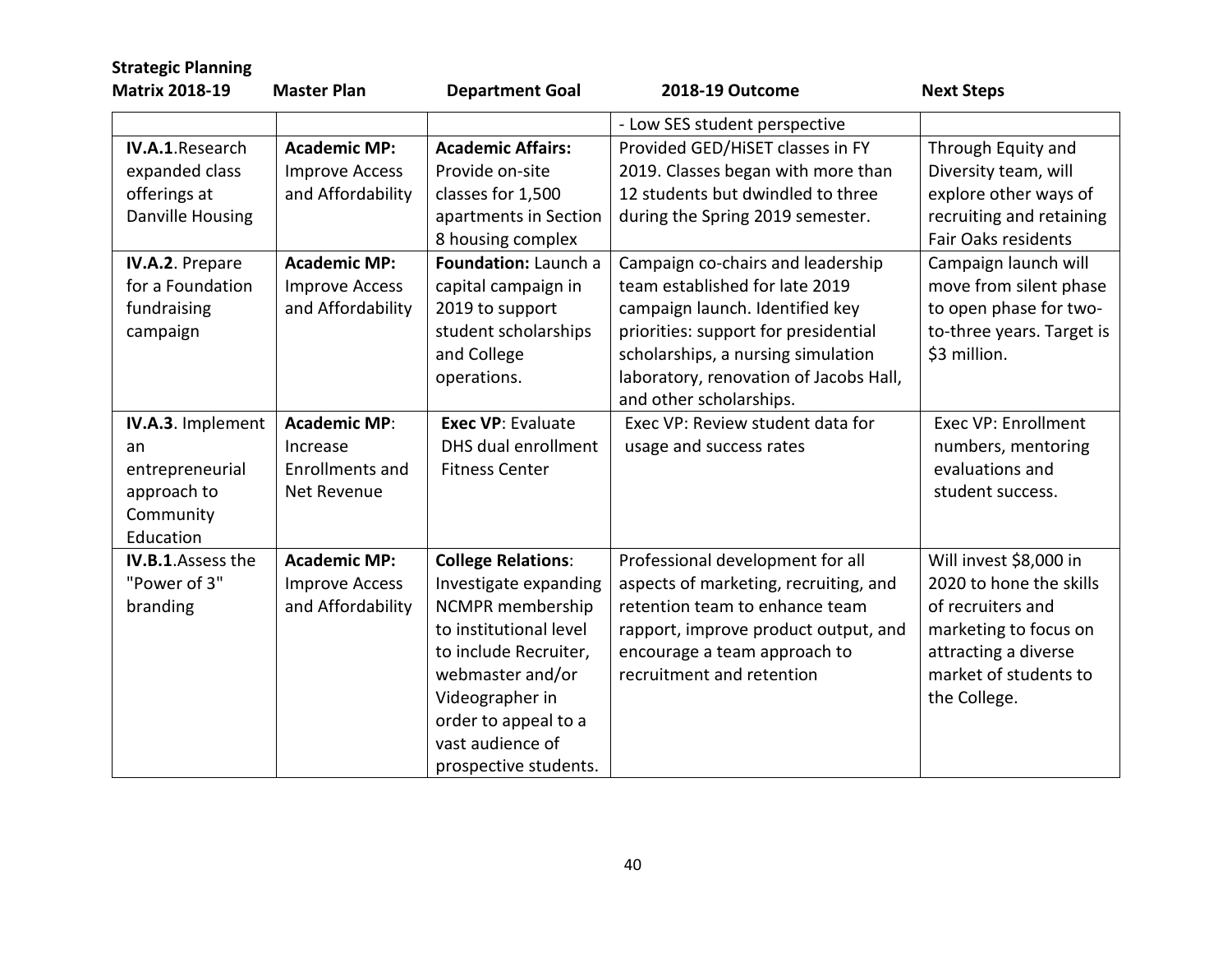| Strategic Planning Matrix 2018-19 | Master Plan | Department Goal | 2018-19 Outcome | Next Steps |
|---|---|---|---|---|
| | | | - Low SES student perspective | |
| **IV.A.1**.Research expanded class offerings at Danville Housing | **Academic MP:** Improve Access and Affordability | **Academic Affairs:** Provide on-site classes for 1,500 apartments in Section 8 housing complex | Provided GED/HiSET classes in FY 2019. Classes began with more than 12 students but dwindled to three during the Spring 2019 semester. | Through Equity and Diversity team, will explore other ways of recruiting and retaining Fair Oaks residents |
| **IV.A.2**. Prepare for a Foundation fundraising campaign | **Academic MP:** Improve Access and Affordability | **Foundation:** Launch a capital campaign in 2019 to support student scholarships and College operations. | Campaign co-chairs and leadership team established for late 2019 campaign launch. Identified key priorities: support for presidential scholarships, a nursing simulation laboratory, renovation of Jacobs Hall, and other scholarships. | Campaign launch will move from silent phase to open phase for two-to-three years. Target is $3 million. |
| **IV.A.3**. Implement an entrepreneurial approach to Community Education | **Academic MP**: Increase Enrollments and Net Revenue | **Exec VP**: Evaluate DHS dual enrollment Fitness Center | Exec VP: Review student data for usage and success rates | Exec VP: Enrollment numbers, mentoring evaluations and student success. |
| **IV.B.1**.Assess the "Power of 3" branding | **Academic MP:** Improve Access and Affordability | **College Relations**: Investigate expanding NCMPR membership to institutional level to include Recruiter, webmaster and/or Videographer in order to appeal to a vast audience of prospective students. | Professional development for all aspects of marketing, recruiting, and retention team to enhance team rapport, improve product output, and encourage a team approach to recruitment and retention | Will invest $8,000 in 2020 to hone the skills of recruiters and marketing to focus on attracting a diverse market of students to the College. |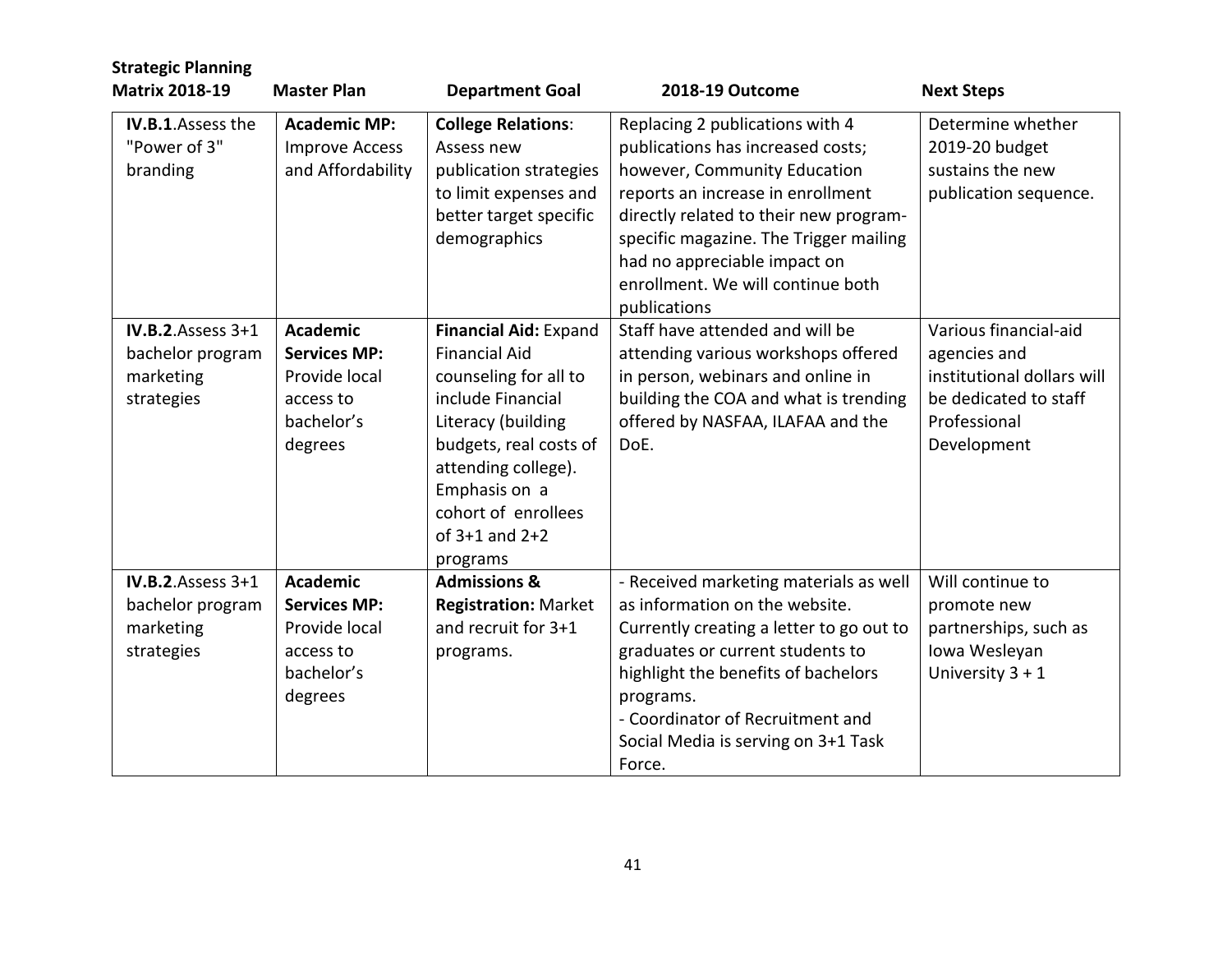| Strategic Planning Matrix 2018-19 | Master Plan | Department Goal | 2018-19 Outcome | Next Steps |
|---|---|---|---|---|
| **IV.B.1**.Assess the "Power of 3" branding | **Academic MP:** Improve Access and Affordability | **College Relations**: Assess new publication strategies to limit expenses and better target specific demographics | Replacing 2 publications with 4 publications has increased costs; however, Community Education reports an increase in enrollment directly related to their new program-specific magazine. The Trigger mailing had no appreciable impact on enrollment. We will continue both publications | Determine whether 2019-20 budget sustains the new publication sequence. |
| **IV.B.2**.Assess 3+1 bachelor program marketing strategies | **Academic Services MP:** Provide local access to bachelor's degrees | **Financial Aid:** Expand Financial Aid counseling for all to include Financial Literacy (building budgets, real costs of attending college). Emphasis on a cohort of enrollees of 3+1 and 2+2 programs | Staff have attended and will be attending various workshops offered in person, webinars and online in building the COA and what is trending offered by NASFAA, ILAFAA and the DoE. | Various financial-aid agencies and institutional dollars will be dedicated to staff Professional Development |
| **IV.B.2**.Assess 3+1 bachelor program marketing strategies | **Academic Services MP:** Provide local access to bachelor's degrees | **Admissions & Registration:** Market and recruit for 3+1 programs. | - Received marketing materials as well as information on the website. Currently creating a letter to go out to graduates or current students to highlight the benefits of bachelors programs.<br>- Coordinator of Recruitment and Social Media is serving on 3+1 Task Force. | Will continue to promote new partnerships, such as Iowa Wesleyan University 3 + 1 |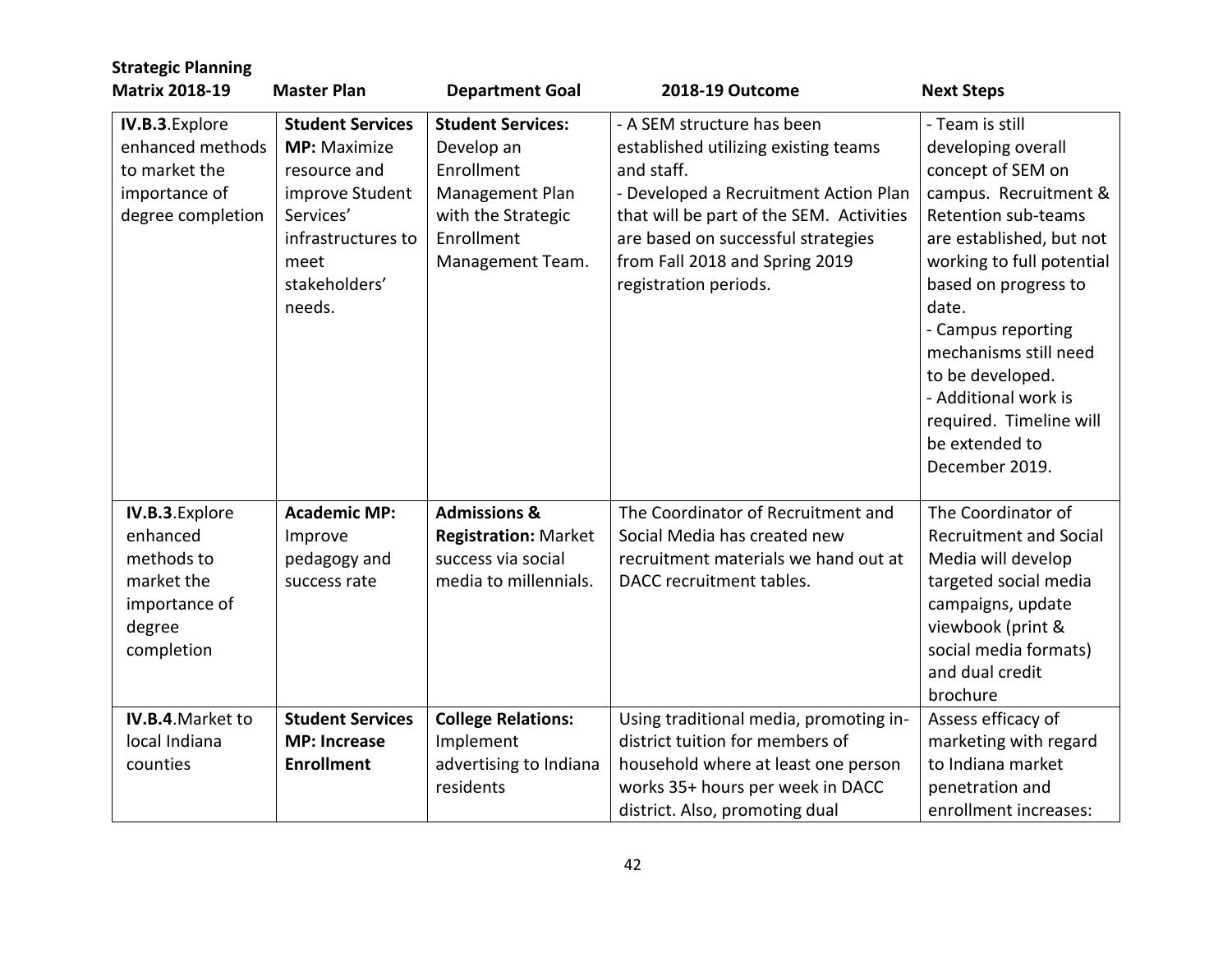| Strategic Planning Matrix 2018-19 | Master Plan | Department Goal | 2018-19 Outcome | Next Steps |
|---|---|---|---|---|
| **IV.B.3**.Explore enhanced methods to market the importance of degree completion | **Student Services MP:** Maximize resource and improve Student Services' infrastructures to meet stakeholders' needs. | **Student Services:** Develop an Enrollment Management Plan with the Strategic Enrollment Management Team. | - A SEM structure has been established utilizing existing teams and staff.<br>- Developed a Recruitment Action Plan that will be part of the SEM. Activities are based on successful strategies from Fall 2018 and Spring 2019 registration periods. | - Team is still developing overall concept of SEM on campus. Recruitment & Retention sub-teams are established, but not working to full potential based on progress to date.<br>- Campus reporting mechanisms still need to be developed.<br>- Additional work is required. Timeline will be extended to December 2019. |
| **IV.B.3**.Explore enhanced methods to market the importance of degree completion | **Academic MP:** Improve pedagogy and success rate | **Admissions & Registration:** Market success via social media to millennials. | The Coordinator of Recruitment and Social Media has created new recruitment materials we hand out at DACC recruitment tables. | The Coordinator of Recruitment and Social Media will develop targeted social media campaigns, update viewbook (print & social media formats) and dual credit brochure |
| **IV.B.4**.Market to local Indiana counties | **Student Services MP: Increase Enrollment** | **College Relations:** Implement advertising to Indiana residents | Using traditional media, promoting in-district tuition for members of household where at least one person works 35+ hours per week in DACC district. Also, promoting dual | Assess efficacy of marketing with regard to Indiana market penetration and enrollment increases: |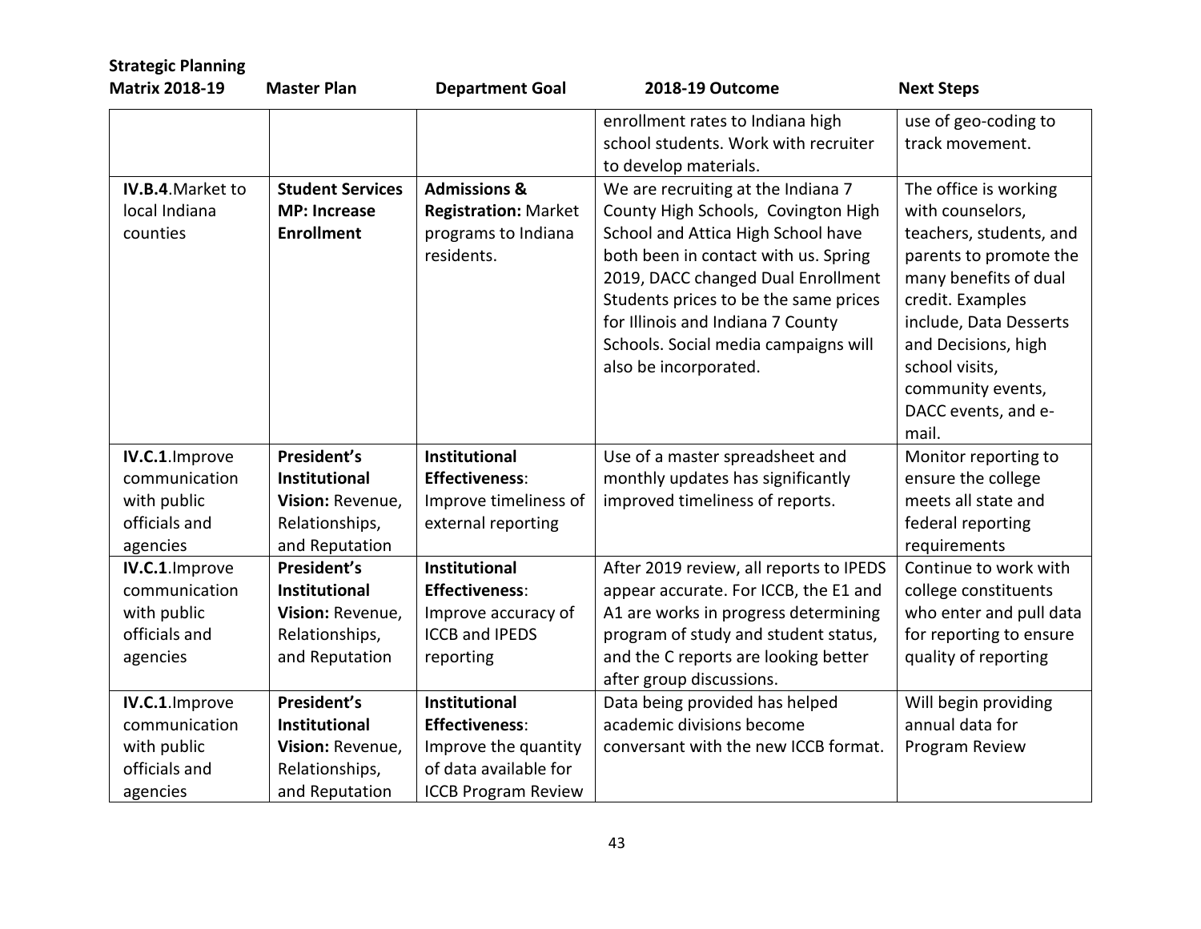| Strategic Planning Matrix 2018-19 | Master Plan | Department Goal | 2018-19 Outcome | Next Steps |
|---|---|---|---|---|
| | | | enrollment rates to Indiana high school students. Work with recruiter to develop materials. | use of geo-coding to track movement. |
| **IV.B.4**.Market to local Indiana counties | **Student Services MP: Increase Enrollment** | **Admissions & Registration:** Market programs to Indiana residents. | We are recruiting at the Indiana 7 County High Schools, Covington High School and Attica High School have both been in contact with us. Spring 2019, DACC changed Dual Enrollment Students prices to be the same prices for Illinois and Indiana 7 County Schools. Social media campaigns will also be incorporated. | The office is working with counselors, teachers, students, and parents to promote the many benefits of dual credit. Examples include, Data Desserts and Decisions, high school visits, community events, DACC events, and e-mail. |
| **IV.C.1**.Improve communication with public officials and agencies | **President's Institutional Vision:** Revenue, Relationships, and Reputation | **Institutional Effectiveness**: Improve timeliness of external reporting | Use of a master spreadsheet and monthly updates has significantly improved timeliness of reports. | Monitor reporting to ensure the college meets all state and federal reporting requirements |
| **IV.C.1**.Improve communication with public officials and agencies | **President's Institutional Vision:** Revenue, Relationships, and Reputation | **Institutional Effectiveness**: Improve accuracy of ICCB and IPEDS reporting | After 2019 review, all reports to IPEDS appear accurate. For ICCB, the E1 and A1 are works in progress determining program of study and student status, and the C reports are looking better after group discussions. | Continue to work with college constituents who enter and pull data for reporting to ensure quality of reporting |
| **IV.C.1**.Improve communication with public officials and agencies | **President's Institutional Vision:** Revenue, Relationships, and Reputation | **Institutional Effectiveness**: Improve the quantity of data available for ICCB Program Review | Data being provided has helped academic divisions become conversant with the new ICCB format. | Will begin providing annual data for Program Review |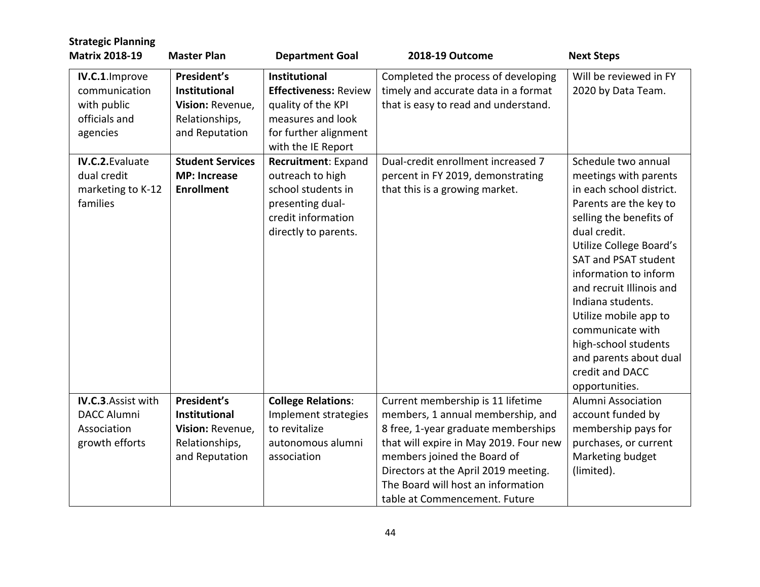| Strategic Planning Matrix 2018-19 | Master Plan | Department Goal | 2018-19 Outcome | Next Steps |
|---|---|---|---|---|
| **IV.C.1**.Improve communication with public officials and agencies | **President's Institutional Vision:** Revenue, Relationships, and Reputation | **Institutional Effectiveness:** Review quality of the KPI measures and look for further alignment with the IE Report | Completed the process of developing timely and accurate data in a format that is easy to read and understand. | Will be reviewed in FY 2020 by Data Team. |
| **IV.C.2.**Evaluate dual credit marketing to K-12 families | **Student Services MP: Increase Enrollment** | **Recruitment**: Expand outreach to high school students in presenting dual-credit information directly to parents. | Dual-credit enrollment increased 7 percent in FY 2019, demonstrating that this is a growing market. | Schedule two annual meetings with parents in each school district. Parents are the key to selling the benefits of dual credit.<br>Utilize College Board's SAT and PSAT student information to inform and recruit Illinois and Indiana students.<br>Utilize mobile app to communicate with high-school students and parents about dual credit and DACC opportunities. |
| **IV.C.3**.Assist with DACC Alumni Association growth efforts | **President's Institutional Vision:** Revenue, Relationships, and Reputation | **College Relations**: Implement strategies to revitalize autonomous alumni association | Current membership is 11 lifetime members, 1 annual membership, and 8 free, 1-year graduate memberships that will expire in May 2019. Four new members joined the Board of Directors at the April 2019 meeting. The Board will host an information table at Commencement. Future | Alumni Association account funded by membership pays for purchases, or current Marketing budget (limited). |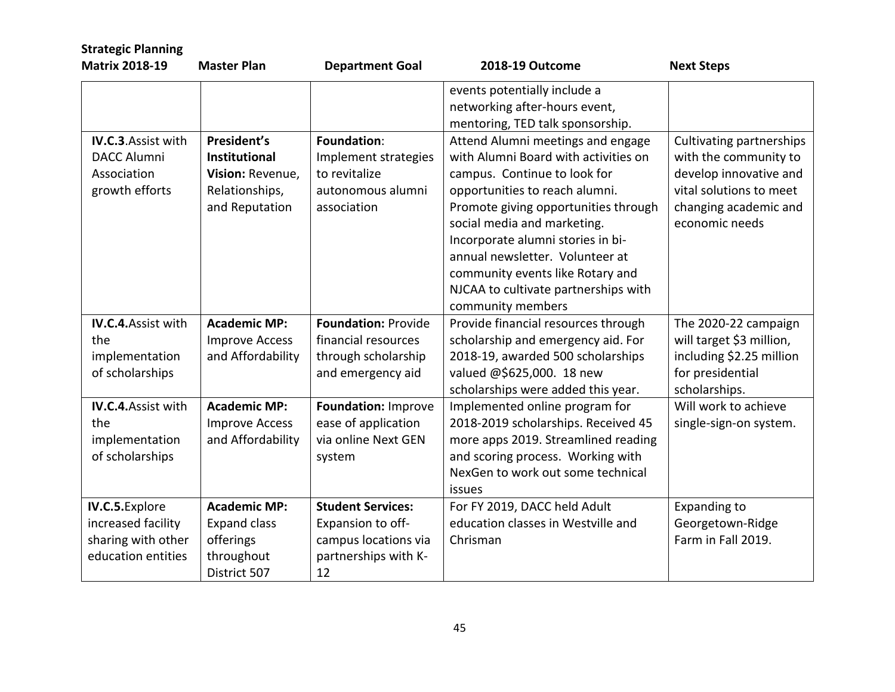| Strategic Planning Matrix 2018-19 | Master Plan | Department Goal | 2018-19 Outcome | Next Steps |
|---|---|---|---|---|
| | | | events potentially include a networking after-hours event, mentoring, TED talk sponsorship. | |
| **IV.C.3**.Assist with DACC Alumni Association growth efforts | **President's Institutional Vision:** Revenue, Relationships, and Reputation | **Foundation**: Implement strategies to revitalize autonomous alumni association | Attend Alumni meetings and engage with Alumni Board with activities on campus. Continue to look for opportunities to reach alumni. Promote giving opportunities through social media and marketing. Incorporate alumni stories in bi-annual newsletter. Volunteer at community events like Rotary and NJCAA to cultivate partnerships with community members | Cultivating partnerships with the community to develop innovative and vital solutions to meet changing academic and economic needs |
| **IV.C.4.**Assist with the implementation of scholarships | **Academic MP:** Improve Access and Affordability | **Foundation:** Provide financial resources through scholarship and emergency aid | Provide financial resources through scholarship and emergency aid. For 2018-19, awarded 500 scholarships valued @$625,000. 18 new scholarships were added this year. | The 2020-22 campaign will target $3 million, including $2.25 million for presidential scholarships. |
| **IV.C.4.**Assist with the implementation of scholarships | **Academic MP:** Improve Access and Affordability | **Foundation:** Improve ease of application via online Next GEN system | Implemented online program for 2018-2019 scholarships. Received 45 more apps 2019. Streamlined reading and scoring process. Working with NexGen to work out some technical issues | Will work to achieve single-sign-on system. |
| **IV.C.5.**Explore increased facility sharing with other education entities | **Academic MP:** Expand class offerings throughout District 507 | **Student Services:** Expansion to off-campus locations via partnerships with K-12 | For FY 2019, DACC held Adult education classes in Westville and Chrisman | Expanding to Georgetown-Ridge Farm in Fall 2019. |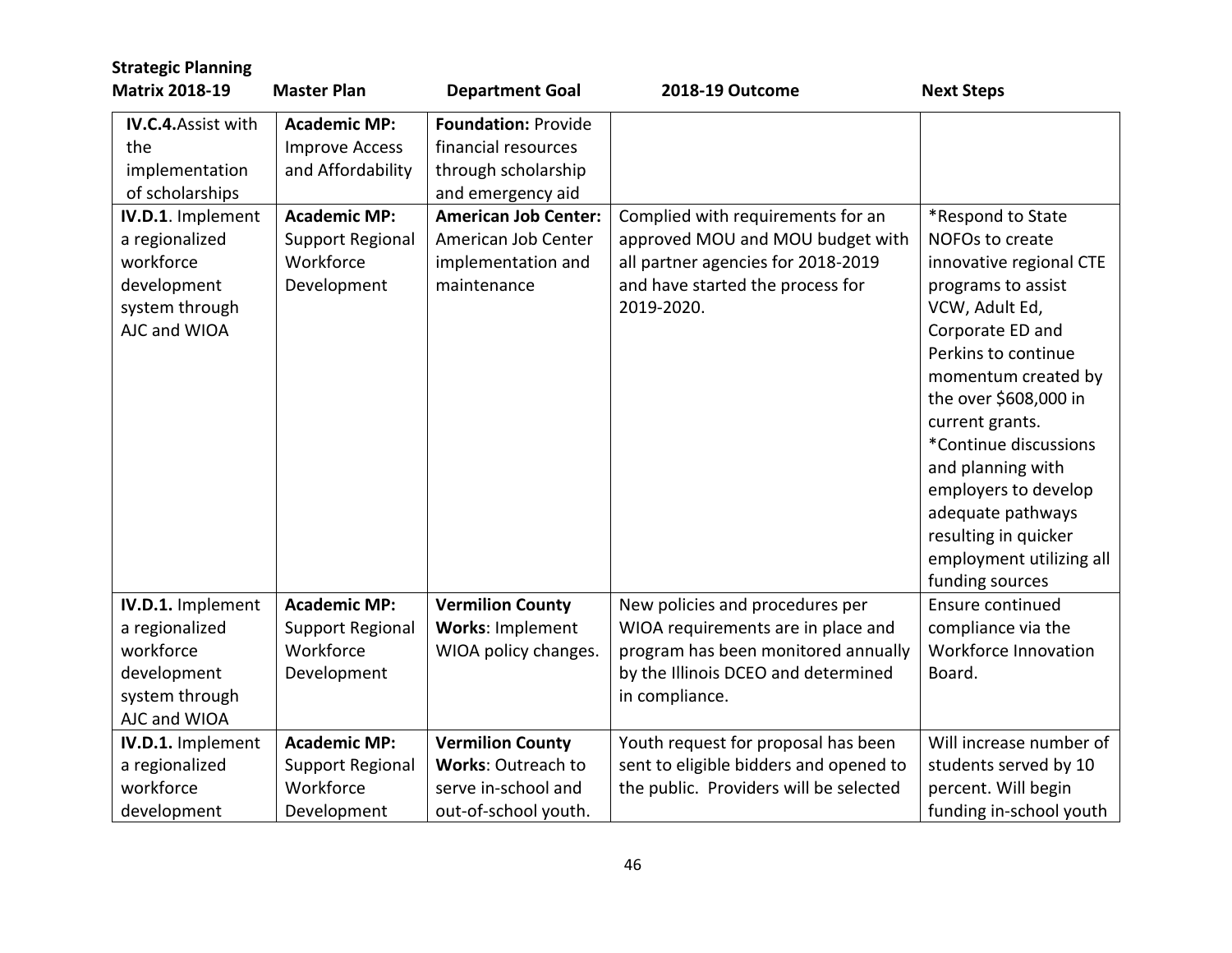| Strategic Planning Matrix 2018-19 | Master Plan | Department Goal | 2018-19 Outcome | Next Steps |
|---|---|---|---|---|
| **IV.C.4.** Assist with the implementation of scholarships | **Academic MP:** Improve Access and Affordability | **Foundation:** Provide financial resources through scholarship and emergency aid | | |
| **IV.D.1**. Implement a regionalized workforce development system through AJC and WIOA | **Academic MP:** Support Regional Workforce Development | **American Job Center:** American Job Center implementation and maintenance | Complied with requirements for an approved MOU and MOU budget with all partner agencies for 2018-2019 and have started the process for 2019-2020. | *Respond to State NOFOs to create innovative regional CTE programs to assist VCW, Adult Ed, Corporate ED and Perkins to continue momentum created by the over $608,000 in current grants. *Continue discussions and planning with employers to develop adequate pathways resulting in quicker employment utilizing all funding sources |
| **IV.D.1.** Implement a regionalized workforce development system through AJC and WIOA | **Academic MP:** Support Regional Workforce Development | **Vermilion County Works**: Implement WIOA policy changes. | New policies and procedures per WIOA requirements are in place and program has been monitored annually by the Illinois DCEO and determined in compliance. | Ensure continued compliance via the Workforce Innovation Board. |
| **IV.D.1.** Implement a regionalized workforce development | **Academic MP:** Support Regional Workforce Development | **Vermilion County Works**: Outreach to serve in-school and out-of-school youth. | Youth request for proposal has been sent to eligible bidders and opened to the public. Providers will be selected | Will increase number of students served by 10 percent. Will begin funding in-school youth |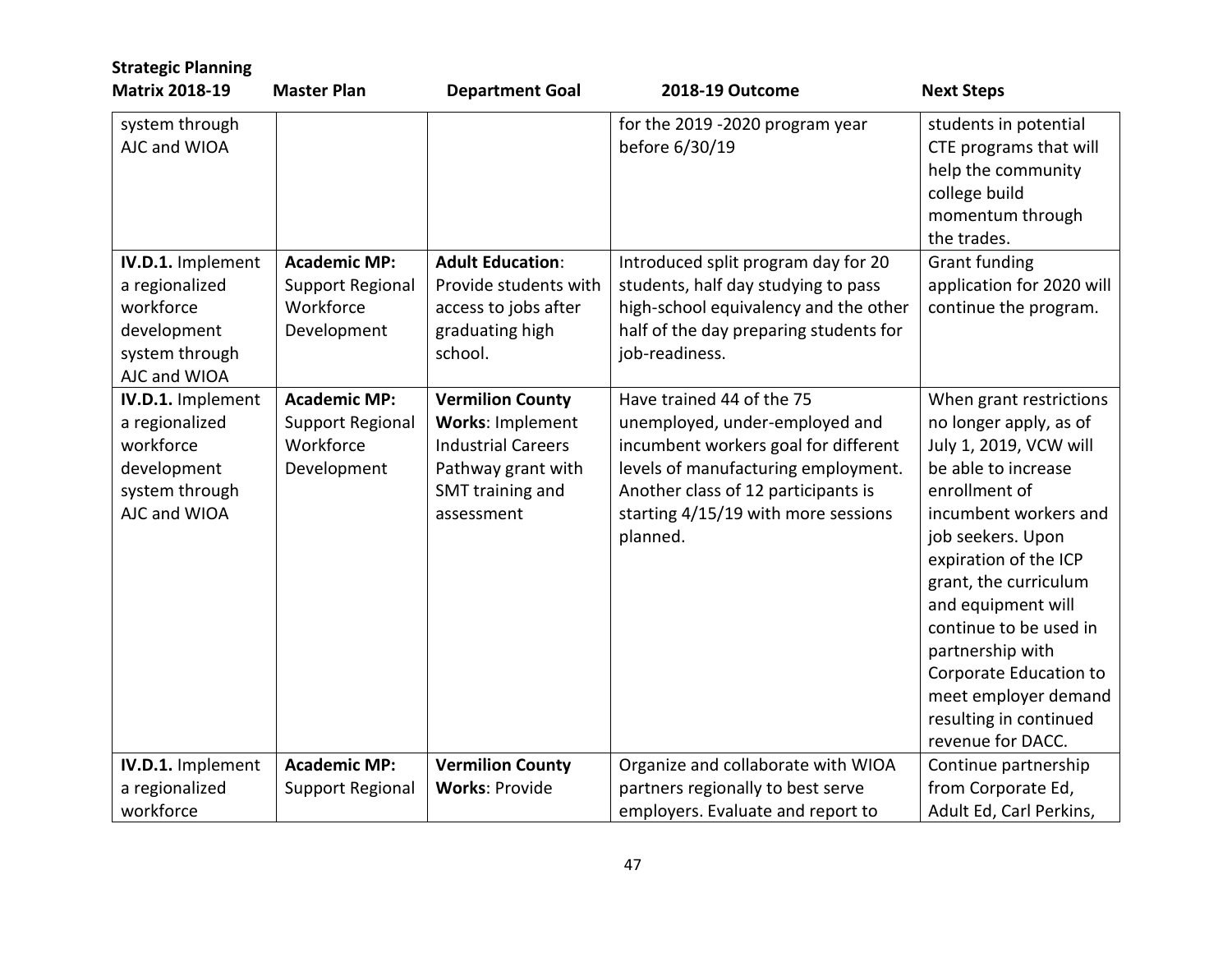| Strategic Planning Matrix 2018-19 | Master Plan | Department Goal | 2018-19 Outcome | Next Steps |
|---|---|---|---|---|
| system through AJC and WIOA | | | for the 2019 -2020 program year before 6/30/19 | students in potential CTE programs that will help the community college build momentum through the trades. |
| **IV.D.1.** Implement a regionalized workforce development system through AJC and WIOA | **Academic MP:** Support Regional Workforce Development | **Adult Education**: Provide students with access to jobs after graduating high school. | Introduced split program day for 20 students, half day studying to pass high-school equivalency and the other half of the day preparing students for job-readiness. | Grant funding application for 2020 will continue the program. |
| **IV.D.1.** Implement a regionalized workforce development system through AJC and WIOA | **Academic MP:** Support Regional Workforce Development | **Vermilion County Works**: Implement Industrial Careers Pathway grant with SMT training and assessment | Have trained 44 of the 75 unemployed, under-employed and incumbent workers goal for different levels of manufacturing employment. Another class of 12 participants is starting 4/15/19 with more sessions planned. | When grant restrictions no longer apply, as of July 1, 2019, VCW will be able to increase enrollment of incumbent workers and job seekers. Upon expiration of the ICP grant, the curriculum and equipment will continue to be used in partnership with Corporate Education to meet employer demand resulting in continued revenue for DACC. |
| **IV.D.1.** Implement a regionalized workforce | **Academic MP:** Support Regional | **Vermilion County Works**: Provide | Organize and collaborate with WIOA partners regionally to best serve employers. Evaluate and report to | Continue partnership from Corporate Ed, Adult Ed, Carl Perkins, |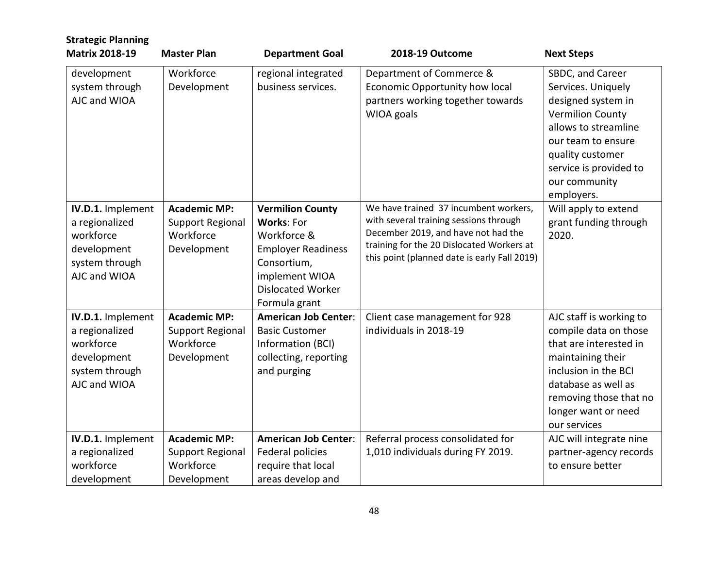| Strategic Planning Matrix 2018-19 | Master Plan | Department Goal | 2018-19 Outcome | Next Steps |
|---|---|---|---|---|
| development system through AJC and WIOA | Workforce Development | regional integrated business services. | Department of Commerce & Economic Opportunity how local partners working together towards WIOA goals | SBDC, and Career Services. Uniquely designed system in Vermilion County allows to streamline our team to ensure quality customer service is provided to our community employers. |
| **IV.D.1.** Implement a regionalized workforce development system through AJC and WIOA | **Academic MP:** Support Regional Workforce Development | **Vermilion County Works**: For Workforce & Employer Readiness Consortium, implement WIOA Dislocated Worker Formula grant | We have trained 37 incumbent workers, with several training sessions through December 2019, and have not had the training for the 20 Dislocated Workers at this point (planned date is early Fall 2019) | Will apply to extend grant funding through 2020. |
| **IV.D.1.** Implement a regionalized workforce development system through AJC and WIOA | **Academic MP:** Support Regional Workforce Development | **American Job Center**: Basic Customer Information (BCI) collecting, reporting and purging | Client case management for 928 individuals in 2018-19 | AJC staff is working to compile data on those that are interested in maintaining their inclusion in the BCI database as well as removing those that no longer want or need our services |
| **IV.D.1.** Implement a regionalized workforce development | **Academic MP:** Support Regional Workforce Development | **American Job Center**: Federal policies require that local areas develop and | Referral process consolidated for 1,010 individuals during FY 2019. | AJC will integrate nine partner-agency records to ensure better |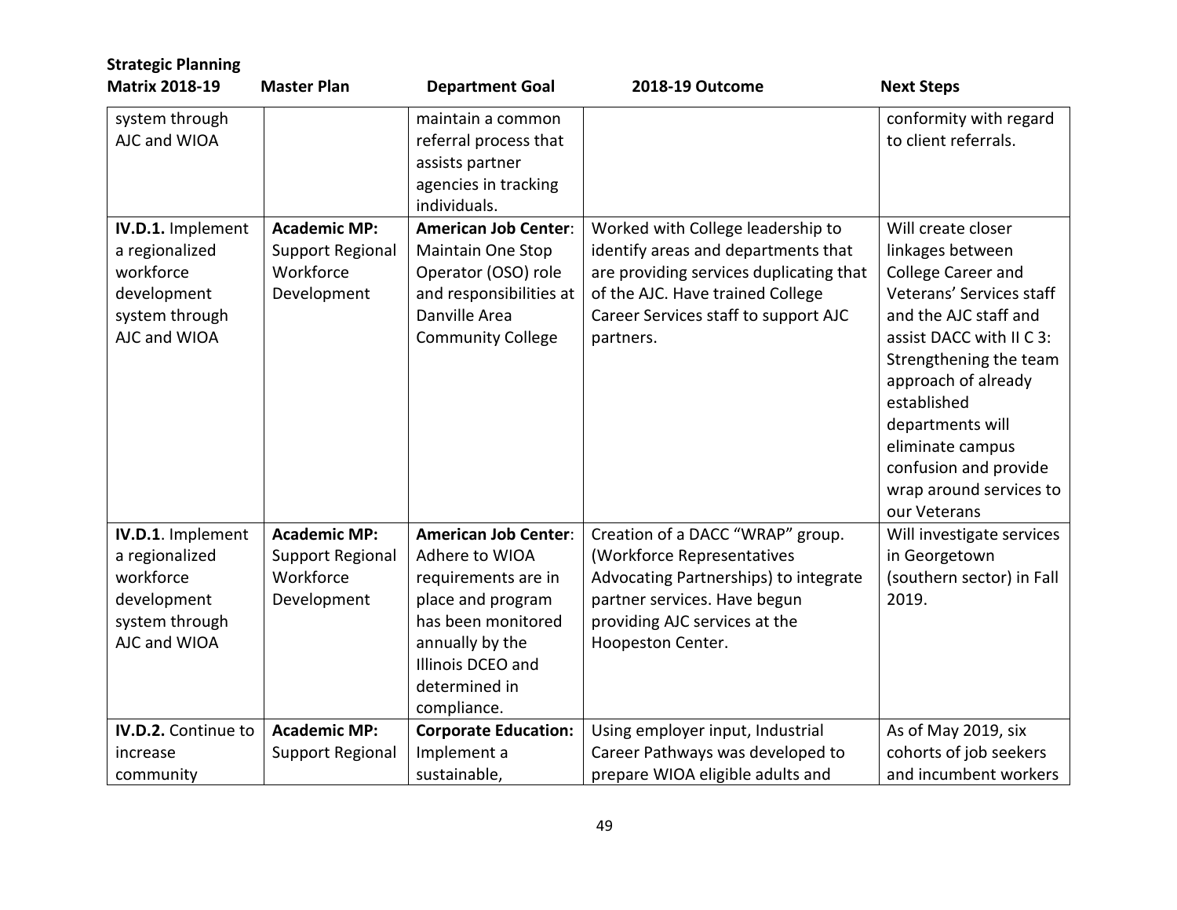| Strategic Planning Matrix 2018-19 | Master Plan | Department Goal | 2018-19 Outcome | Next Steps |
| --- | --- | --- | --- | --- |
| system through AJC and WIOA | | maintain a common referral process that assists partner agencies in tracking individuals. | | conformity with regard to client referrals. |
| **IV.D.1.** Implement a regionalized workforce development system through AJC and WIOA | **Academic MP:** Support Regional Workforce Development | **American Job Center**: Maintain One Stop Operator (OSO) role and responsibilities at Danville Area Community College | Worked with College leadership to identify areas and departments that are providing services duplicating that of the AJC. Have trained College Career Services staff to support AJC partners. | Will create closer linkages between College Career and Veterans' Services staff and the AJC staff and assist DACC with II C 3: Strengthening the team approach of already established departments will eliminate campus confusion and provide wrap around services to our Veterans |
| **IV.D.1**. Implement a regionalized workforce development system through AJC and WIOA | **Academic MP:** Support Regional Workforce Development | **American Job Center**: Adhere to WIOA requirements are in place and program has been monitored annually by the Illinois DCEO and determined in compliance. | Creation of a DACC "WRAP" group. (Workforce Representatives Advocating Partnerships) to integrate partner services. Have begun providing AJC services at the Hoopeston Center. | Will investigate services in Georgetown (southern sector) in Fall 2019. |
| **IV.D.2.** Continue to increase community | **Academic MP:** Support Regional | **Corporate Education:** Implement a sustainable, | Using employer input, Industrial Career Pathways was developed to prepare WIOA eligible adults and | As of May 2019, six cohorts of job seekers and incumbent workers |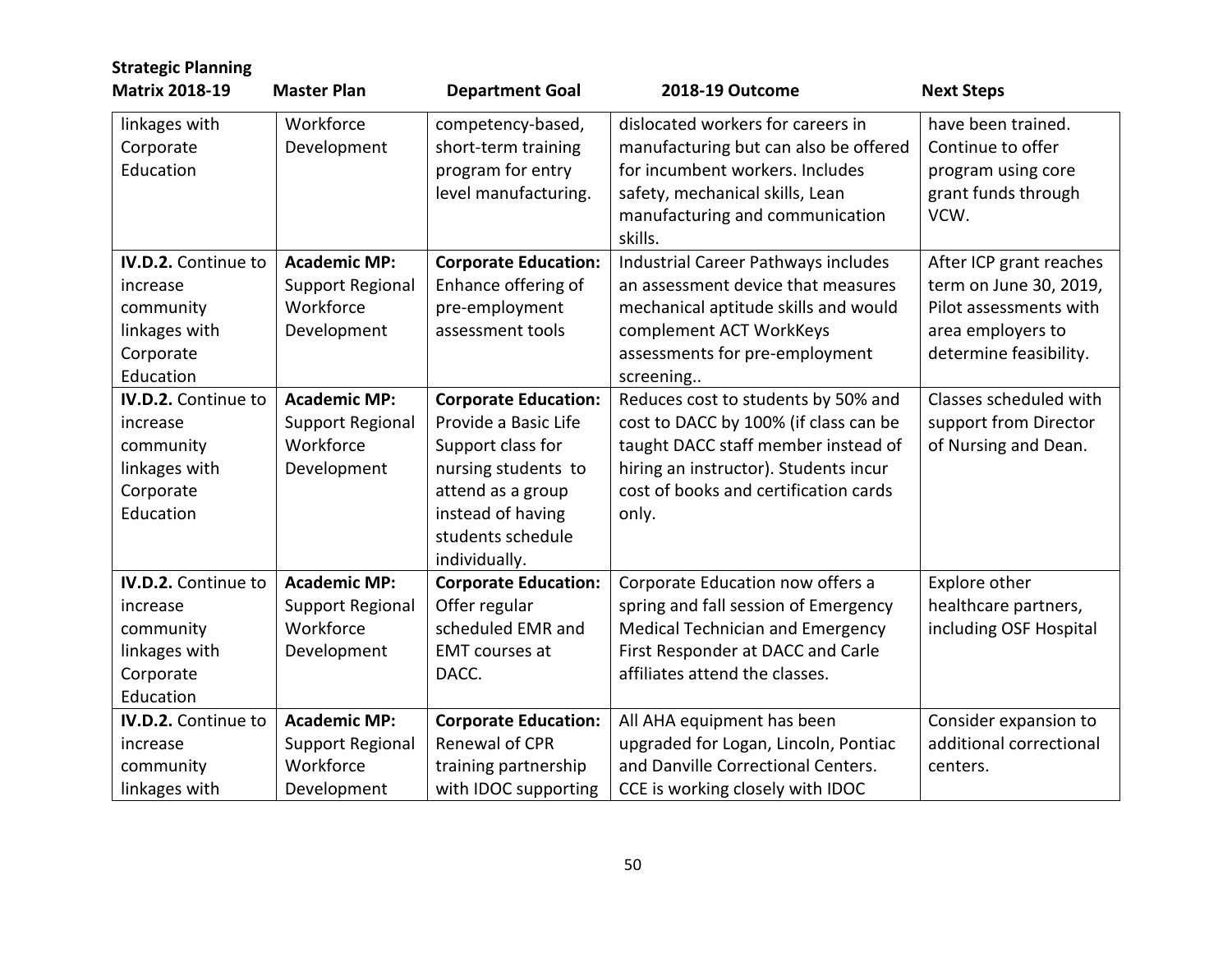| Strategic Planning Matrix 2018-19 | Master Plan | Department Goal | 2018-19 Outcome | Next Steps |
|---|---|---|---|---|
| linkages with Corporate Education | Workforce Development | competency-based, short-term training program for entry level manufacturing. | dislocated workers for careers in manufacturing but can also be offered for incumbent workers. Includes safety, mechanical skills, Lean manufacturing and communication skills. | have been trained. Continue to offer program using core grant funds through VCW. |
| **IV.D.2.** Continue to increase community linkages with Corporate Education | **Academic MP:** Support Regional Workforce Development | **Corporate Education:** Enhance offering of pre-employment assessment tools | Industrial Career Pathways includes an assessment device that measures mechanical aptitude skills and would complement ACT WorkKeys assessments for pre-employment screening.. | After ICP grant reaches term on June 30, 2019, Pilot assessments with area employers to determine feasibility. |
| **IV.D.2.** Continue to increase community linkages with Corporate Education | **Academic MP:** Support Regional Workforce Development | **Corporate Education:** Provide a Basic Life Support class for nursing students to attend as a group instead of having students schedule individually. | Reduces cost to students by 50% and cost to DACC by 100% (if class can be taught DACC staff member instead of hiring an instructor). Students incur cost of books and certification cards only. | Classes scheduled with support from Director of Nursing and Dean. |
| **IV.D.2.** Continue to increase community linkages with Corporate Education | **Academic MP:** Support Regional Workforce Development | **Corporate Education:** Offer regular scheduled EMR and EMT courses at DACC. | Corporate Education now offers a spring and fall session of Emergency Medical Technician and Emergency First Responder at DACC and Carle affiliates attend the classes. | Explore other healthcare partners, including OSF Hospital |
| **IV.D.2.** Continue to increase community linkages with | **Academic MP:** Support Regional Workforce Development | **Corporate Education:** Renewal of CPR training partnership with IDOC supporting | All AHA equipment has been upgraded for Logan, Lincoln, Pontiac and Danville Correctional Centers. CCE is working closely with IDOC | Consider expansion to additional correctional centers. |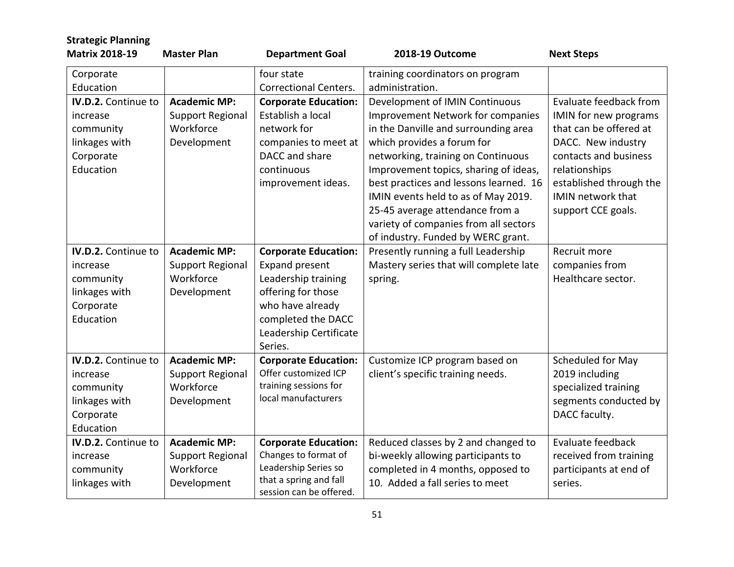| Strategic Planning Matrix 2018-19 | Master Plan | Department Goal | 2018-19 Outcome | Next Steps |
|---|---|---|---|---|
| Corporate Education | | four state Correctional Centers. | training coordinators on program administration. | |
| **IV.D.2.** Continue to increase community linkages with Corporate Education | **Academic MP:** Support Regional Workforce Development | **Corporate Education:** Establish a local network for companies to meet at DACC and share continuous improvement ideas. | Development of IMIN Continuous Improvement Network for companies in the Danville and surrounding area which provides a forum for networking, training on Continuous Improvement topics, sharing of ideas, best practices and lessons learned. 16 IMIN events held to as of May 2019. 25-45 average attendance from a variety of companies from all sectors of industry. Funded by WERC grant. | Evaluate feedback from IMIN for new programs that can be offered at DACC. New industry contacts and business relationships established through the IMIN network that support CCE goals. |
| **IV.D.2.** Continue to increase community linkages with Corporate Education | **Academic MP:** Support Regional Workforce Development | **Corporate Education:** Expand present Leadership training offering for those who have already completed the DACC Leadership Certificate Series. | Presently running a full Leadership Mastery series that will complete late spring. | Recruit more companies from Healthcare sector. |
| **IV.D.2.** Continue to increase community linkages with Corporate Education | **Academic MP:** Support Regional Workforce Development | **Corporate Education:** Offer customized ICP training sessions for local manufacturers | Customize ICP program based on client's specific training needs. | Scheduled for May 2019 including specialized training segments conducted by DACC faculty. |
| **IV.D.2.** Continue to increase community linkages with | **Academic MP:** Support Regional Workforce Development | **Corporate Education:** Changes to format of Leadership Series so that a spring and fall session can be offered. | Reduced classes by 2 and changed to bi-weekly allowing participants to completed in 4 months, opposed to 10. Added a fall series to meet | Evaluate feedback received from training participants at end of series. |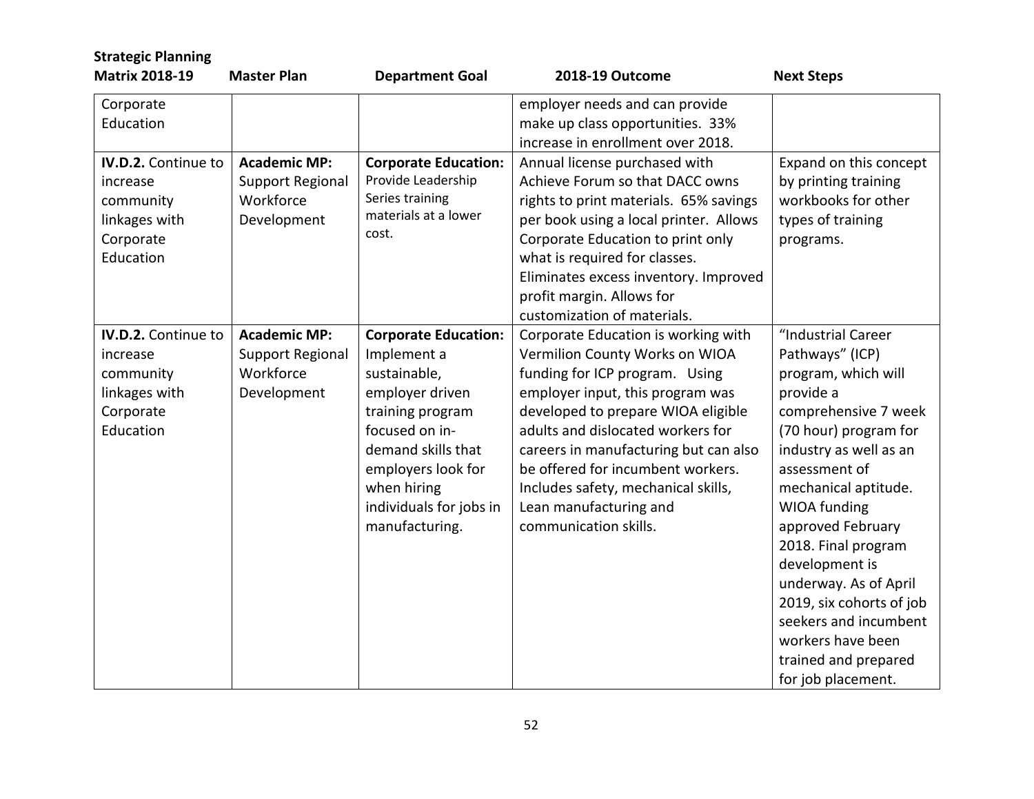| Strategic Planning Matrix 2018-19 | Master Plan | Department Goal | 2018-19 Outcome | Next Steps |
|---|---|---|---|---|
| Corporate Education | | | employer needs and can provide make up class opportunities. 33% increase in enrollment over 2018. | |
| **IV.D.2.** Continue to increase community linkages with Corporate Education | **Academic MP:** Support Regional Workforce Development | **Corporate Education:** Provide Leadership Series training materials at a lower cost. | Annual license purchased with Achieve Forum so that DACC owns rights to print materials. 65% savings per book using a local printer. Allows Corporate Education to print only what is required for classes. Eliminates excess inventory. Improved profit margin. Allows for customization of materials. | Expand on this concept by printing training workbooks for other types of training programs. |
| **IV.D.2.** Continue to increase community linkages with Corporate Education | **Academic MP:** Support Regional Workforce Development | **Corporate Education:** Implement a sustainable, employer driven training program focused on in-demand skills that employers look for when hiring individuals for jobs in manufacturing. | Corporate Education is working with Vermilion County Works on WIOA funding for ICP program. Using employer input, this program was developed to prepare WIOA eligible adults and dislocated workers for careers in manufacturing but can also be offered for incumbent workers. Includes safety, mechanical skills, Lean manufacturing and communication skills. | "Industrial Career Pathways" (ICP) program, which will provide a comprehensive 7 week (70 hour) program for industry as well as an assessment of mechanical aptitude. WIOA funding approved February 2018. Final program development is underway. As of April 2019, six cohorts of job seekers and incumbent workers have been trained and prepared for job placement. |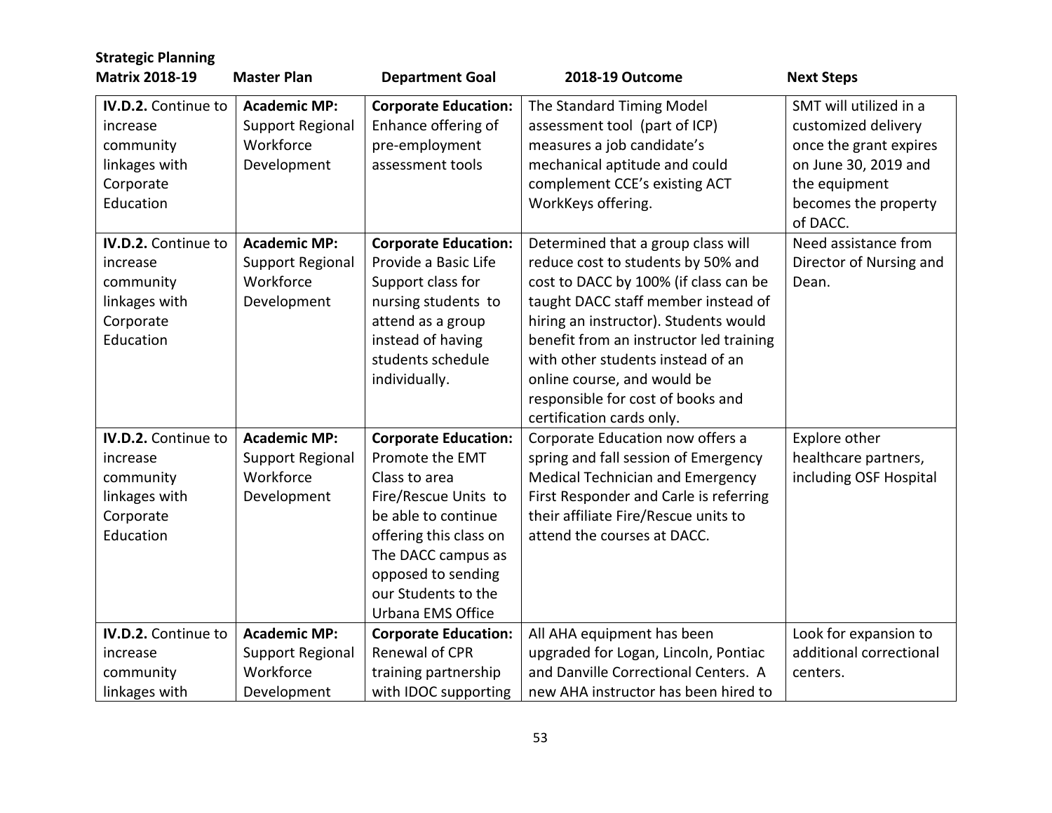| Strategic Planning Matrix 2018-19 | Master Plan | Department Goal | 2018-19 Outcome | Next Steps |
|---|---|---|---|---|
| **IV.D.2.** Continue to increase community linkages with Corporate Education | **Academic MP:** Support Regional Workforce Development | **Corporate Education:** Enhance offering of pre-employment assessment tools | The Standard Timing Model assessment tool (part of ICP) measures a job candidate's mechanical aptitude and could complement CCE's existing ACT WorkKeys offering. | SMT will utilized in a customized delivery once the grant expires on June 30, 2019 and the equipment becomes the property of DACC. |
| **IV.D.2.** Continue to increase community linkages with Corporate Education | **Academic MP:** Support Regional Workforce Development | **Corporate Education:** Provide a Basic Life Support class for nursing students to attend as a group instead of having students schedule individually. | Determined that a group class will reduce cost to students by 50% and cost to DACC by 100% (if class can be taught DACC staff member instead of hiring an instructor). Students would benefit from an instructor led training with other students instead of an online course, and would be responsible for cost of books and certification cards only. | Need assistance from Director of Nursing and Dean. |
| **IV.D.2.** Continue to increase community linkages with Corporate Education | **Academic MP:** Support Regional Workforce Development | **Corporate Education:** Promote the EMT Class to area Fire/Rescue Units to be able to continue offering this class on The DACC campus as opposed to sending our Students to the Urbana EMS Office | Corporate Education now offers a spring and fall session of Emergency Medical Technician and Emergency First Responder and Carle is referring their affiliate Fire/Rescue units to attend the courses at DACC. | Explore other healthcare partners, including OSF Hospital |
| **IV.D.2.** Continue to increase community linkages with | **Academic MP:** Support Regional Workforce Development | **Corporate Education:** Renewal of CPR training partnership with IDOC supporting | All AHA equipment has been upgraded for Logan, Lincoln, Pontiac and Danville Correctional Centers. A new AHA instructor has been hired to | Look for expansion to additional correctional centers. |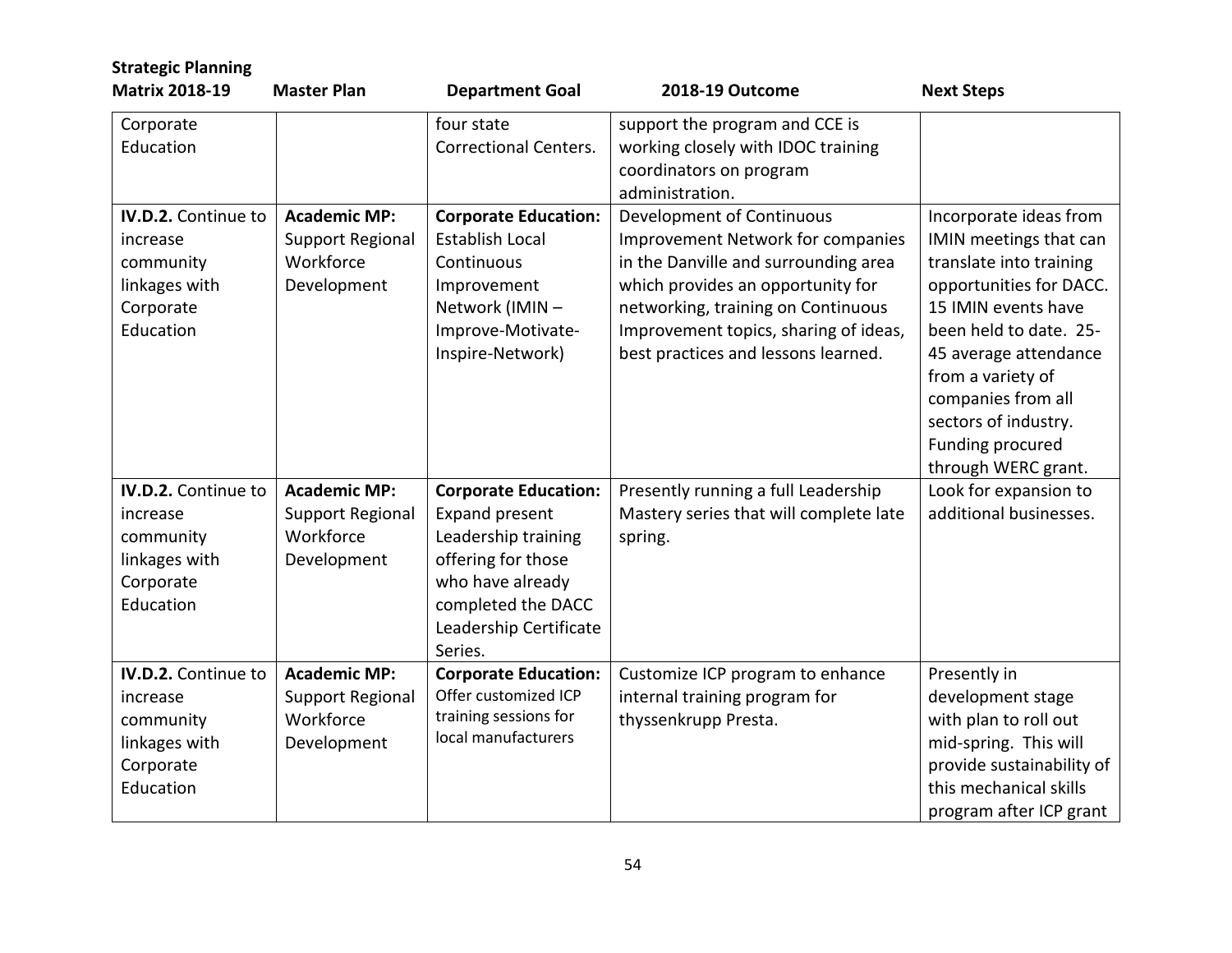| Strategic Planning Matrix 2018-19 | Master Plan | Department Goal | 2018-19 Outcome | Next Steps |
|---|---|---|---|---|
| Corporate Education | | four state Correctional Centers. | support the program and CCE is working closely with IDOC training coordinators on program administration. | |
| **IV.D.2.** Continue to increase community linkages with Corporate Education | **Academic MP:** Support Regional Workforce Development | **Corporate Education:** Establish Local Continuous Improvement Network (IMIN – Improve-Motivate-Inspire-Network) | Development of Continuous Improvement Network for companies in the Danville and surrounding area which provides an opportunity for networking, training on Continuous Improvement topics, sharing of ideas, best practices and lessons learned. | Incorporate ideas from IMIN meetings that can translate into training opportunities for DACC. 15 IMIN events have been held to date. 25-45 average attendance from a variety of companies from all sectors of industry. Funding procured through WERC grant. |
| **IV.D.2.** Continue to increase community linkages with Corporate Education | **Academic MP:** Support Regional Workforce Development | **Corporate Education:** Expand present Leadership training offering for those who have already completed the DACC Leadership Certificate Series. | Presently running a full Leadership Mastery series that will complete late spring. | Look for expansion to additional businesses. |
| **IV.D.2.** Continue to increase community linkages with Corporate Education | **Academic MP:** Support Regional Workforce Development | **Corporate Education:** Offer customized ICP training sessions for local manufacturers | Customize ICP program to enhance internal training program for thyssenkrupp Presta. | Presently in development stage with plan to roll out mid-spring. This will provide sustainability of this mechanical skills program after ICP grant |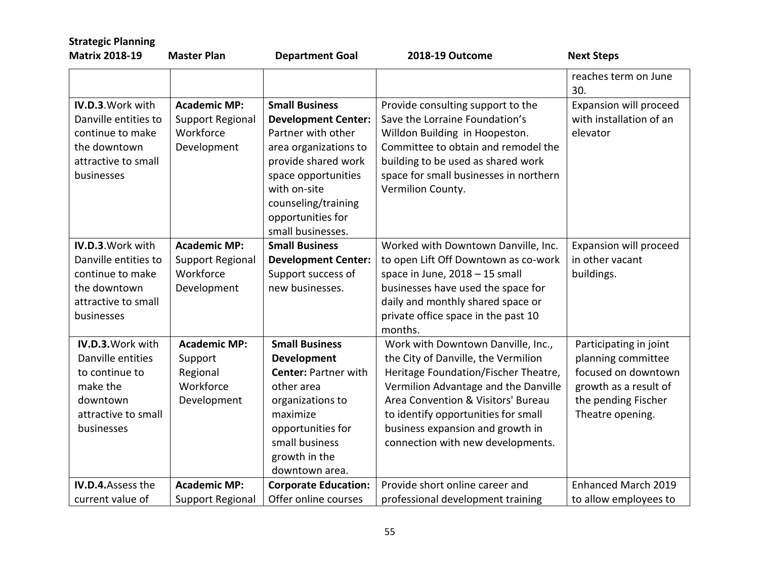| Strategic Planning Matrix 2018-19 | Master Plan | Department Goal | 2018-19 Outcome | Next Steps |
|---|---|---|---|---|
| | | | | reaches term on June 30. |
| **IV.D.3**.Work with Danville entities to continue to make the downtown attractive to small businesses | **Academic MP:** Support Regional Workforce Development | **Small Business Development Center:** Partner with other area organizations to provide shared work space opportunities with on-site counseling/training opportunities for small businesses. | Provide consulting support to the Save the Lorraine Foundation's Willdon Building in Hoopeston. Committee to obtain and remodel the building to be used as shared work space for small businesses in northern Vermilion County. | Expansion will proceed with installation of an elevator |
| **IV.D.3**.Work with Danville entities to continue to make the downtown attractive to small businesses | **Academic MP:** Support Regional Workforce Development | **Small Business Development Center:** Support success of new businesses. | Worked with Downtown Danville, Inc. to open Lift Off Downtown as co-work space in June, 2018 – 15 small businesses have used the space for daily and monthly shared space or private office space in the past 10 months. | Expansion will proceed in other vacant buildings. |
| **IV.D.3.**Work with Danville entities to continue to make the downtown attractive to small businesses | **Academic MP:** Support Regional Workforce Development | **Small Business Development Center:** Partner with other area organizations to maximize opportunities for small business growth in the downtown area. | Work with Downtown Danville, Inc., the City of Danville, the Vermilion Heritage Foundation/Fischer Theatre, Vermilion Advantage and the Danville Area Convention & Visitors' Bureau to identify opportunities for small business expansion and growth in connection with new developments. | Participating in joint planning committee focused on downtown growth as a result of the pending Fischer Theatre opening. |
| **IV.D.4.**Assess the current value of | **Academic MP:** Support Regional | **Corporate Education:** Offer online courses | Provide short online career and professional development training | Enhanced March 2019 to allow employees to |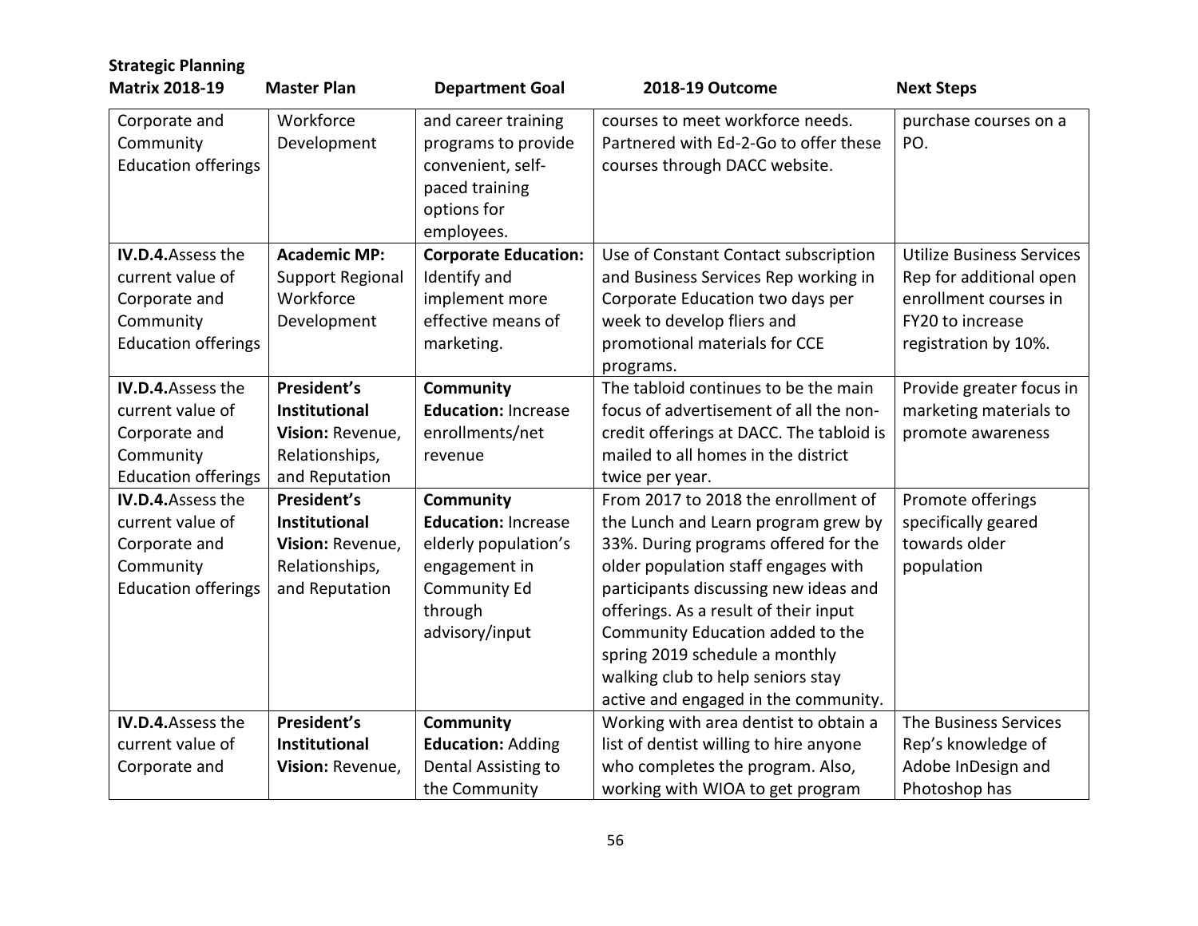| Strategic Planning Matrix 2018-19 | Master Plan | Department Goal | 2018-19 Outcome | Next Steps |
|---|---|---|---|---|
| Corporate and Community Education offerings | Workforce Development | and career training programs to provide convenient, self-paced training options for employees. | courses to meet workforce needs. Partnered with Ed-2-Go to offer these courses through DACC website. | purchase courses on a PO. |
| **IV.D.4.** Assess the current value of Corporate and Community Education offerings | **Academic MP:** Support Regional Workforce Development | **Corporate Education:** Identify and implement more effective means of marketing. | Use of Constant Contact subscription and Business Services Rep working in Corporate Education two days per week to develop fliers and promotional materials for CCE programs. | Utilize Business Services Rep for additional open enrollment courses in FY20 to increase registration by 10%. |
| **IV.D.4.** Assess the current value of Corporate and Community Education offerings | **President's Institutional Vision:** Revenue, Relationships, and Reputation | **Community Education:** Increase enrollments/net revenue | The tabloid continues to be the main focus of advertisement of all the non-credit offerings at DACC. The tabloid is mailed to all homes in the district twice per year. | Provide greater focus in marketing materials to promote awareness |
| **IV.D.4.** Assess the current value of Corporate and Community Education offerings | **President's Institutional Vision:** Revenue, Relationships, and Reputation | **Community Education:** Increase elderly population's engagement in Community Ed through advisory/input | From 2017 to 2018 the enrollment of the Lunch and Learn program grew by 33%. During programs offered for the older population staff engages with participants discussing new ideas and offerings. As a result of their input Community Education added to the spring 2019 schedule a monthly walking club to help seniors stay active and engaged in the community. | Promote offerings specifically geared towards older population |
| **IV.D.4.** Assess the current value of Corporate and | **President's Institutional Vision:** Revenue, | **Community Education:** Adding Dental Assisting to the Community | Working with area dentist to obtain a list of dentist willing to hire anyone who completes the program. Also, working with WIOA to get program | The Business Services Rep's knowledge of Adobe InDesign and Photoshop has |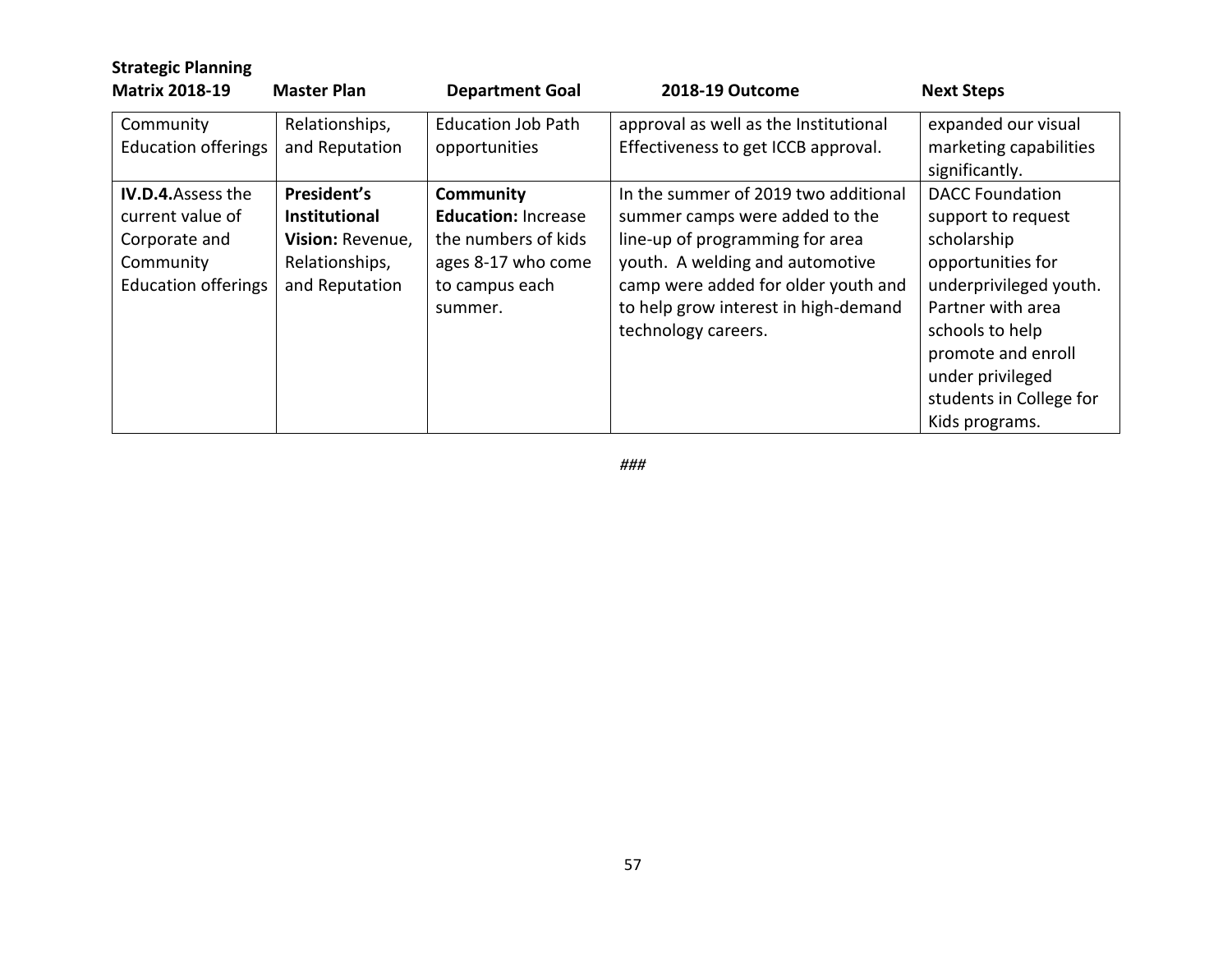| Strategic Planning Matrix 2018-19 | Master Plan | Department Goal | 2018-19 Outcome | Next Steps |
|---|---|---|---|---|
| Community Education offerings | Relationships, and Reputation | Education Job Path opportunities | approval as well as the Institutional Effectiveness to get ICCB approval. | expanded our visual marketing capabilities significantly. |
| **IV.D.4.** Assess the current value of Corporate and Community Education offerings | **President's Institutional Vision:** Revenue, Relationships, and Reputation | **Community Education:** Increase the numbers of kids ages 8-17 who come to campus each summer. | In the summer of 2019 two additional summer camps were added to the line-up of programming for area youth. A welding and automotive camp were added for older youth and to help grow interest in high-demand technology careers. | DACC Foundation support to request scholarship opportunities for underprivileged youth. Partner with area schools to help promote and enroll under privileged students in College for Kids programs. |

*###*